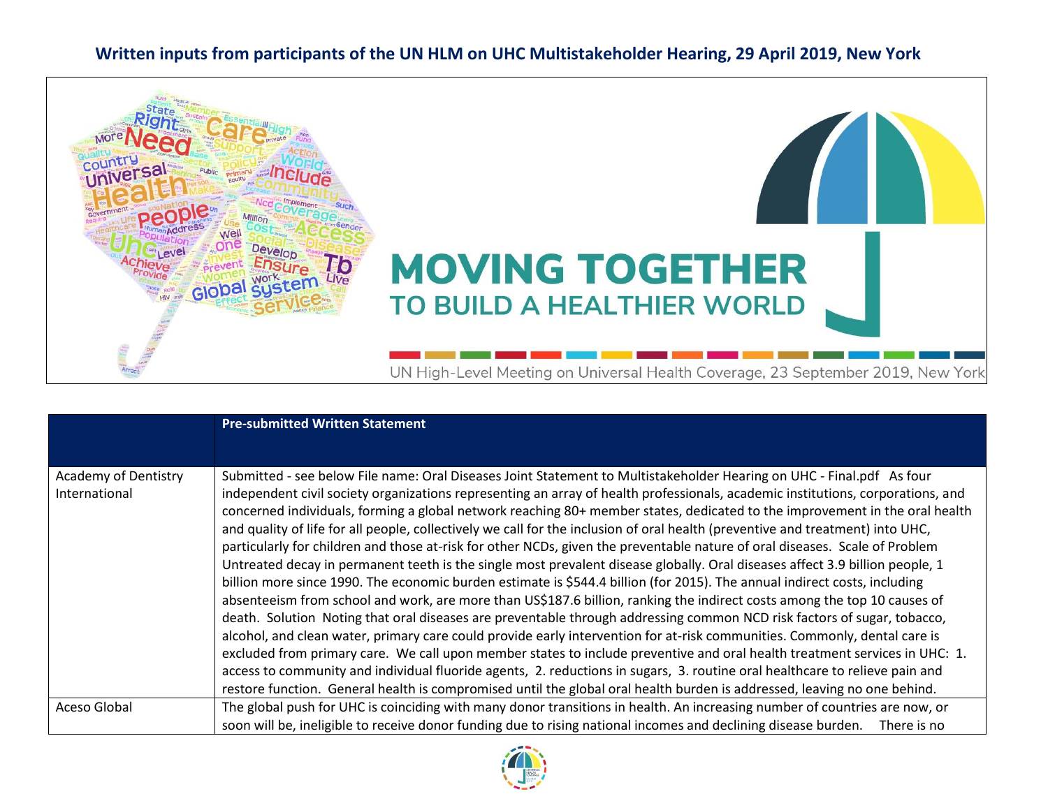# Written inputs from participants of the UN HLM on UHC Multistakeholder Hearing, 29 April 2019, New York

MOVING TOGETHER TO BUILD A HEALTHIER WORLD

UN High-Level Meeting on Universal Health Coverage, 23 September 2019, New York

| | Pre-submitted Written Statement |
|---|---|
| Academy of Dentistry International | Submitted - see below File name: Oral Diseases Joint Statement to Multistakeholder Hearing on UHC - Final.pdf As four independent civil society organizations representing an array of health professionals, academic institutions, corporations, and concerned individuals, forming a global network reaching 80+ member states, dedicated to the improvement in the oral health and quality of life for all people, collectively we call for the inclusion of oral health (preventive and treatment) into UHC, particularly for children and those at-risk for other NCDs, given the preventable nature of oral diseases. Scale of Problem Untreated decay in permanent teeth is the single most prevalent disease globally. Oral diseases affect 3.9 billion people, 1 billion more since 1990. The economic burden estimate is $544.4 billion (for 2015). The annual indirect costs, including absenteeism from school and work, are more than US$187.6 billion, ranking the indirect costs among the top 10 causes of death. Solution Noting that oral diseases are preventable through addressing common NCD risk factors of sugar, tobacco, alcohol, and clean water, primary care could provide early intervention for at-risk communities. Commonly, dental care is excluded from primary care. We call upon member states to include preventive and oral health treatment services in UHC: 1. access to community and individual fluoride agents, 2. reductions in sugars, 3. routine oral healthcare to relieve pain and restore function. General health is compromised until the global oral health burden is addressed, leaving no one behind. |
| Aceso Global | The global push for UHC is coinciding with many donor transitions in health. An increasing number of countries are now, or soon will be, ineligible to receive donor funding due to rising national incomes and declining disease burden. There is no |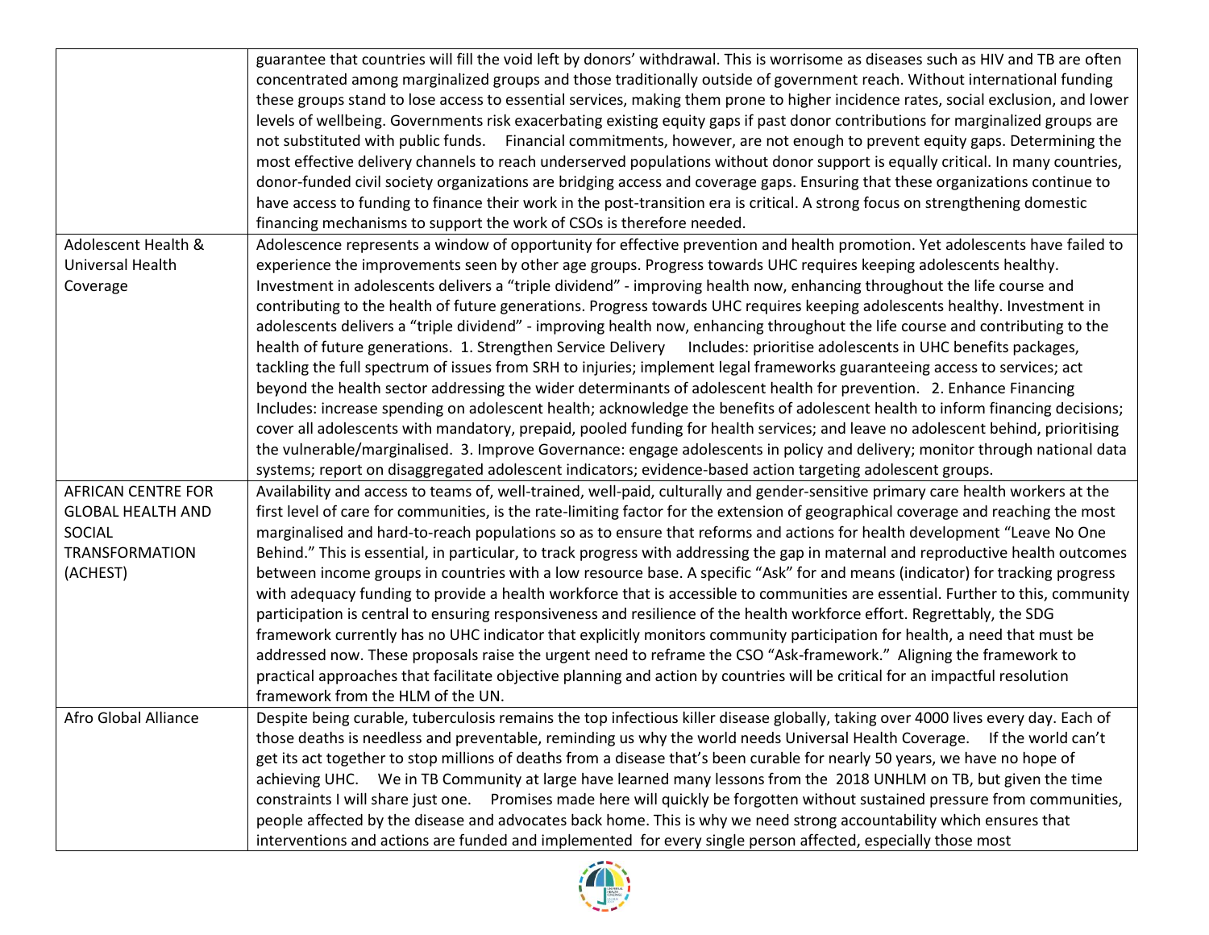| | |
|---|---|
| | guarantee that countries will fill the void left by donors' withdrawal. This is worrisome as diseases such as HIV and TB are often concentrated among marginalized groups and those traditionally outside of government reach. Without international funding these groups stand to lose access to essential services, making them prone to higher incidence rates, social exclusion, and lower levels of wellbeing. Governments risk exacerbating existing equity gaps if past donor contributions for marginalized groups are not substituted with public funds. Financial commitments, however, are not enough to prevent equity gaps. Determining the most effective delivery channels to reach underserved populations without donor support is equally critical. In many countries, donor-funded civil society organizations are bridging access and coverage gaps. Ensuring that these organizations continue to have access to funding to finance their work in the post-transition era is critical. A strong focus on strengthening domestic financing mechanisms to support the work of CSOs is therefore needed. |
| Adolescent Health & Universal Health Coverage | Adolescence represents a window of opportunity for effective prevention and health promotion. Yet adolescents have failed to experience the improvements seen by other age groups. Progress towards UHC requires keeping adolescents healthy. Investment in adolescents delivers a "triple dividend" - improving health now, enhancing throughout the life course and contributing to the health of future generations. Progress towards UHC requires keeping adolescents healthy. Investment in adolescents delivers a "triple dividend" - improving health now, enhancing throughout the life course and contributing to the health of future generations. 1. Strengthen Service Delivery Includes: prioritise adolescents in UHC benefits packages, tackling the full spectrum of issues from SRH to injuries; implement legal frameworks guaranteeing access to services; act beyond the health sector addressing the wider determinants of adolescent health for prevention. 2. Enhance Financing Includes: increase spending on adolescent health; acknowledge the benefits of adolescent health to inform financing decisions; cover all adolescents with mandatory, prepaid, pooled funding for health services; and leave no adolescent behind, prioritising the vulnerable/marginalised. 3. Improve Governance: engage adolescents in policy and delivery; monitor through national data systems; report on disaggregated adolescent indicators; evidence-based action targeting adolescent groups. |
| AFRICAN CENTRE FOR GLOBAL HEALTH AND SOCIAL TRANSFORMATION (ACHEST) | Availability and access to teams of, well-trained, well-paid, culturally and gender-sensitive primary care health workers at the first level of care for communities, is the rate-limiting factor for the extension of geographical coverage and reaching the most marginalised and hard-to-reach populations so as to ensure that reforms and actions for health development "Leave No One Behind." This is essential, in particular, to track progress with addressing the gap in maternal and reproductive health outcomes between income groups in countries with a low resource base. A specific "Ask" for and means (indicator) for tracking progress with adequacy funding to provide a health workforce that is accessible to communities are essential. Further to this, community participation is central to ensuring responsiveness and resilience of the health workforce effort. Regrettably, the SDG framework currently has no UHC indicator that explicitly monitors community participation for health, a need that must be addressed now. These proposals raise the urgent need to reframe the CSO "Ask-framework." Aligning the framework to practical approaches that facilitate objective planning and action by countries will be critical for an impactful resolution framework from the HLM of the UN. |
| Afro Global Alliance | Despite being curable, tuberculosis remains the top infectious killer disease globally, taking over 4000 lives every day. Each of those deaths is needless and preventable, reminding us why the world needs Universal Health Coverage. If the world can't get its act together to stop millions of deaths from a disease that's been curable for nearly 50 years, we have no hope of achieving UHC. We in TB Community at large have learned many lessons from the 2018 UNHLM on TB, but given the time constraints I will share just one. Promises made here will quickly be forgotten without sustained pressure from communities, people affected by the disease and advocates back home. This is why we need strong accountability which ensures that interventions and actions are funded and implemented for every single person affected, especially those most |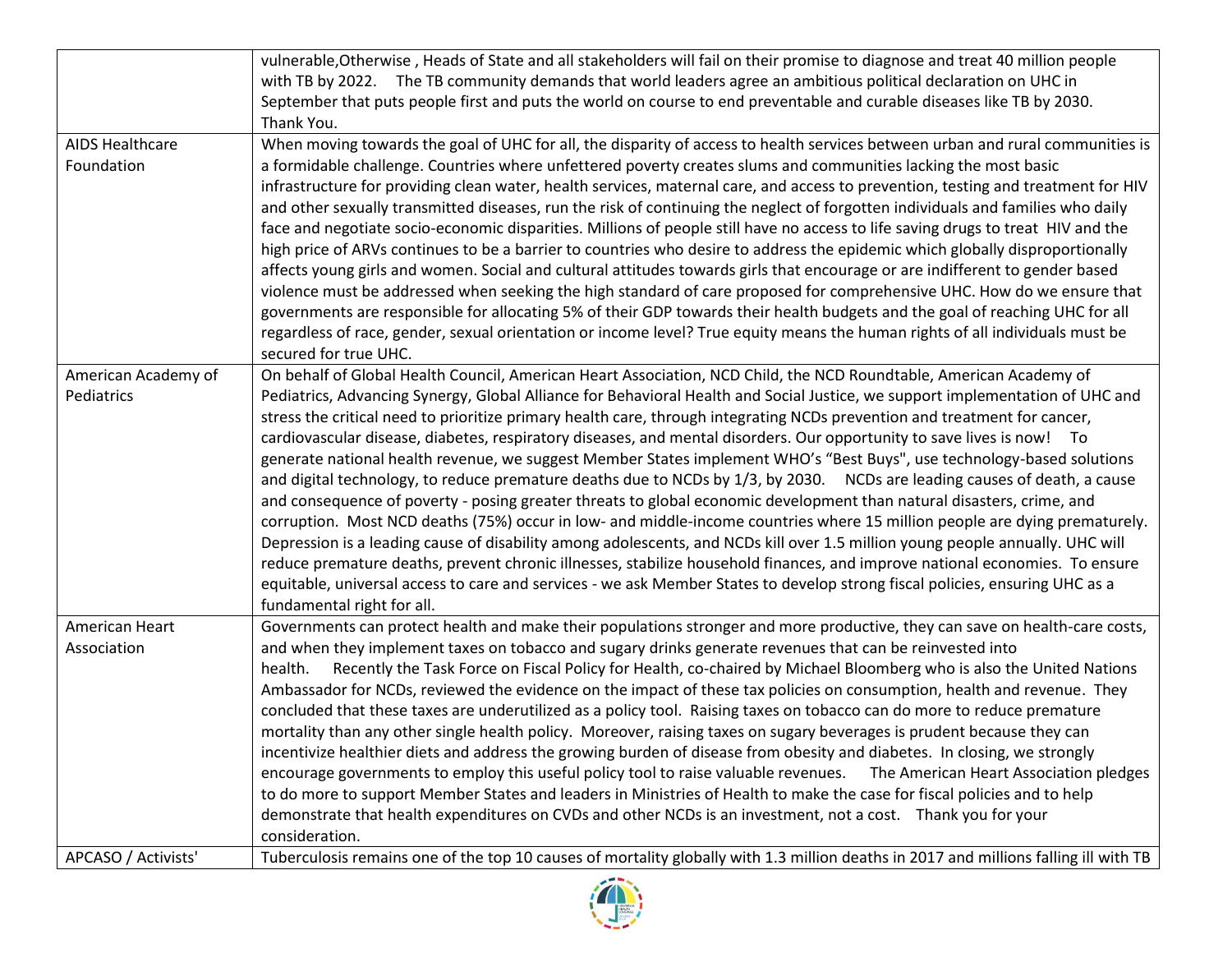| | |
|---|---|
| | vulnerable,Otherwise , Heads of State and all stakeholders will fail on their promise to diagnose and treat 40 million people with TB by 2022. The TB community demands that world leaders agree an ambitious political declaration on UHC in September that puts people first and puts the world on course to end preventable and curable diseases like TB by 2030. Thank You. |
| AIDS Healthcare Foundation | When moving towards the goal of UHC for all, the disparity of access to health services between urban and rural communities is a formidable challenge. Countries where unfettered poverty creates slums and communities lacking the most basic infrastructure for providing clean water, health services, maternal care, and access to prevention, testing and treatment for HIV and other sexually transmitted diseases, run the risk of continuing the neglect of forgotten individuals and families who daily face and negotiate socio-economic disparities. Millions of people still have no access to life saving drugs to treat HIV and the high price of ARVs continues to be a barrier to countries who desire to address the epidemic which globally disproportionally affects young girls and women. Social and cultural attitudes towards girls that encourage or are indifferent to gender based violence must be addressed when seeking the high standard of care proposed for comprehensive UHC. How do we ensure that governments are responsible for allocating 5% of their GDP towards their health budgets and the goal of reaching UHC for all regardless of race, gender, sexual orientation or income level? True equity means the human rights of all individuals must be secured for true UHC. |
| American Academy of Pediatrics | On behalf of Global Health Council, American Heart Association, NCD Child, the NCD Roundtable, American Academy of Pediatrics, Advancing Synergy, Global Alliance for Behavioral Health and Social Justice, we support implementation of UHC and stress the critical need to prioritize primary health care, through integrating NCDs prevention and treatment for cancer, cardiovascular disease, diabetes, respiratory diseases, and mental disorders. Our opportunity to save lives is now! To generate national health revenue, we suggest Member States implement WHO's "Best Buys", use technology-based solutions and digital technology, to reduce premature deaths due to NCDs by 1/3, by 2030. NCDs are leading causes of death, a cause and consequence of poverty - posing greater threats to global economic development than natural disasters, crime, and corruption. Most NCD deaths (75%) occur in low- and middle-income countries where 15 million people are dying prematurely. Depression is a leading cause of disability among adolescents, and NCDs kill over 1.5 million young people annually. UHC will reduce premature deaths, prevent chronic illnesses, stabilize household finances, and improve national economies. To ensure equitable, universal access to care and services - we ask Member States to develop strong fiscal policies, ensuring UHC as a fundamental right for all. |
| American Heart Association | Governments can protect health and make their populations stronger and more productive, they can save on health-care costs, and when they implement taxes on tobacco and sugary drinks generate revenues that can be reinvested into health. Recently the Task Force on Fiscal Policy for Health, co-chaired by Michael Bloomberg who is also the United Nations Ambassador for NCDs, reviewed the evidence on the impact of these tax policies on consumption, health and revenue. They concluded that these taxes are underutilized as a policy tool. Raising taxes on tobacco can do more to reduce premature mortality than any other single health policy. Moreover, raising taxes on sugary beverages is prudent because they can incentivize healthier diets and address the growing burden of disease from obesity and diabetes. In closing, we strongly encourage governments to employ this useful policy tool to raise valuable revenues. The American Heart Association pledges to do more to support Member States and leaders in Ministries of Health to make the case for fiscal policies and to help demonstrate that health expenditures on CVDs and other NCDs is an investment, not a cost. Thank you for your consideration. |
| APCASO / Activists' | Tuberculosis remains one of the top 10 causes of mortality globally with 1.3 million deaths in 2017 and millions falling ill with TB |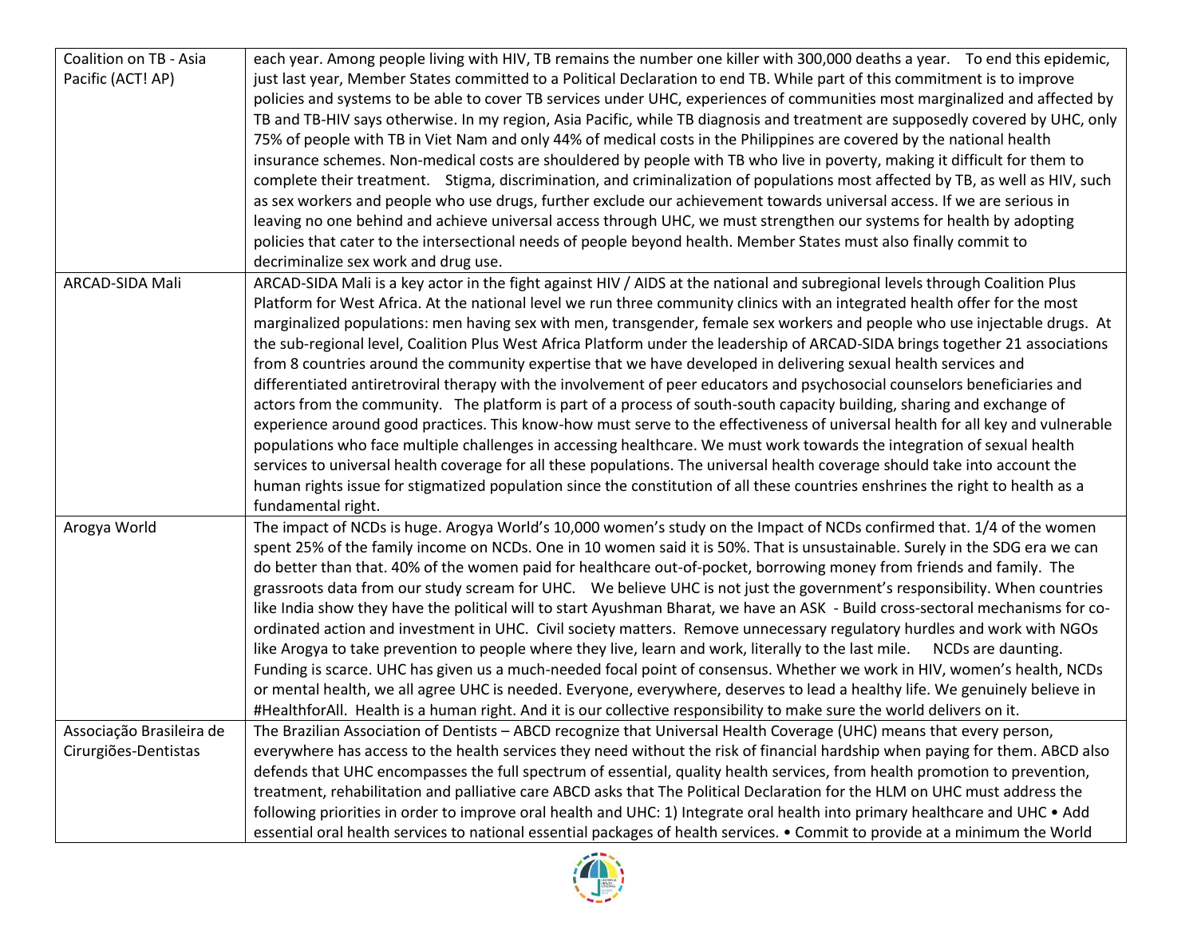| | |
|---|---|
| Coalition on TB - Asia Pacific (ACT! AP) | each year. Among people living with HIV, TB remains the number one killer with 300,000 deaths a year. To end this epidemic, just last year, Member States committed to a Political Declaration to end TB. While part of this commitment is to improve policies and systems to be able to cover TB services under UHC, experiences of communities most marginalized and affected by TB and TB-HIV says otherwise. In my region, Asia Pacific, while TB diagnosis and treatment are supposedly covered by UHC, only 75% of people with TB in Viet Nam and only 44% of medical costs in the Philippines are covered by the national health insurance schemes. Non-medical costs are shouldered by people with TB who live in poverty, making it difficult for them to complete their treatment. Stigma, discrimination, and criminalization of populations most affected by TB, as well as HIV, such as sex workers and people who use drugs, further exclude our achievement towards universal access. If we are serious in leaving no one behind and achieve universal access through UHC, we must strengthen our systems for health by adopting policies that cater to the intersectional needs of people beyond health. Member States must also finally commit to decriminalize sex work and drug use. |
| ARCAD-SIDA Mali | ARCAD-SIDA Mali is a key actor in the fight against HIV / AIDS at the national and subregional levels through Coalition Plus Platform for West Africa. At the national level we run three community clinics with an integrated health offer for the most marginalized populations: men having sex with men, transgender, female sex workers and people who use injectable drugs. At the sub-regional level, Coalition Plus West Africa Platform under the leadership of ARCAD-SIDA brings together 21 associations from 8 countries around the community expertise that we have developed in delivering sexual health services and differentiated antiretroviral therapy with the involvement of peer educators and psychosocial counselors beneficiaries and actors from the community. The platform is part of a process of south-south capacity building, sharing and exchange of experience around good practices. This know-how must serve to the effectiveness of universal health for all key and vulnerable populations who face multiple challenges in accessing healthcare. We must work towards the integration of sexual health services to universal health coverage for all these populations. The universal health coverage should take into account the human rights issue for stigmatized population since the constitution of all these countries enshrines the right to health as a fundamental right. |
| Arogya World | The impact of NCDs is huge. Arogya World's 10,000 women's study on the Impact of NCDs confirmed that. 1/4 of the women spent 25% of the family income on NCDs. One in 10 women said it is 50%. That is unsustainable. Surely in the SDG era we can do better than that. 40% of the women paid for healthcare out-of-pocket, borrowing money from friends and family. The grassroots data from our study scream for UHC. We believe UHC is not just the government's responsibility. When countries like India show they have the political will to start Ayushman Bharat, we have an ASK - Build cross-sectoral mechanisms for co-ordinated action and investment in UHC. Civil society matters. Remove unnecessary regulatory hurdles and work with NGOs like Arogya to take prevention to people where they live, learn and work, literally to the last mile. NCDs are daunting. Funding is scarce. UHC has given us a much-needed focal point of consensus. Whether we work in HIV, women's health, NCDs or mental health, we all agree UHC is needed. Everyone, everywhere, deserves to lead a healthy life. We genuinely believe in #HealthforAll. Health is a human right. And it is our collective responsibility to make sure the world delivers on it. |
| Associação Brasileira de Cirurgiões-Dentistas | The Brazilian Association of Dentists – ABCD recognize that Universal Health Coverage (UHC) means that every person, everywhere has access to the health services they need without the risk of financial hardship when paying for them. ABCD also defends that UHC encompasses the full spectrum of essential, quality health services, from health promotion to prevention, treatment, rehabilitation and palliative care ABCD asks that The Political Declaration for the HLM on UHC must address the following priorities in order to improve oral health and UHC: 1) Integrate oral health into primary healthcare and UHC • Add essential oral health services to national essential packages of health services. • Commit to provide at a minimum the World |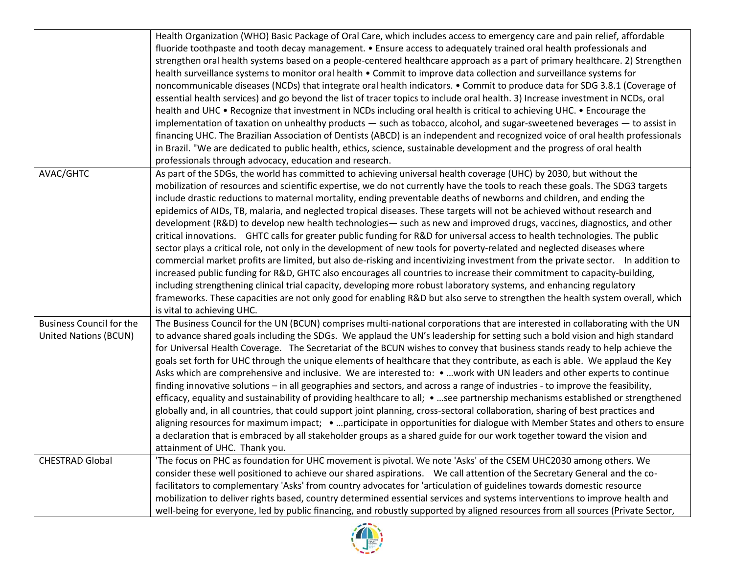| | |
|---|---|
| | Health Organization (WHO) Basic Package of Oral Care, which includes access to emergency care and pain relief, affordable fluoride toothpaste and tooth decay management. • Ensure access to adequately trained oral health professionals and strengthen oral health systems based on a people-centered healthcare approach as a part of primary healthcare. 2) Strengthen health surveillance systems to monitor oral health • Commit to improve data collection and surveillance systems for noncommunicable diseases (NCDs) that integrate oral health indicators. • Commit to produce data for SDG 3.8.1 (Coverage of essential health services) and go beyond the list of tracer topics to include oral health. 3) Increase investment in NCDs, oral health and UHC • Recognize that investment in NCDs including oral health is critical to achieving UHC. • Encourage the implementation of taxation on unhealthy products — such as tobacco, alcohol, and sugar-sweetened beverages — to assist in financing UHC. The Brazilian Association of Dentists (ABCD) is an independent and recognized voice of oral health professionals in Brazil. "We are dedicated to public health, ethics, science, sustainable development and the progress of oral health professionals through advocacy, education and research. |
| AVAC/GHTC | As part of the SDGs, the world has committed to achieving universal health coverage (UHC) by 2030, but without the mobilization of resources and scientific expertise, we do not currently have the tools to reach these goals. The SDG3 targets include drastic reductions to maternal mortality, ending preventable deaths of newborns and children, and ending the epidemics of AIDs, TB, malaria, and neglected tropical diseases. These targets will not be achieved without research and development (R&D) to develop new health technologies— such as new and improved drugs, vaccines, diagnostics, and other critical innovations. GHTC calls for greater public funding for R&D for universal access to health technologies. The public sector plays a critical role, not only in the development of new tools for poverty-related and neglected diseases where commercial market profits are limited, but also de-risking and incentivizing investment from the private sector. In addition to increased public funding for R&D, GHTC also encourages all countries to increase their commitment to capacity-building, including strengthening clinical trial capacity, developing more robust laboratory systems, and enhancing regulatory frameworks. These capacities are not only good for enabling R&D but also serve to strengthen the health system overall, which is vital to achieving UHC. |
| Business Council for the United Nations (BCUN) | The Business Council for the UN (BCUN) comprises multi-national corporations that are interested in collaborating with the UN to advance shared goals including the SDGs. We applaud the UN's leadership for setting such a bold vision and high standard for Universal Health Coverage. The Secretariat of the BCUN wishes to convey that business stands ready to help achieve the goals set forth for UHC through the unique elements of healthcare that they contribute, as each is able. We applaud the Key Asks which are comprehensive and inclusive. We are interested to: • …work with UN leaders and other experts to continue finding innovative solutions – in all geographies and sectors, and across a range of industries - to improve the feasibility, efficacy, equality and sustainability of providing healthcare to all; • …see partnership mechanisms established or strengthened globally and, in all countries, that could support joint planning, cross-sectoral collaboration, sharing of best practices and aligning resources for maximum impact; • …participate in opportunities for dialogue with Member States and others to ensure a declaration that is embraced by all stakeholder groups as a shared guide for our work together toward the vision and attainment of UHC. Thank you. |
| CHESTRAD Global | 'The focus on PHC as foundation for UHC movement is pivotal. We note 'Asks' of the CSEM UHC2030 among others. We consider these well positioned to achieve our shared aspirations. We call attention of the Secretary General and the co-facilitators to complementary 'Asks' from country advocates for 'articulation of guidelines towards domestic resource mobilization to deliver rights based, country determined essential services and systems interventions to improve health and well-being for everyone, led by public financing, and robustly supported by aligned resources from all sources (Private Sector, |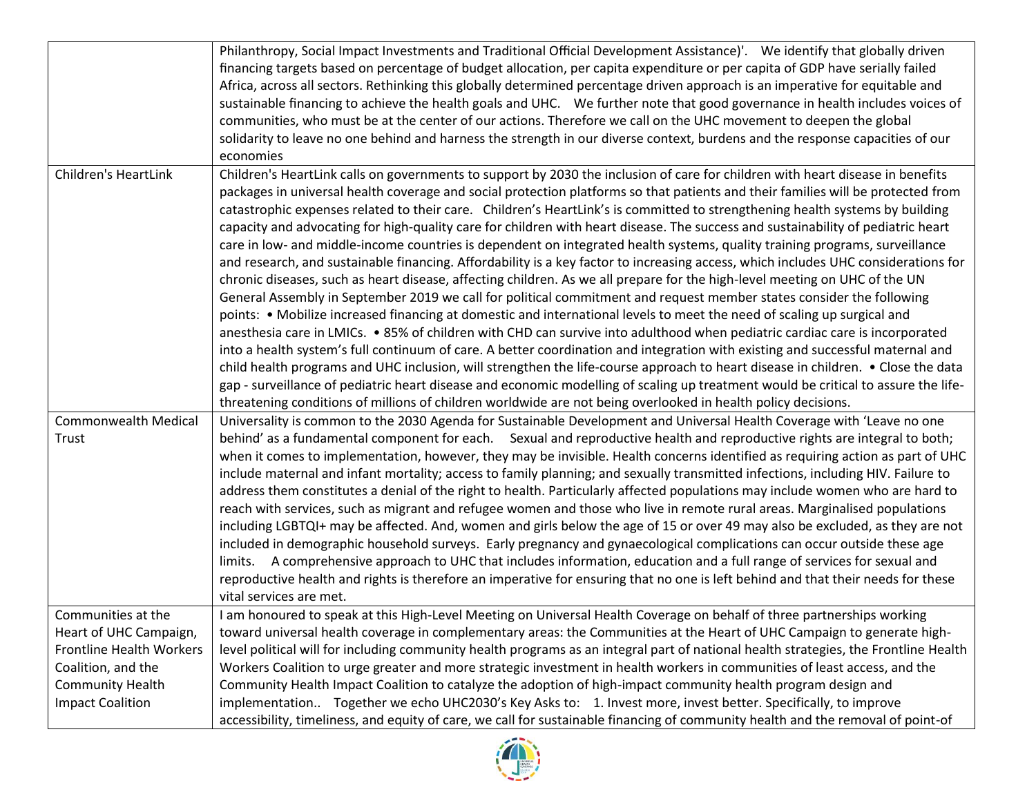| | |
|---|---|
| | Philanthropy, Social Impact Investments and Traditional Official Development Assistance)'. We identify that globally driven financing targets based on percentage of budget allocation, per capita expenditure or per capita of GDP have serially failed Africa, across all sectors. Rethinking this globally determined percentage driven approach is an imperative for equitable and sustainable financing to achieve the health goals and UHC. We further note that good governance in health includes voices of communities, who must be at the center of our actions. Therefore we call on the UHC movement to deepen the global solidarity to leave no one behind and harness the strength in our diverse context, burdens and the response capacities of our economies |
| Children's HeartLink | Children's HeartLink calls on governments to support by 2030 the inclusion of care for children with heart disease in benefits packages in universal health coverage and social protection platforms so that patients and their families will be protected from catastrophic expenses related to their care. Children's HeartLink's is committed to strengthening health systems by building capacity and advocating for high-quality care for children with heart disease. The success and sustainability of pediatric heart care in low- and middle-income countries is dependent on integrated health systems, quality training programs, surveillance and research, and sustainable financing. Affordability is a key factor to increasing access, which includes UHC considerations for chronic diseases, such as heart disease, affecting children. As we all prepare for the high-level meeting on UHC of the UN General Assembly in September 2019 we call for political commitment and request member states consider the following points: • Mobilize increased financing at domestic and international levels to meet the need of scaling up surgical and anesthesia care in LMICs. • 85% of children with CHD can survive into adulthood when pediatric cardiac care is incorporated into a health system's full continuum of care. A better coordination and integration with existing and successful maternal and child health programs and UHC inclusion, will strengthen the life-course approach to heart disease in children. • Close the data gap - surveillance of pediatric heart disease and economic modelling of scaling up treatment would be critical to assure the life-threatening conditions of millions of children worldwide are not being overlooked in health policy decisions. |
| Commonwealth Medical Trust | Universality is common to the 2030 Agenda for Sustainable Development and Universal Health Coverage with 'Leave no one behind' as a fundamental component for each. Sexual and reproductive health and reproductive rights are integral to both; when it comes to implementation, however, they may be invisible. Health concerns identified as requiring action as part of UHC include maternal and infant mortality; access to family planning; and sexually transmitted infections, including HIV. Failure to address them constitutes a denial of the right to health. Particularly affected populations may include women who are hard to reach with services, such as migrant and refugee women and those who live in remote rural areas. Marginalised populations including LGBTQI+ may be affected. And, women and girls below the age of 15 or over 49 may also be excluded, as they are not included in demographic household surveys. Early pregnancy and gynaecological complications can occur outside these age limits. A comprehensive approach to UHC that includes information, education and a full range of services for sexual and reproductive health and rights is therefore an imperative for ensuring that no one is left behind and that their needs for these vital services are met. |
| Communities at the Heart of UHC Campaign, Frontline Health Workers Coalition, and the Community Health Impact Coalition | I am honoured to speak at this High-Level Meeting on Universal Health Coverage on behalf of three partnerships working toward universal health coverage in complementary areas: the Communities at the Heart of UHC Campaign to generate high-level political will for including community health programs as an integral part of national health strategies, the Frontline Health Workers Coalition to urge greater and more strategic investment in health workers in communities of least access, and the Community Health Impact Coalition to catalyze the adoption of high-impact community health program design and implementation.. Together we echo UHC2030's Key Asks to: 1. Invest more, invest better. Specifically, to improve accessibility, timeliness, and equity of care, we call for sustainable financing of community health and the removal of point-of |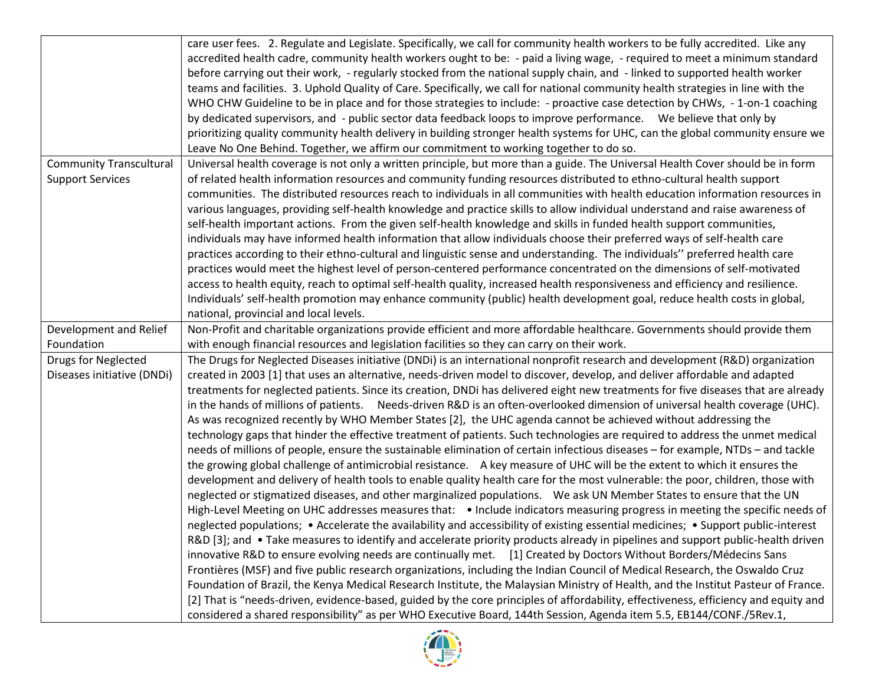| | |
|---|---|
| | care user fees. 2. Regulate and Legislate. Specifically, we call for community health workers to be fully accredited. Like any accredited health cadre, community health workers ought to be: - paid a living wage, - required to meet a minimum standard before carrying out their work, - regularly stocked from the national supply chain, and - linked to supported health worker teams and facilities. 3. Uphold Quality of Care. Specifically, we call for national community health strategies in line with the WHO CHW Guideline to be in place and for those strategies to include: - proactive case detection by CHWs, - 1-on-1 coaching by dedicated supervisors, and - public sector data feedback loops to improve performance. We believe that only by prioritizing quality community health delivery in building stronger health systems for UHC, can the global community ensure we Leave No One Behind. Together, we affirm our commitment to working together to do so. |
| Community Transcultural Support Services | Universal health coverage is not only a written principle, but more than a guide. The Universal Health Cover should be in form of related health information resources and community funding resources distributed to ethno-cultural health support communities. The distributed resources reach to individuals in all communities with health education information resources in various languages, providing self-health knowledge and practice skills to allow individual understand and raise awareness of self-health important actions. From the given self-health knowledge and skills in funded health support communities, individuals may have informed health information that allow individuals choose their preferred ways of self-health care practices according to their ethno-cultural and linguistic sense and understanding. The individuals'' preferred health care practices would meet the highest level of person-centered performance concentrated on the dimensions of self-motivated access to health equity, reach to optimal self-health quality, increased health responsiveness and efficiency and resilience. Individuals' self-health promotion may enhance community (public) health development goal, reduce health costs in global, national, provincial and local levels. |
| Development and Relief Foundation | Non-Profit and charitable organizations provide efficient and more affordable healthcare. Governments should provide them with enough financial resources and legislation facilities so they can carry on their work. |
| Drugs for Neglected Diseases initiative (DNDi) | The Drugs for Neglected Diseases initiative (DNDi) is an international nonprofit research and development (R&D) organization created in 2003 [1] that uses an alternative, needs-driven model to discover, develop, and deliver affordable and adapted treatments for neglected patients. Since its creation, DNDi has delivered eight new treatments for five diseases that are already in the hands of millions of patients. Needs-driven R&D is an often-overlooked dimension of universal health coverage (UHC). As was recognized recently by WHO Member States [2], the UHC agenda cannot be achieved without addressing the technology gaps that hinder the effective treatment of patients. Such technologies are required to address the unmet medical needs of millions of people, ensure the sustainable elimination of certain infectious diseases – for example, NTDs – and tackle the growing global challenge of antimicrobial resistance. A key measure of UHC will be the extent to which it ensures the development and delivery of health tools to enable quality health care for the most vulnerable: the poor, children, those with neglected or stigmatized diseases, and other marginalized populations. We ask UN Member States to ensure that the UN High-Level Meeting on UHC addresses measures that: • Include indicators measuring progress in meeting the specific needs of neglected populations; • Accelerate the availability and accessibility of existing essential medicines; • Support public-interest R&D [3]; and • Take measures to identify and accelerate priority products already in pipelines and support public-health driven innovative R&D to ensure evolving needs are continually met. [1] Created by Doctors Without Borders/Médecins Sans Frontières (MSF) and five public research organizations, including the Indian Council of Medical Research, the Oswaldo Cruz Foundation of Brazil, the Kenya Medical Research Institute, the Malaysian Ministry of Health, and the Institut Pasteur of France. [2] That is "needs-driven, evidence-based, guided by the core principles of affordability, effectiveness, efficiency and equity and considered a shared responsibility" as per WHO Executive Board, 144th Session, Agenda item 5.5, EB144/CONF./5Rev.1, |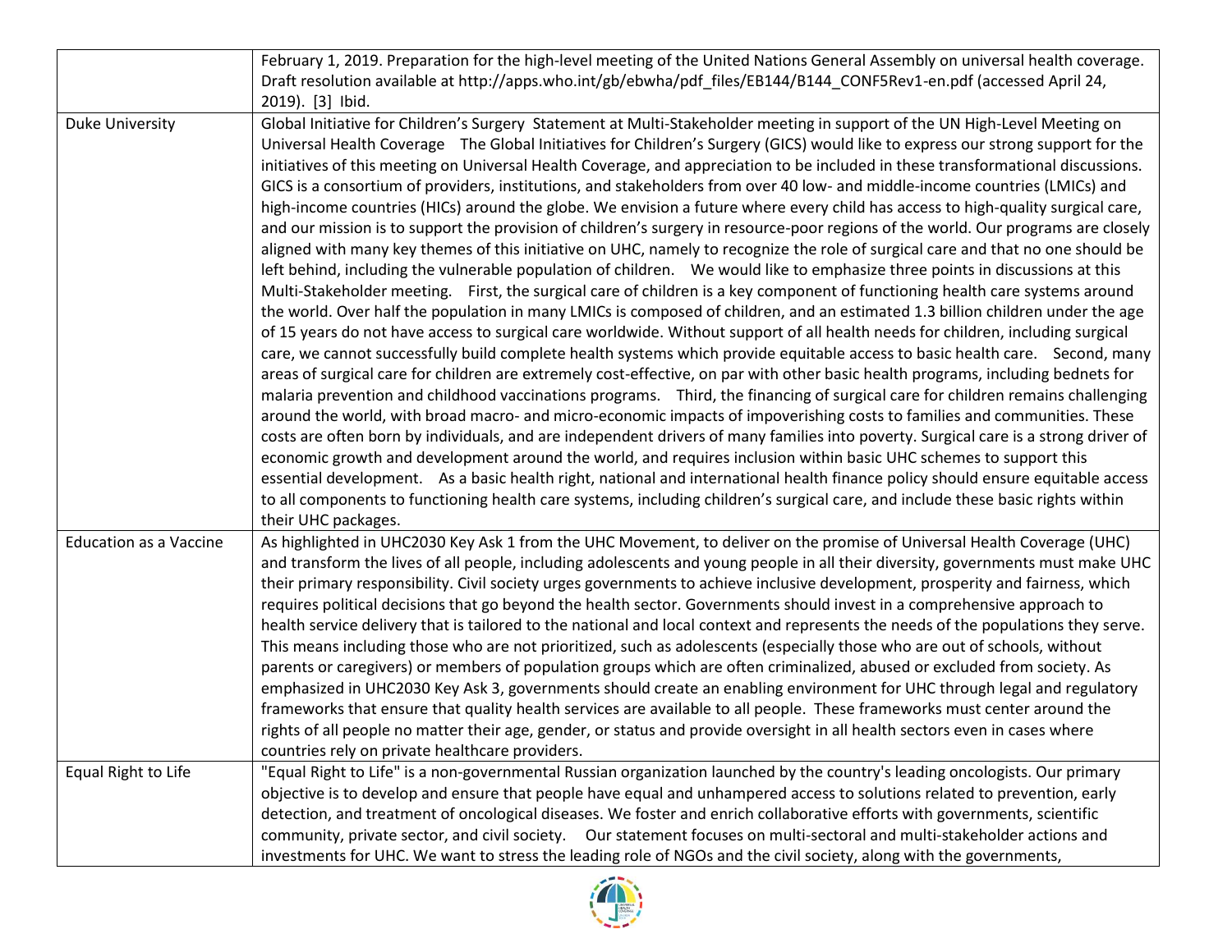| | |
|---|---|
| | February 1, 2019. Preparation for the high-level meeting of the United Nations General Assembly on universal health coverage. Draft resolution available at http://apps.who.int/gb/ebwha/pdf_files/EB144/B144_CONF5Rev1-en.pdf (accessed April 24, 2019). [3] Ibid. |
| Duke University | Global Initiative for Children's Surgery Statement at Multi-Stakeholder meeting in support of the UN High-Level Meeting on Universal Health Coverage The Global Initiatives for Children's Surgery (GICS) would like to express our strong support for the initiatives of this meeting on Universal Health Coverage, and appreciation to be included in these transformational discussions. GICS is a consortium of providers, institutions, and stakeholders from over 40 low- and middle-income countries (LMICs) and high-income countries (HICs) around the globe. We envision a future where every child has access to high-quality surgical care, and our mission is to support the provision of children's surgery in resource-poor regions of the world. Our programs are closely aligned with many key themes of this initiative on UHC, namely to recognize the role of surgical care and that no one should be left behind, including the vulnerable population of children. We would like to emphasize three points in discussions at this Multi-Stakeholder meeting. First, the surgical care of children is a key component of functioning health care systems around the world. Over half the population in many LMICs is composed of children, and an estimated 1.3 billion children under the age of 15 years do not have access to surgical care worldwide. Without support of all health needs for children, including surgical care, we cannot successfully build complete health systems which provide equitable access to basic health care. Second, many areas of surgical care for children are extremely cost-effective, on par with other basic health programs, including bednets for malaria prevention and childhood vaccinations programs. Third, the financing of surgical care for children remains challenging around the world, with broad macro- and micro-economic impacts of impoverishing costs to families and communities. These costs are often born by individuals, and are independent drivers of many families into poverty. Surgical care is a strong driver of economic growth and development around the world, and requires inclusion within basic UHC schemes to support this essential development. As a basic health right, national and international health finance policy should ensure equitable access to all components to functioning health care systems, including children's surgical care, and include these basic rights within their UHC packages. |
| Education as a Vaccine | As highlighted in UHC2030 Key Ask 1 from the UHC Movement, to deliver on the promise of Universal Health Coverage (UHC) and transform the lives of all people, including adolescents and young people in all their diversity, governments must make UHC their primary responsibility. Civil society urges governments to achieve inclusive development, prosperity and fairness, which requires political decisions that go beyond the health sector. Governments should invest in a comprehensive approach to health service delivery that is tailored to the national and local context and represents the needs of the populations they serve. This means including those who are not prioritized, such as adolescents (especially those who are out of schools, without parents or caregivers) or members of population groups which are often criminalized, abused or excluded from society. As emphasized in UHC2030 Key Ask 3, governments should create an enabling environment for UHC through legal and regulatory frameworks that ensure that quality health services are available to all people. These frameworks must center around the rights of all people no matter their age, gender, or status and provide oversight in all health sectors even in cases where countries rely on private healthcare providers. |
| Equal Right to Life | "Equal Right to Life" is a non-governmental Russian organization launched by the country's leading oncologists. Our primary objective is to develop and ensure that people have equal and unhampered access to solutions related to prevention, early detection, and treatment of oncological diseases. We foster and enrich collaborative efforts with governments, scientific community, private sector, and civil society. Our statement focuses on multi-sectoral and multi-stakeholder actions and investments for UHC. We want to stress the leading role of NGOs and the civil society, along with the governments, |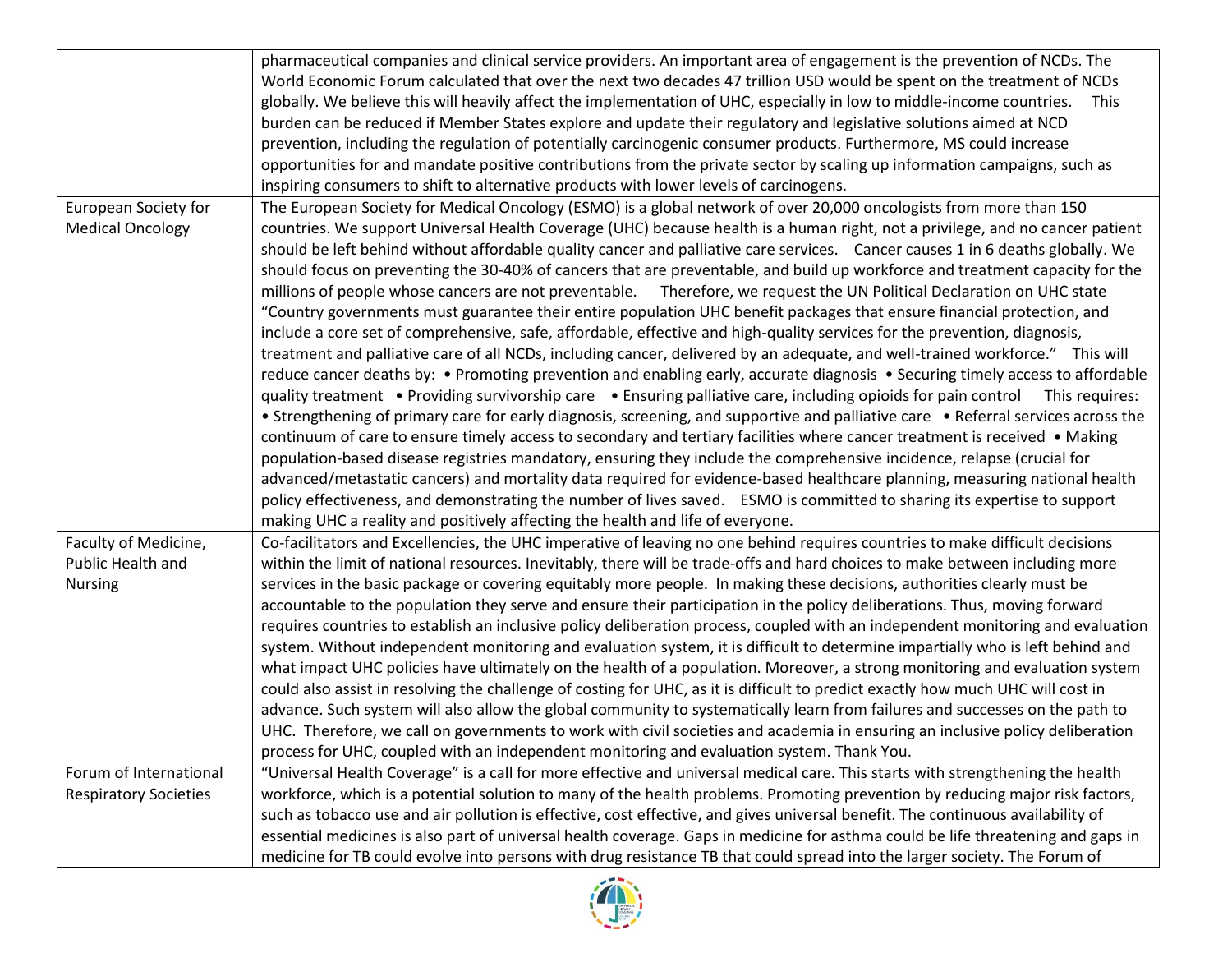| | |
|---|---|
| | pharmaceutical companies and clinical service providers. An important area of engagement is the prevention of NCDs. The World Economic Forum calculated that over the next two decades 47 trillion USD would be spent on the treatment of NCDs globally. We believe this will heavily affect the implementation of UHC, especially in low to middle-income countries. This burden can be reduced if Member States explore and update their regulatory and legislative solutions aimed at NCD prevention, including the regulation of potentially carcinogenic consumer products. Furthermore, MS could increase opportunities for and mandate positive contributions from the private sector by scaling up information campaigns, such as inspiring consumers to shift to alternative products with lower levels of carcinogens. |
| European Society for Medical Oncology | The European Society for Medical Oncology (ESMO) is a global network of over 20,000 oncologists from more than 150 countries. We support Universal Health Coverage (UHC) because health is a human right, not a privilege, and no cancer patient should be left behind without affordable quality cancer and palliative care services. Cancer causes 1 in 6 deaths globally. We should focus on preventing the 30-40% of cancers that are preventable, and build up workforce and treatment capacity for the millions of people whose cancers are not preventable. Therefore, we request the UN Political Declaration on UHC state "Country governments must guarantee their entire population UHC benefit packages that ensure financial protection, and include a core set of comprehensive, safe, affordable, effective and high-quality services for the prevention, diagnosis, treatment and palliative care of all NCDs, including cancer, delivered by an adequate, and well-trained workforce." This will reduce cancer deaths by: • Promoting prevention and enabling early, accurate diagnosis • Securing timely access to affordable quality treatment • Providing survivorship care • Ensuring palliative care, including opioids for pain control This requires: • Strengthening of primary care for early diagnosis, screening, and supportive and palliative care • Referral services across the continuum of care to ensure timely access to secondary and tertiary facilities where cancer treatment is received • Making population-based disease registries mandatory, ensuring they include the comprehensive incidence, relapse (crucial for advanced/metastatic cancers) and mortality data required for evidence-based healthcare planning, measuring national health policy effectiveness, and demonstrating the number of lives saved. ESMO is committed to sharing its expertise to support making UHC a reality and positively affecting the health and life of everyone. |
| Faculty of Medicine, Public Health and Nursing | Co-facilitators and Excellencies, the UHC imperative of leaving no one behind requires countries to make difficult decisions within the limit of national resources. Inevitably, there will be trade-offs and hard choices to make between including more services in the basic package or covering equitably more people. In making these decisions, authorities clearly must be accountable to the population they serve and ensure their participation in the policy deliberations. Thus, moving forward requires countries to establish an inclusive policy deliberation process, coupled with an independent monitoring and evaluation system. Without independent monitoring and evaluation system, it is difficult to determine impartially who is left behind and what impact UHC policies have ultimately on the health of a population. Moreover, a strong monitoring and evaluation system could also assist in resolving the challenge of costing for UHC, as it is difficult to predict exactly how much UHC will cost in advance. Such system will also allow the global community to systematically learn from failures and successes on the path to UHC. Therefore, we call on governments to work with civil societies and academia in ensuring an inclusive policy deliberation process for UHC, coupled with an independent monitoring and evaluation system. Thank You. |
| Forum of International Respiratory Societies | "Universal Health Coverage" is a call for more effective and universal medical care. This starts with strengthening the health workforce, which is a potential solution to many of the health problems. Promoting prevention by reducing major risk factors, such as tobacco use and air pollution is effective, cost effective, and gives universal benefit. The continuous availability of essential medicines is also part of universal health coverage. Gaps in medicine for asthma could be life threatening and gaps in medicine for TB could evolve into persons with drug resistance TB that could spread into the larger society. The Forum of |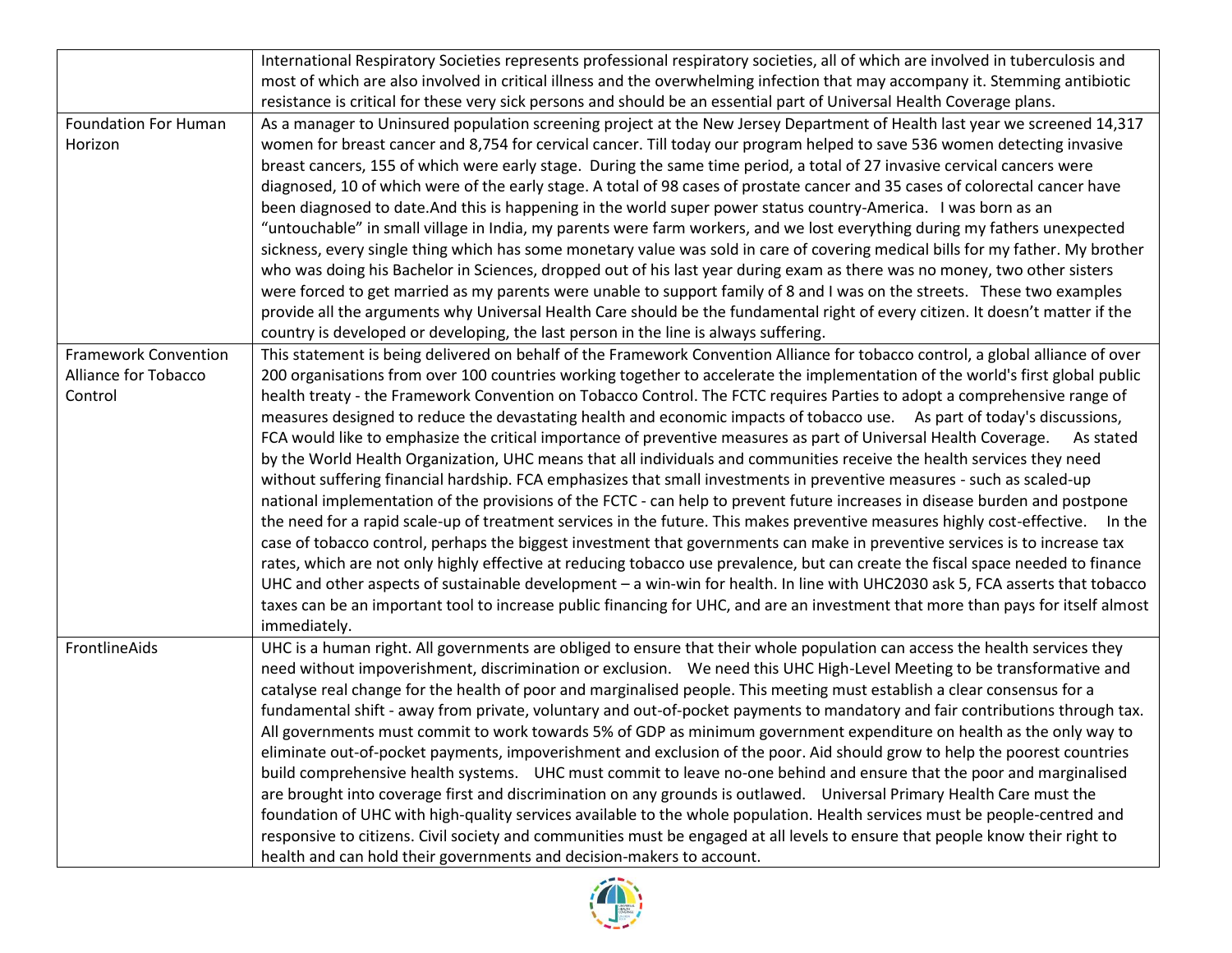| | |
|---|---|
| | International Respiratory Societies represents professional respiratory societies, all of which are involved in tuberculosis and most of which are also involved in critical illness and the overwhelming infection that may accompany it. Stemming antibiotic resistance is critical for these very sick persons and should be an essential part of Universal Health Coverage plans. |
| Foundation For Human Horizon | As a manager to Uninsured population screening project at the New Jersey Department of Health last year we screened 14,317 women for breast cancer and 8,754 for cervical cancer. Till today our program helped to save 536 women detecting invasive breast cancers, 155 of which were early stage. During the same time period, a total of 27 invasive cervical cancers were diagnosed, 10 of which were of the early stage. A total of 98 cases of prostate cancer and 35 cases of colorectal cancer have been diagnosed to date.And this is happening in the world super power status country-America. I was born as an "untouchable" in small village in India, my parents were farm workers, and we lost everything during my fathers unexpected sickness, every single thing which has some monetary value was sold in care of covering medical bills for my father. My brother who was doing his Bachelor in Sciences, dropped out of his last year during exam as there was no money, two other sisters were forced to get married as my parents were unable to support family of 8 and I was on the streets. These two examples provide all the arguments why Universal Health Care should be the fundamental right of every citizen. It doesn't matter if the country is developed or developing, the last person in the line is always suffering. |
| Framework Convention Alliance for Tobacco Control | This statement is being delivered on behalf of the Framework Convention Alliance for tobacco control, a global alliance of over 200 organisations from over 100 countries working together to accelerate the implementation of the world's first global public health treaty - the Framework Convention on Tobacco Control. The FCTC requires Parties to adopt a comprehensive range of measures designed to reduce the devastating health and economic impacts of tobacco use. As part of today's discussions, FCA would like to emphasize the critical importance of preventive measures as part of Universal Health Coverage. As stated by the World Health Organization, UHC means that all individuals and communities receive the health services they need without suffering financial hardship. FCA emphasizes that small investments in preventive measures - such as scaled-up national implementation of the provisions of the FCTC - can help to prevent future increases in disease burden and postpone the need for a rapid scale-up of treatment services in the future. This makes preventive measures highly cost-effective. In the case of tobacco control, perhaps the biggest investment that governments can make in preventive services is to increase tax rates, which are not only highly effective at reducing tobacco use prevalence, but can create the fiscal space needed to finance UHC and other aspects of sustainable development – a win-win for health. In line with UHC2030 ask 5, FCA asserts that tobacco taxes can be an important tool to increase public financing for UHC, and are an investment that more than pays for itself almost immediately. |
| FrontlineAids | UHC is a human right. All governments are obliged to ensure that their whole population can access the health services they need without impoverishment, discrimination or exclusion. We need this UHC High-Level Meeting to be transformative and catalyse real change for the health of poor and marginalised people. This meeting must establish a clear consensus for a fundamental shift - away from private, voluntary and out-of-pocket payments to mandatory and fair contributions through tax. All governments must commit to work towards 5% of GDP as minimum government expenditure on health as the only way to eliminate out-of-pocket payments, impoverishment and exclusion of the poor. Aid should grow to help the poorest countries build comprehensive health systems. UHC must commit to leave no-one behind and ensure that the poor and marginalised are brought into coverage first and discrimination on any grounds is outlawed. Universal Primary Health Care must the foundation of UHC with high-quality services available to the whole population. Health services must be people-centred and responsive to citizens. Civil society and communities must be engaged at all levels to ensure that people know their right to health and can hold their governments and decision-makers to account. |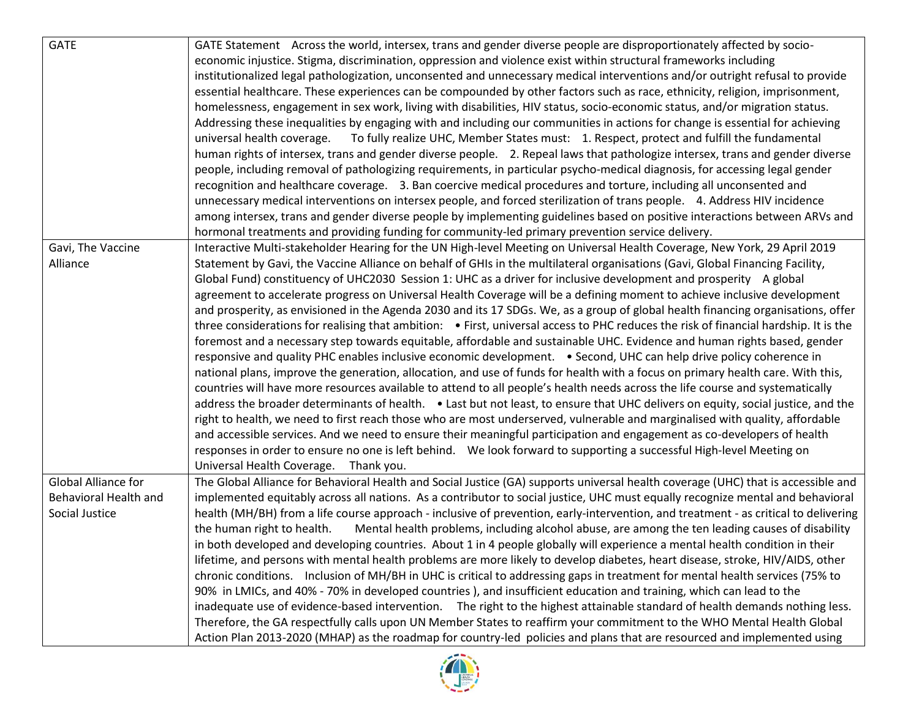| | |
|---|---|
| GATE | GATE Statement Across the world, intersex, trans and gender diverse people are disproportionately affected by socio-economic injustice. Stigma, discrimination, oppression and violence exist within structural frameworks including institutionalized legal pathologization, unconsented and unnecessary medical interventions and/or outright refusal to provide essential healthcare. These experiences can be compounded by other factors such as race, ethnicity, religion, imprisonment, homelessness, engagement in sex work, living with disabilities, HIV status, socio-economic status, and/or migration status. Addressing these inequalities by engaging with and including our communities in actions for change is essential for achieving universal health coverage. To fully realize UHC, Member States must: 1. Respect, protect and fulfill the fundamental human rights of intersex, trans and gender diverse people. 2. Repeal laws that pathologize intersex, trans and gender diverse people, including removal of pathologizing requirements, in particular psycho-medical diagnosis, for accessing legal gender recognition and healthcare coverage. 3. Ban coercive medical procedures and torture, including all unconsented and unnecessary medical interventions on intersex people, and forced sterilization of trans people. 4. Address HIV incidence among intersex, trans and gender diverse people by implementing guidelines based on positive interactions between ARVs and hormonal treatments and providing funding for community-led primary prevention service delivery. |
| Gavi, The Vaccine Alliance | Interactive Multi-stakeholder Hearing for the UN High-level Meeting on Universal Health Coverage, New York, 29 April 2019 Statement by Gavi, the Vaccine Alliance on behalf of GHIs in the multilateral organisations (Gavi, Global Financing Facility, Global Fund) constituency of UHC2030 Session 1: UHC as a driver for inclusive development and prosperity A global agreement to accelerate progress on Universal Health Coverage will be a defining moment to achieve inclusive development and prosperity, as envisioned in the Agenda 2030 and its 17 SDGs. We, as a group of global health financing organisations, offer three considerations for realising that ambition: • First, universal access to PHC reduces the risk of financial hardship. It is the foremost and a necessary step towards equitable, affordable and sustainable UHC. Evidence and human rights based, gender responsive and quality PHC enables inclusive economic development. • Second, UHC can help drive policy coherence in national plans, improve the generation, allocation, and use of funds for health with a focus on primary health care. With this, countries will have more resources available to attend to all people's health needs across the life course and systematically address the broader determinants of health. • Last but not least, to ensure that UHC delivers on equity, social justice, and the right to health, we need to first reach those who are most underserved, vulnerable and marginalised with quality, affordable and accessible services. And we need to ensure their meaningful participation and engagement as co-developers of health responses in order to ensure no one is left behind. We look forward to supporting a successful High-level Meeting on Universal Health Coverage. Thank you. |
| Global Alliance for Behavioral Health and Social Justice | The Global Alliance for Behavioral Health and Social Justice (GA) supports universal health coverage (UHC) that is accessible and implemented equitably across all nations. As a contributor to social justice, UHC must equally recognize mental and behavioral health (MH/BH) from a life course approach - inclusive of prevention, early-intervention, and treatment - as critical to delivering the human right to health. Mental health problems, including alcohol abuse, are among the ten leading causes of disability in both developed and developing countries. About 1 in 4 people globally will experience a mental health condition in their lifetime, and persons with mental health problems are more likely to develop diabetes, heart disease, stroke, HIV/AIDS, other chronic conditions. Inclusion of MH/BH in UHC is critical to addressing gaps in treatment for mental health services (75% to 90% in LMICs, and 40% - 70% in developed countries ), and insufficient education and training, which can lead to the inadequate use of evidence-based intervention. The right to the highest attainable standard of health demands nothing less. Therefore, the GA respectfully calls upon UN Member States to reaffirm your commitment to the WHO Mental Health Global Action Plan 2013-2020 (MHAP) as the roadmap for country-led policies and plans that are resourced and implemented using |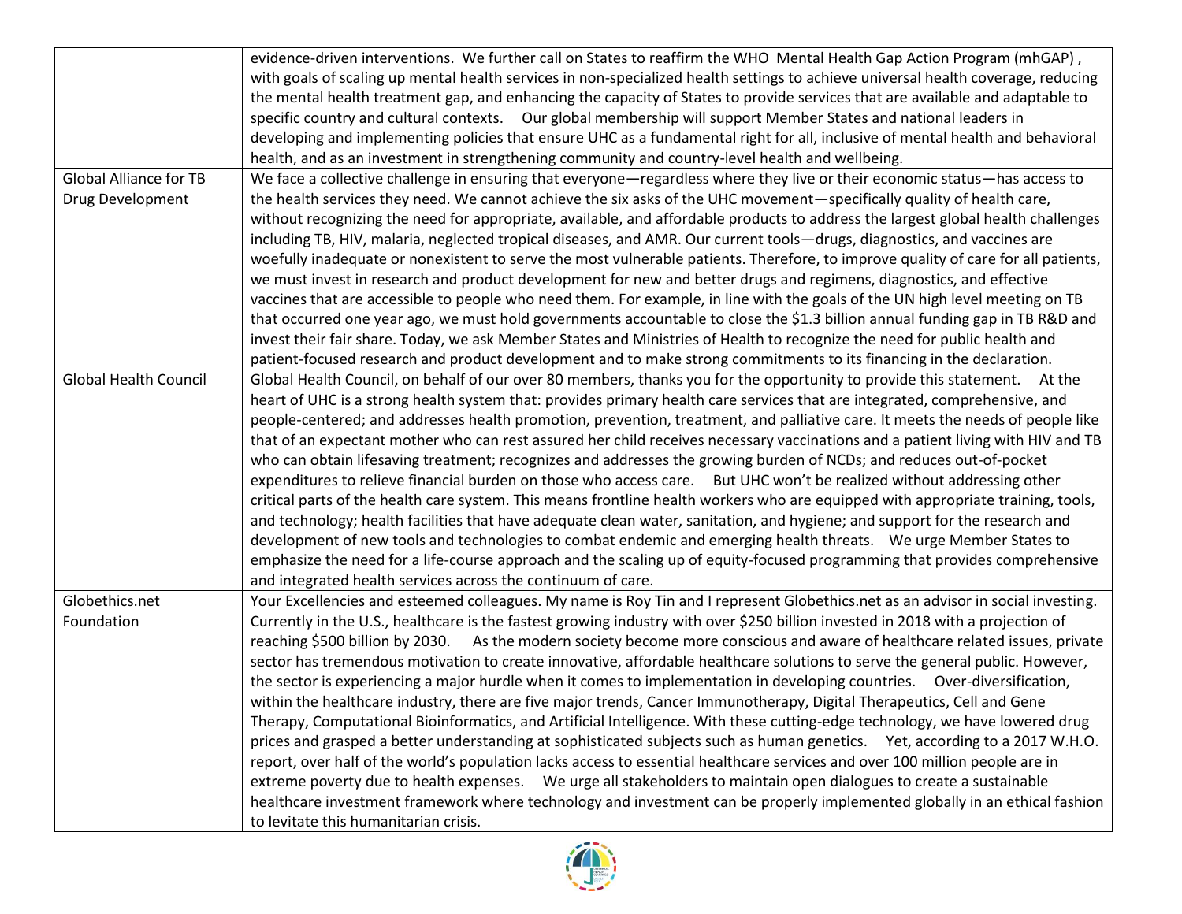| | |
|---|---|
| | evidence-driven interventions. We further call on States to reaffirm the WHO Mental Health Gap Action Program (mhGAP), with goals of scaling up mental health services in non-specialized health settings to achieve universal health coverage, reducing the mental health treatment gap, and enhancing the capacity of States to provide services that are available and adaptable to specific country and cultural contexts. Our global membership will support Member States and national leaders in developing and implementing policies that ensure UHC as a fundamental right for all, inclusive of mental health and behavioral health, and as an investment in strengthening community and country-level health and wellbeing. |
| Global Alliance for TB Drug Development | We face a collective challenge in ensuring that everyone—regardless where they live or their economic status—has access to the health services they need. We cannot achieve the six asks of the UHC movement—specifically quality of health care, without recognizing the need for appropriate, available, and affordable products to address the largest global health challenges including TB, HIV, malaria, neglected tropical diseases, and AMR. Our current tools—drugs, diagnostics, and vaccines are woefully inadequate or nonexistent to serve the most vulnerable patients. Therefore, to improve quality of care for all patients, we must invest in research and product development for new and better drugs and regimens, diagnostics, and effective vaccines that are accessible to people who need them. For example, in line with the goals of the UN high level meeting on TB that occurred one year ago, we must hold governments accountable to close the $1.3 billion annual funding gap in TB R&D and invest their fair share. Today, we ask Member States and Ministries of Health to recognize the need for public health and patient-focused research and product development and to make strong commitments to its financing in the declaration. |
| Global Health Council | Global Health Council, on behalf of our over 80 members, thanks you for the opportunity to provide this statement. At the heart of UHC is a strong health system that: provides primary health care services that are integrated, comprehensive, and people-centered; and addresses health promotion, prevention, treatment, and palliative care. It meets the needs of people like that of an expectant mother who can rest assured her child receives necessary vaccinations and a patient living with HIV and TB who can obtain lifesaving treatment; recognizes and addresses the growing burden of NCDs; and reduces out-of-pocket expenditures to relieve financial burden on those who access care. But UHC won't be realized without addressing other critical parts of the health care system. This means frontline health workers who are equipped with appropriate training, tools, and technology; health facilities that have adequate clean water, sanitation, and hygiene; and support for the research and development of new tools and technologies to combat endemic and emerging health threats. We urge Member States to emphasize the need for a life-course approach and the scaling up of equity-focused programming that provides comprehensive and integrated health services across the continuum of care. |
| Globethics.net Foundation | Your Excellencies and esteemed colleagues. My name is Roy Tin and I represent Globethics.net as an advisor in social investing. Currently in the U.S., healthcare is the fastest growing industry with over $250 billion invested in 2018 with a projection of reaching $500 billion by 2030. As the modern society become more conscious and aware of healthcare related issues, private sector has tremendous motivation to create innovative, affordable healthcare solutions to serve the general public. However, the sector is experiencing a major hurdle when it comes to implementation in developing countries. Over-diversification, within the healthcare industry, there are five major trends, Cancer Immunotherapy, Digital Therapeutics, Cell and Gene Therapy, Computational Bioinformatics, and Artificial Intelligence. With these cutting-edge technology, we have lowered drug prices and grasped a better understanding at sophisticated subjects such as human genetics. Yet, according to a 2017 W.H.O. report, over half of the world's population lacks access to essential healthcare services and over 100 million people are in extreme poverty due to health expenses. We urge all stakeholders to maintain open dialogues to create a sustainable healthcare investment framework where technology and investment can be properly implemented globally in an ethical fashion to levitate this humanitarian crisis. |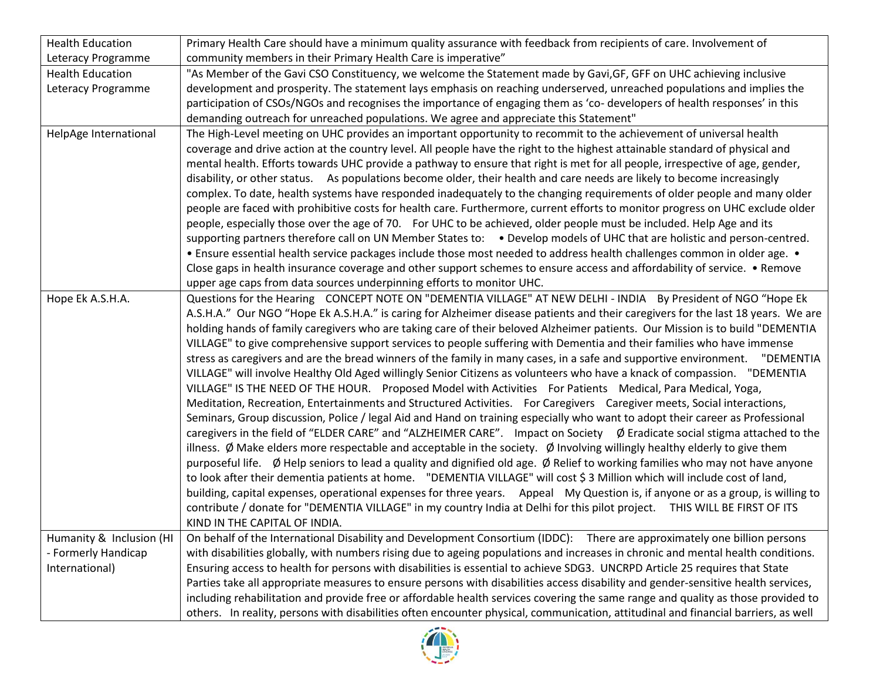| | |
|---|---|
| Health Education Leteracy Programme | Primary Health Care should have a minimum quality assurance with feedback from recipients of care. Involvement of community members in their Primary Health Care is imperative” |
| Health Education Leteracy Programme | "As Member of the Gavi CSO Constituency, we welcome the Statement made by Gavi,GF, GFF on UHC achieving inclusive development and prosperity. The statement lays emphasis on reaching underserved, unreached populations and implies the participation of CSOs/NGOs and recognises the importance of engaging them as ‘co- developers of health responses’ in this demanding outreach for unreached populations. We agree and appreciate this Statement" |
| HelpAge International | The High-Level meeting on UHC provides an important opportunity to recommit to the achievement of universal health coverage and drive action at the country level. All people have the right to the highest attainable standard of physical and mental health. Efforts towards UHC provide a pathway to ensure that right is met for all people, irrespective of age, gender, disability, or other status. As populations become older, their health and care needs are likely to become increasingly complex. To date, health systems have responded inadequately to the changing requirements of older people and many older people are faced with prohibitive costs for health care. Furthermore, current efforts to monitor progress on UHC exclude older people, especially those over the age of 70. For UHC to be achieved, older people must be included. Help Age and its supporting partners therefore call on UN Member States to: • Develop models of UHC that are holistic and person-centred. • Ensure essential health service packages include those most needed to address health challenges common in older age. • Close gaps in health insurance coverage and other support schemes to ensure access and affordability of service. • Remove upper age caps from data sources underpinning efforts to monitor UHC. |
| Hope Ek A.S.H.A. | Questions for the Hearing CONCEPT NOTE ON "DEMENTIA VILLAGE" AT NEW DELHI - INDIA By President of NGO “Hope Ek A.S.H.A.” Our NGO “Hope Ek A.S.H.A.” is caring for Alzheimer disease patients and their caregivers for the last 18 years. We are holding hands of family caregivers who are taking care of their beloved Alzheimer patients. Our Mission is to build "DEMENTIA VILLAGE" to give comprehensive support services to people suffering with Dementia and their families who have immense stress as caregivers and are the bread winners of the family in many cases, in a safe and supportive environment. "DEMENTIA VILLAGE" will involve Healthy Old Aged willingly Senior Citizens as volunteers who have a knack of compassion. "DEMENTIA VILLAGE" IS THE NEED OF THE HOUR. Proposed Model with Activities For Patients Medical, Para Medical, Yoga, Meditation, Recreation, Entertainments and Structured Activities. For Caregivers Caregiver meets, Social interactions, Seminars, Group discussion, Police / legal Aid and Hand on training especially who want to adopt their career as Professional caregivers in the field of “ELDER CARE” and “ALZHEIMER CARE”. Impact on Society Ø Eradicate social stigma attached to the illness. Ø Make elders more respectable and acceptable in the society. Ø Involving willingly healthy elderly to give them purposeful life. Ø Help seniors to lead a quality and dignified old age. Ø Relief to working families who may not have anyone to look after their dementia patients at home. "DEMENTIA VILLAGE" will cost $ 3 Million which will include cost of land, building, capital expenses, operational expenses for three years. Appeal My Question is, if anyone or as a group, is willing to contribute / donate for "DEMENTIA VILLAGE" in my country India at Delhi for this pilot project. THIS WILL BE FIRST OF ITS KIND IN THE CAPITAL OF INDIA. |
| Humanity & Inclusion (HI - Formerly Handicap International) | On behalf of the International Disability and Development Consortium (IDDC): There are approximately one billion persons with disabilities globally, with numbers rising due to ageing populations and increases in chronic and mental health conditions. Ensuring access to health for persons with disabilities is essential to achieve SDG3. UNCRPD Article 25 requires that State Parties take all appropriate measures to ensure persons with disabilities access disability and gender-sensitive health services, including rehabilitation and provide free or affordable health services covering the same range and quality as those provided to others. In reality, persons with disabilities often encounter physical, communication, attitudinal and financial barriers, as well |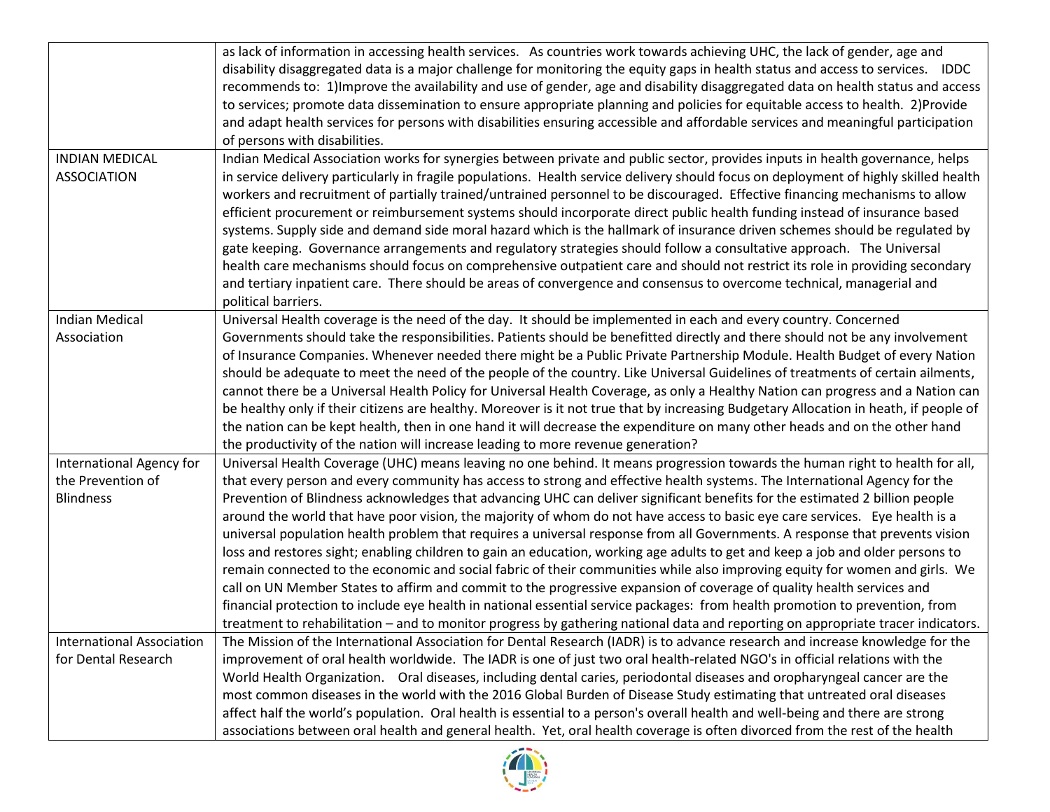| | |
|---|---|
| | as lack of information in accessing health services. As countries work towards achieving UHC, the lack of gender, age and disability disaggregated data is a major challenge for monitoring the equity gaps in health status and access to services. IDDC recommends to: 1)Improve the availability and use of gender, age and disability disaggregated data on health status and access to services; promote data dissemination to ensure appropriate planning and policies for equitable access to health. 2)Provide and adapt health services for persons with disabilities ensuring accessible and affordable services and meaningful participation of persons with disabilities. |
| INDIAN MEDICAL ASSOCIATION | Indian Medical Association works for synergies between private and public sector, provides inputs in health governance, helps in service delivery particularly in fragile populations. Health service delivery should focus on deployment of highly skilled health workers and recruitment of partially trained/untrained personnel to be discouraged. Effective financing mechanisms to allow efficient procurement or reimbursement systems should incorporate direct public health funding instead of insurance based systems. Supply side and demand side moral hazard which is the hallmark of insurance driven schemes should be regulated by gate keeping. Governance arrangements and regulatory strategies should follow a consultative approach. The Universal health care mechanisms should focus on comprehensive outpatient care and should not restrict its role in providing secondary and tertiary inpatient care. There should be areas of convergence and consensus to overcome technical, managerial and political barriers. |
| Indian Medical Association | Universal Health coverage is the need of the day. It should be implemented in each and every country. Concerned Governments should take the responsibilities. Patients should be benefitted directly and there should not be any involvement of Insurance Companies. Whenever needed there might be a Public Private Partnership Module. Health Budget of every Nation should be adequate to meet the need of the people of the country. Like Universal Guidelines of treatments of certain ailments, cannot there be a Universal Health Policy for Universal Health Coverage, as only a Healthy Nation can progress and a Nation can be healthy only if their citizens are healthy. Moreover is it not true that by increasing Budgetary Allocation in heath, if people of the nation can be kept health, then in one hand it will decrease the expenditure on many other heads and on the other hand the productivity of the nation will increase leading to more revenue generation? |
| International Agency for the Prevention of Blindness | Universal Health Coverage (UHC) means leaving no one behind. It means progression towards the human right to health for all, that every person and every community has access to strong and effective health systems. The International Agency for the Prevention of Blindness acknowledges that advancing UHC can deliver significant benefits for the estimated 2 billion people around the world that have poor vision, the majority of whom do not have access to basic eye care services. Eye health is a universal population health problem that requires a universal response from all Governments. A response that prevents vision loss and restores sight; enabling children to gain an education, working age adults to get and keep a job and older persons to remain connected to the economic and social fabric of their communities while also improving equity for women and girls. We call on UN Member States to affirm and commit to the progressive expansion of coverage of quality health services and financial protection to include eye health in national essential service packages: from health promotion to prevention, from treatment to rehabilitation – and to monitor progress by gathering national data and reporting on appropriate tracer indicators. |
| International Association for Dental Research | The Mission of the International Association for Dental Research (IADR) is to advance research and increase knowledge for the improvement of oral health worldwide. The IADR is one of just two oral health-related NGO's in official relations with the World Health Organization. Oral diseases, including dental caries, periodontal diseases and oropharyngeal cancer are the most common diseases in the world with the 2016 Global Burden of Disease Study estimating that untreated oral diseases affect half the world's population. Oral health is essential to a person's overall health and well-being and there are strong associations between oral health and general health. Yet, oral health coverage is often divorced from the rest of the health |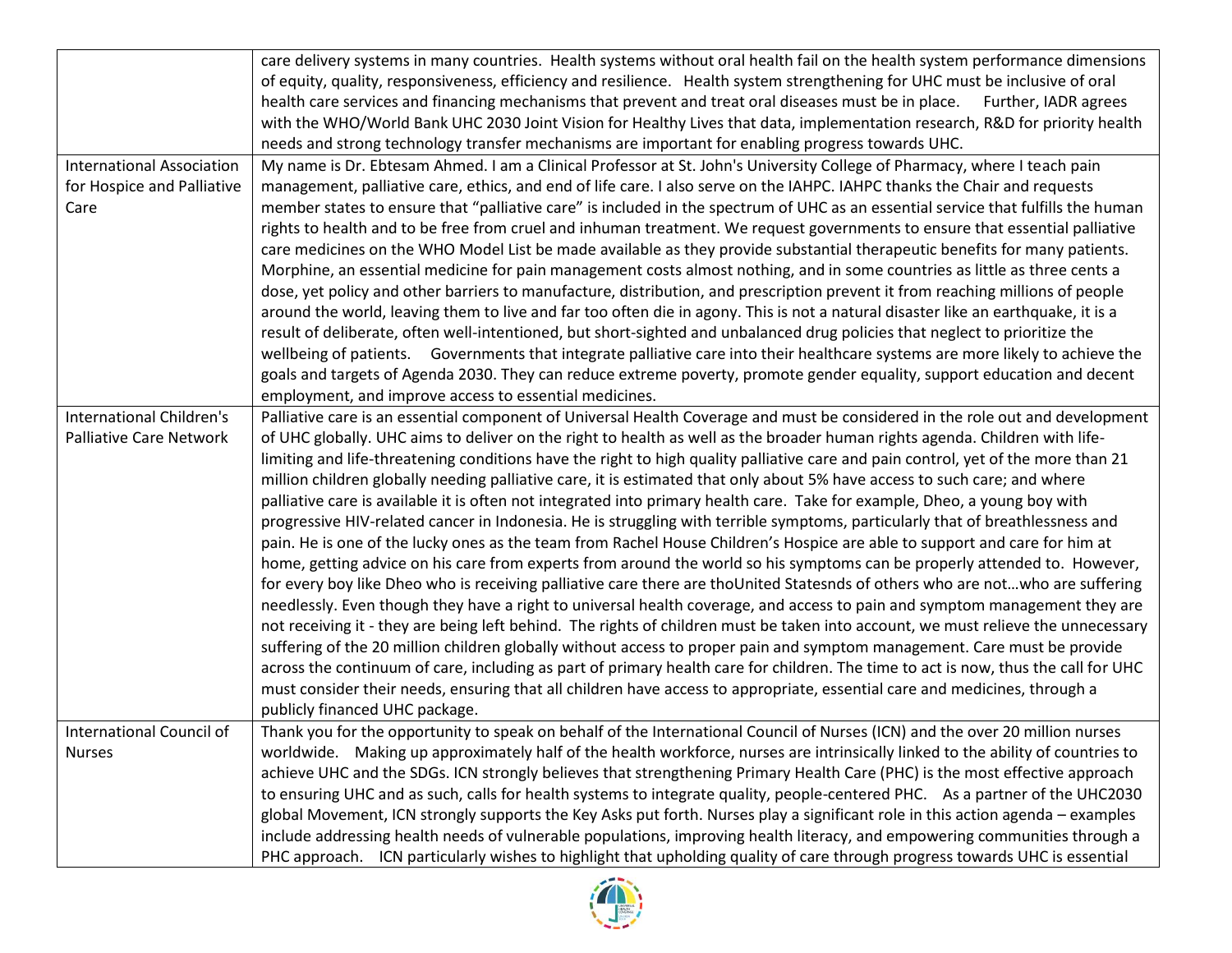| | |
|---|---|
| | care delivery systems in many countries. Health systems without oral health fail on the health system performance dimensions of equity, quality, responsiveness, efficiency and resilience. Health system strengthening for UHC must be inclusive of oral health care services and financing mechanisms that prevent and treat oral diseases must be in place. Further, IADR agrees with the WHO/World Bank UHC 2030 Joint Vision for Healthy Lives that data, implementation research, R&D for priority health needs and strong technology transfer mechanisms are important for enabling progress towards UHC. |
| International Association for Hospice and Palliative Care | My name is Dr. Ebtesam Ahmed. I am a Clinical Professor at St. John's University College of Pharmacy, where I teach pain management, palliative care, ethics, and end of life care. I also serve on the IAHPC. IAHPC thanks the Chair and requests member states to ensure that "palliative care" is included in the spectrum of UHC as an essential service that fulfills the human rights to health and to be free from cruel and inhuman treatment. We request governments to ensure that essential palliative care medicines on the WHO Model List be made available as they provide substantial therapeutic benefits for many patients. Morphine, an essential medicine for pain management costs almost nothing, and in some countries as little as three cents a dose, yet policy and other barriers to manufacture, distribution, and prescription prevent it from reaching millions of people around the world, leaving them to live and far too often die in agony. This is not a natural disaster like an earthquake, it is a result of deliberate, often well-intentioned, but short-sighted and unbalanced drug policies that neglect to prioritize the wellbeing of patients. Governments that integrate palliative care into their healthcare systems are more likely to achieve the goals and targets of Agenda 2030. They can reduce extreme poverty, promote gender equality, support education and decent employment, and improve access to essential medicines. |
| International Children's Palliative Care Network | Palliative care is an essential component of Universal Health Coverage and must be considered in the role out and development of UHC globally. UHC aims to deliver on the right to health as well as the broader human rights agenda. Children with life-limiting and life-threatening conditions have the right to high quality palliative care and pain control, yet of the more than 21 million children globally needing palliative care, it is estimated that only about 5% have access to such care; and where palliative care is available it is often not integrated into primary health care. Take for example, Dheo, a young boy with progressive HIV-related cancer in Indonesia. He is struggling with terrible symptoms, particularly that of breathlessness and pain. He is one of the lucky ones as the team from Rachel House Children's Hospice are able to support and care for him at home, getting advice on his care from experts from around the world so his symptoms can be properly attended to. However, for every boy like Dheo who is receiving palliative care there are thoUnited Statesnds of others who are not…who are suffering needlessly. Even though they have a right to universal health coverage, and access to pain and symptom management they are not receiving it - they are being left behind. The rights of children must be taken into account, we must relieve the unnecessary suffering of the 20 million children globally without access to proper pain and symptom management. Care must be provide across the continuum of care, including as part of primary health care for children. The time to act is now, thus the call for UHC must consider their needs, ensuring that all children have access to appropriate, essential care and medicines, through a publicly financed UHC package. |
| International Council of Nurses | Thank you for the opportunity to speak on behalf of the International Council of Nurses (ICN) and the over 20 million nurses worldwide. Making up approximately half of the health workforce, nurses are intrinsically linked to the ability of countries to achieve UHC and the SDGs. ICN strongly believes that strengthening Primary Health Care (PHC) is the most effective approach to ensuring UHC and as such, calls for health systems to integrate quality, people-centered PHC. As a partner of the UHC2030 global Movement, ICN strongly supports the Key Asks put forth. Nurses play a significant role in this action agenda – examples include addressing health needs of vulnerable populations, improving health literacy, and empowering communities through a PHC approach. ICN particularly wishes to highlight that upholding quality of care through progress towards UHC is essential |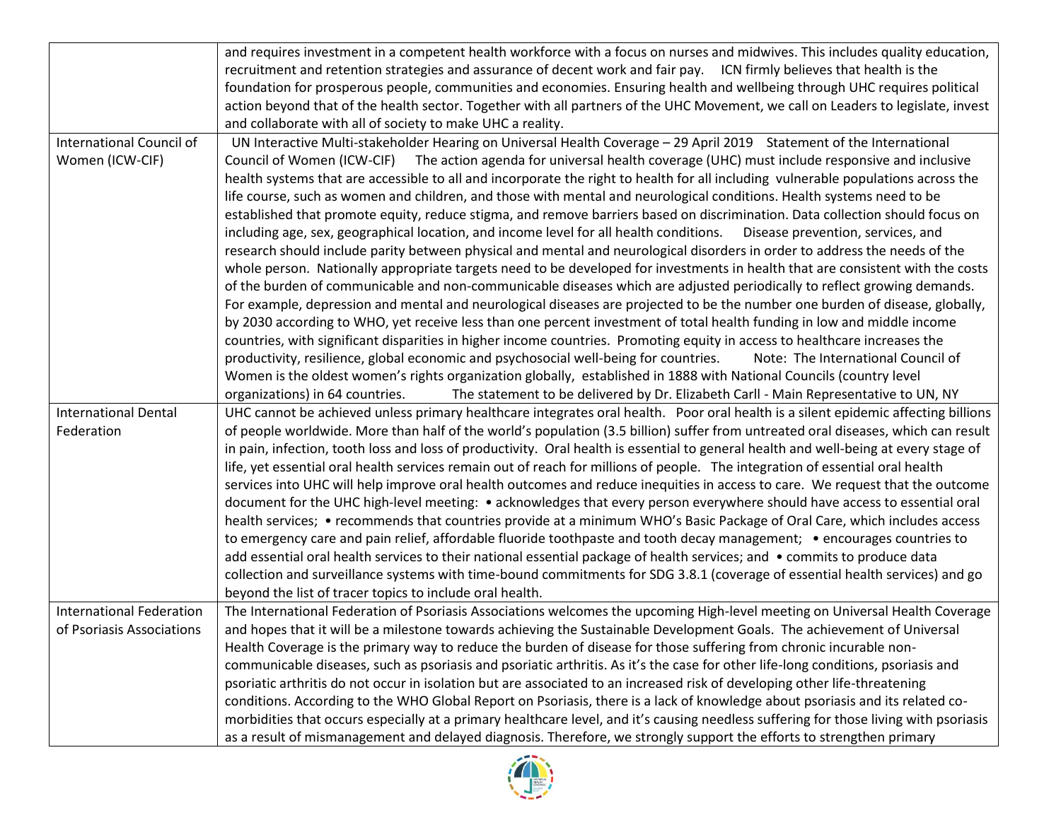| | |
|---|---|
| | and requires investment in a competent health workforce with a focus on nurses and midwives. This includes quality education, recruitment and retention strategies and assurance of decent work and fair pay. ICN firmly believes that health is the foundation for prosperous people, communities and economies. Ensuring health and wellbeing through UHC requires political action beyond that of the health sector. Together with all partners of the UHC Movement, we call on Leaders to legislate, invest and collaborate with all of society to make UHC a reality. |
| International Council of Women (ICW-CIF) | UN Interactive Multi-stakeholder Hearing on Universal Health Coverage – 29 April 2019 Statement of the International Council of Women (ICW-CIF) The action agenda for universal health coverage (UHC) must include responsive and inclusive health systems that are accessible to all and incorporate the right to health for all including vulnerable populations across the life course, such as women and children, and those with mental and neurological conditions. Health systems need to be established that promote equity, reduce stigma, and remove barriers based on discrimination. Data collection should focus on including age, sex, geographical location, and income level for all health conditions. Disease prevention, services, and research should include parity between physical and mental and neurological disorders in order to address the needs of the whole person. Nationally appropriate targets need to be developed for investments in health that are consistent with the costs of the burden of communicable and non-communicable diseases which are adjusted periodically to reflect growing demands. For example, depression and mental and neurological diseases are projected to be the number one burden of disease, globally, by 2030 according to WHO, yet receive less than one percent investment of total health funding in low and middle income countries, with significant disparities in higher income countries. Promoting equity in access to healthcare increases the productivity, resilience, global economic and psychosocial well-being for countries. Note: The International Council of Women is the oldest women's rights organization globally, established in 1888 with National Councils (country level organizations) in 64 countries. The statement to be delivered by Dr. Elizabeth Carll - Main Representative to UN, NY |
| International Dental Federation | UHC cannot be achieved unless primary healthcare integrates oral health. Poor oral health is a silent epidemic affecting billions of people worldwide. More than half of the world's population (3.5 billion) suffer from untreated oral diseases, which can result in pain, infection, tooth loss and loss of productivity. Oral health is essential to general health and well-being at every stage of life, yet essential oral health services remain out of reach for millions of people. The integration of essential oral health services into UHC will help improve oral health outcomes and reduce inequities in access to care. We request that the outcome document for the UHC high-level meeting: • acknowledges that every person everywhere should have access to essential oral health services; • recommends that countries provide at a minimum WHO's Basic Package of Oral Care, which includes access to emergency care and pain relief, affordable fluoride toothpaste and tooth decay management; • encourages countries to add essential oral health services to their national essential package of health services; and • commits to produce data collection and surveillance systems with time-bound commitments for SDG 3.8.1 (coverage of essential health services) and go beyond the list of tracer topics to include oral health. |
| International Federation of Psoriasis Associations | The International Federation of Psoriasis Associations welcomes the upcoming High-level meeting on Universal Health Coverage and hopes that it will be a milestone towards achieving the Sustainable Development Goals. The achievement of Universal Health Coverage is the primary way to reduce the burden of disease for those suffering from chronic incurable non-communicable diseases, such as psoriasis and psoriatic arthritis. As it's the case for other life-long conditions, psoriasis and psoriatic arthritis do not occur in isolation but are associated to an increased risk of developing other life-threatening conditions. According to the WHO Global Report on Psoriasis, there is a lack of knowledge about psoriasis and its related co-morbidities that occurs especially at a primary healthcare level, and it's causing needless suffering for those living with psoriasis as a result of mismanagement and delayed diagnosis. Therefore, we strongly support the efforts to strengthen primary |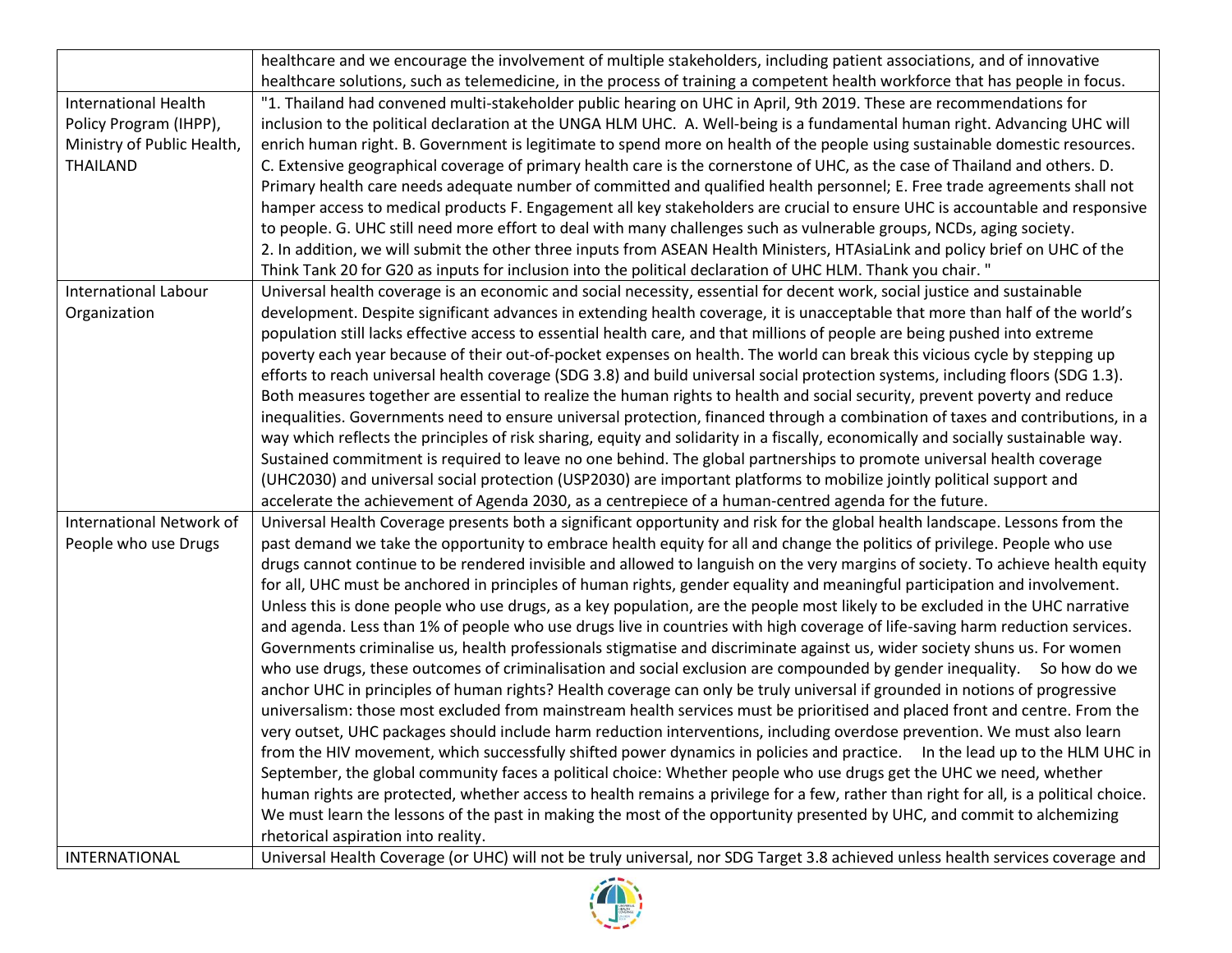| | |
|---|---|
| | healthcare and we encourage the involvement of multiple stakeholders, including patient associations, and of innovative healthcare solutions, such as telemedicine, in the process of training a competent health workforce that has people in focus. |
| International Health Policy Program (IHPP), Ministry of Public Health, THAILAND | "1. Thailand had convened multi-stakeholder public hearing on UHC in April, 9th 2019. These are recommendations for inclusion to the political declaration at the UNGA HLM UHC. A. Well-being is a fundamental human right. Advancing UHC will enrich human right. B. Government is legitimate to spend more on health of the people using sustainable domestic resources. C. Extensive geographical coverage of primary health care is the cornerstone of UHC, as the case of Thailand and others. D. Primary health care needs adequate number of committed and qualified health personnel; E. Free trade agreements shall not hamper access to medical products F. Engagement all key stakeholders are crucial to ensure UHC is accountable and responsive to people. G. UHC still need more effort to deal with many challenges such as vulnerable groups, NCDs, aging society. 2. In addition, we will submit the other three inputs from ASEAN Health Ministers, HTAsiaLink and policy brief on UHC of the Think Tank 20 for G20 as inputs for inclusion into the political declaration of UHC HLM. Thank you chair. " |
| International Labour Organization | Universal health coverage is an economic and social necessity, essential for decent work, social justice and sustainable development. Despite significant advances in extending health coverage, it is unacceptable that more than half of the world's population still lacks effective access to essential health care, and that millions of people are being pushed into extreme poverty each year because of their out-of-pocket expenses on health. The world can break this vicious cycle by stepping up efforts to reach universal health coverage (SDG 3.8) and build universal social protection systems, including floors (SDG 1.3). Both measures together are essential to realize the human rights to health and social security, prevent poverty and reduce inequalities. Governments need to ensure universal protection, financed through a combination of taxes and contributions, in a way which reflects the principles of risk sharing, equity and solidarity in a fiscally, economically and socially sustainable way. Sustained commitment is required to leave no one behind. The global partnerships to promote universal health coverage (UHC2030) and universal social protection (USP2030) are important platforms to mobilize jointly political support and accelerate the achievement of Agenda 2030, as a centrepiece of a human-centred agenda for the future. |
| International Network of People who use Drugs | Universal Health Coverage presents both a significant opportunity and risk for the global health landscape. Lessons from the past demand we take the opportunity to embrace health equity for all and change the politics of privilege. People who use drugs cannot continue to be rendered invisible and allowed to languish on the very margins of society. To achieve health equity for all, UHC must be anchored in principles of human rights, gender equality and meaningful participation and involvement. Unless this is done people who use drugs, as a key population, are the people most likely to be excluded in the UHC narrative and agenda. Less than 1% of people who use drugs live in countries with high coverage of life-saving harm reduction services. Governments criminalise us, health professionals stigmatise and discriminate against us, wider society shuns us. For women who use drugs, these outcomes of criminalisation and social exclusion are compounded by gender inequality. So how do we anchor UHC in principles of human rights? Health coverage can only be truly universal if grounded in notions of progressive universalism: those most excluded from mainstream health services must be prioritised and placed front and centre. From the very outset, UHC packages should include harm reduction interventions, including overdose prevention. We must also learn from the HIV movement, which successfully shifted power dynamics in policies and practice. In the lead up to the HLM UHC in September, the global community faces a political choice: Whether people who use drugs get the UHC we need, whether human rights are protected, whether access to health remains a privilege for a few, rather than right for all, is a political choice. We must learn the lessons of the past in making the most of the opportunity presented by UHC, and commit to alchemizing rhetorical aspiration into reality. |
| INTERNATIONAL | Universal Health Coverage (or UHC) will not be truly universal, nor SDG Target 3.8 achieved unless health services coverage and |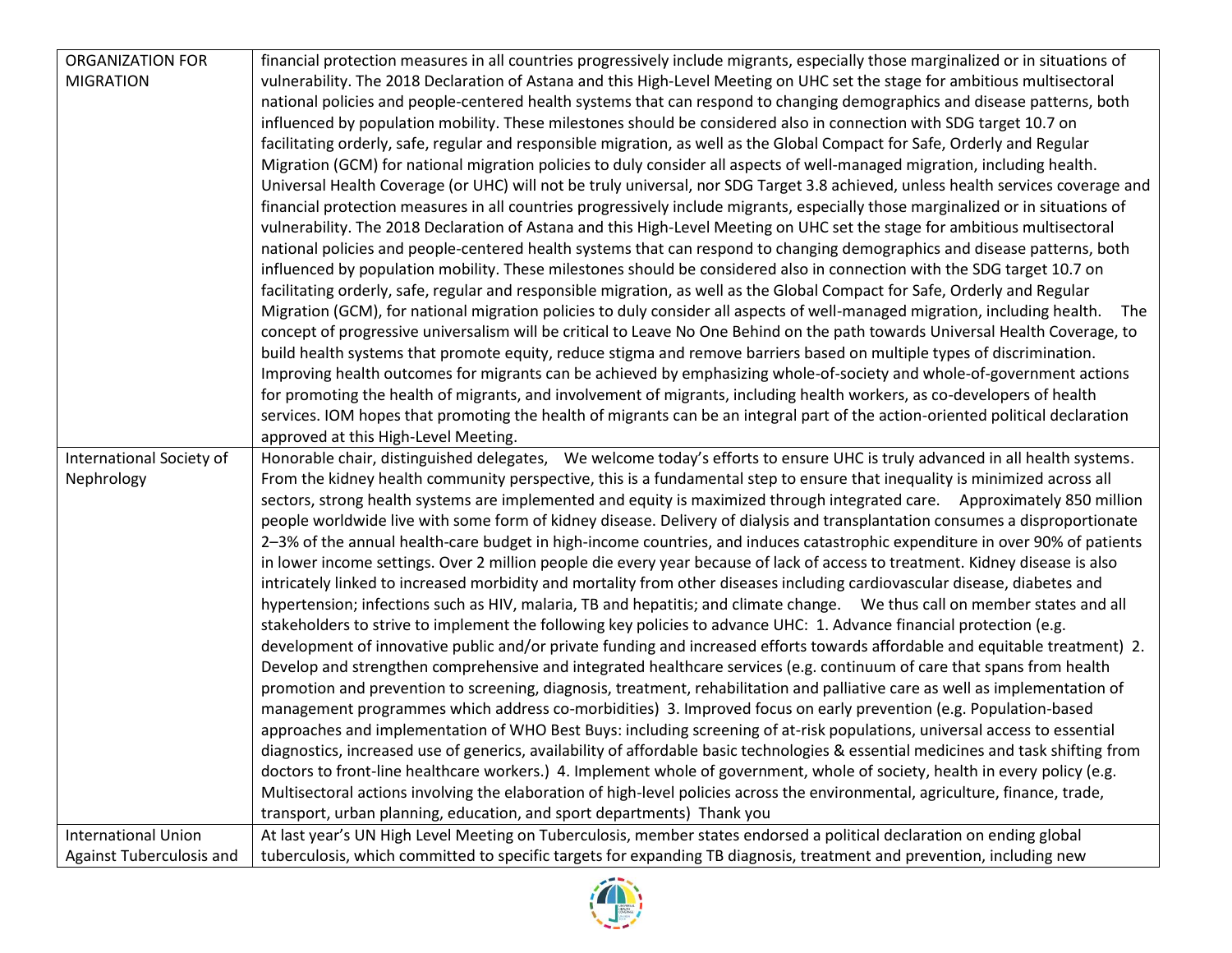| | |
|---|---|
| ORGANIZATION FOR MIGRATION | financial protection measures in all countries progressively include migrants, especially those marginalized or in situations of vulnerability. The 2018 Declaration of Astana and this High-Level Meeting on UHC set the stage for ambitious multisectoral national policies and people-centered health systems that can respond to changing demographics and disease patterns, both influenced by population mobility. These milestones should be considered also in connection with SDG target 10.7 on facilitating orderly, safe, regular and responsible migration, as well as the Global Compact for Safe, Orderly and Regular Migration (GCM) for national migration policies to duly consider all aspects of well-managed migration, including health. Universal Health Coverage (or UHC) will not be truly universal, nor SDG Target 3.8 achieved, unless health services coverage and financial protection measures in all countries progressively include migrants, especially those marginalized or in situations of vulnerability. The 2018 Declaration of Astana and this High-Level Meeting on UHC set the stage for ambitious multisectoral national policies and people-centered health systems that can respond to changing demographics and disease patterns, both influenced by population mobility. These milestones should be considered also in connection with the SDG target 10.7 on facilitating orderly, safe, regular and responsible migration, as well as the Global Compact for Safe, Orderly and Regular Migration (GCM), for national migration policies to duly consider all aspects of well-managed migration, including health. The concept of progressive universalism will be critical to Leave No One Behind on the path towards Universal Health Coverage, to build health systems that promote equity, reduce stigma and remove barriers based on multiple types of discrimination. Improving health outcomes for migrants can be achieved by emphasizing whole-of-society and whole-of-government actions for promoting the health of migrants, and involvement of migrants, including health workers, as co-developers of health services. IOM hopes that promoting the health of migrants can be an integral part of the action-oriented political declaration approved at this High-Level Meeting. |
| International Society of Nephrology | Honorable chair, distinguished delegates, We welcome today's efforts to ensure UHC is truly advanced in all health systems. From the kidney health community perspective, this is a fundamental step to ensure that inequality is minimized across all sectors, strong health systems are implemented and equity is maximized through integrated care. Approximately 850 million people worldwide live with some form of kidney disease. Delivery of dialysis and transplantation consumes a disproportionate 2–3% of the annual health-care budget in high-income countries, and induces catastrophic expenditure in over 90% of patients in lower income settings. Over 2 million people die every year because of lack of access to treatment. Kidney disease is also intricately linked to increased morbidity and mortality from other diseases including cardiovascular disease, diabetes and hypertension; infections such as HIV, malaria, TB and hepatitis; and climate change. We thus call on member states and all stakeholders to strive to implement the following key policies to advance UHC: 1. Advance financial protection (e.g. development of innovative public and/or private funding and increased efforts towards affordable and equitable treatment) 2. Develop and strengthen comprehensive and integrated healthcare services (e.g. continuum of care that spans from health promotion and prevention to screening, diagnosis, treatment, rehabilitation and palliative care as well as implementation of management programmes which address co-morbidities) 3. Improved focus on early prevention (e.g. Population-based approaches and implementation of WHO Best Buys: including screening of at-risk populations, universal access to essential diagnostics, increased use of generics, availability of affordable basic technologies & essential medicines and task shifting from doctors to front-line healthcare workers.) 4. Implement whole of government, whole of society, health in every policy (e.g. Multisectoral actions involving the elaboration of high-level policies across the environmental, agriculture, finance, trade, transport, urban planning, education, and sport departments) Thank you |
| International Union Against Tuberculosis and | At last year's UN High Level Meeting on Tuberculosis, member states endorsed a political declaration on ending global tuberculosis, which committed to specific targets for expanding TB diagnosis, treatment and prevention, including new |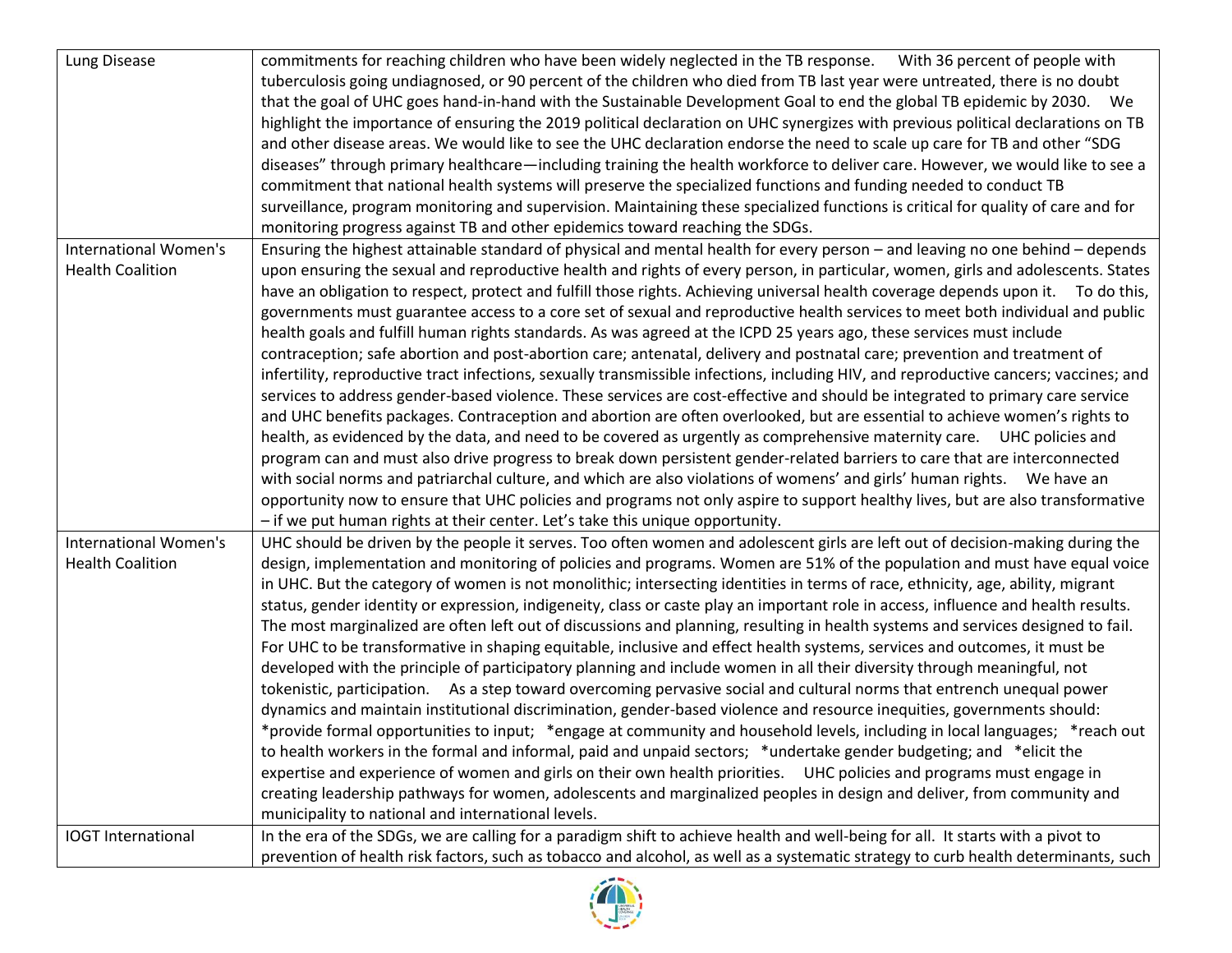| | |
|---|---|
| Lung Disease | commitments for reaching children who have been widely neglected in the TB response. With 36 percent of people with tuberculosis going undiagnosed, or 90 percent of the children who died from TB last year were untreated, there is no doubt that the goal of UHC goes hand-in-hand with the Sustainable Development Goal to end the global TB epidemic by 2030. We highlight the importance of ensuring the 2019 political declaration on UHC synergizes with previous political declarations on TB and other disease areas. We would like to see the UHC declaration endorse the need to scale up care for TB and other "SDG diseases" through primary healthcare—including training the health workforce to deliver care. However, we would like to see a commitment that national health systems will preserve the specialized functions and funding needed to conduct TB surveillance, program monitoring and supervision. Maintaining these specialized functions is critical for quality of care and for monitoring progress against TB and other epidemics toward reaching the SDGs. |
| International Women's Health Coalition | Ensuring the highest attainable standard of physical and mental health for every person – and leaving no one behind – depends upon ensuring the sexual and reproductive health and rights of every person, in particular, women, girls and adolescents. States have an obligation to respect, protect and fulfill those rights. Achieving universal health coverage depends upon it. To do this, governments must guarantee access to a core set of sexual and reproductive health services to meet both individual and public health goals and fulfill human rights standards. As was agreed at the ICPD 25 years ago, these services must include contraception; safe abortion and post-abortion care; antenatal, delivery and postnatal care; prevention and treatment of infertility, reproductive tract infections, sexually transmissible infections, including HIV, and reproductive cancers; vaccines; and services to address gender-based violence. These services are cost-effective and should be integrated to primary care service and UHC benefits packages. Contraception and abortion are often overlooked, but are essential to achieve women's rights to health, as evidenced by the data, and need to be covered as urgently as comprehensive maternity care. UHC policies and program can and must also drive progress to break down persistent gender-related barriers to care that are interconnected with social norms and patriarchal culture, and which are also violations of womens' and girls' human rights. We have an opportunity now to ensure that UHC policies and programs not only aspire to support healthy lives, but are also transformative – if we put human rights at their center. Let's take this unique opportunity. |
| International Women's Health Coalition | UHC should be driven by the people it serves. Too often women and adolescent girls are left out of decision-making during the design, implementation and monitoring of policies and programs. Women are 51% of the population and must have equal voice in UHC. But the category of women is not monolithic; intersecting identities in terms of race, ethnicity, age, ability, migrant status, gender identity or expression, indigeneity, class or caste play an important role in access, influence and health results. The most marginalized are often left out of discussions and planning, resulting in health systems and services designed to fail. For UHC to be transformative in shaping equitable, inclusive and effect health systems, services and outcomes, it must be developed with the principle of participatory planning and include women in all their diversity through meaningful, not tokenistic, participation. As a step toward overcoming pervasive social and cultural norms that entrench unequal power dynamics and maintain institutional discrimination, gender-based violence and resource inequities, governments should: *provide formal opportunities to input; *engage at community and household levels, including in local languages; *reach out to health workers in the formal and informal, paid and unpaid sectors; *undertake gender budgeting; and *elicit the expertise and experience of women and girls on their own health priorities. UHC policies and programs must engage in creating leadership pathways for women, adolescents and marginalized peoples in design and deliver, from community and municipality to national and international levels. |
| IOGT International | In the era of the SDGs, we are calling for a paradigm shift to achieve health and well-being for all. It starts with a pivot to prevention of health risk factors, such as tobacco and alcohol, as well as a systematic strategy to curb health determinants, such |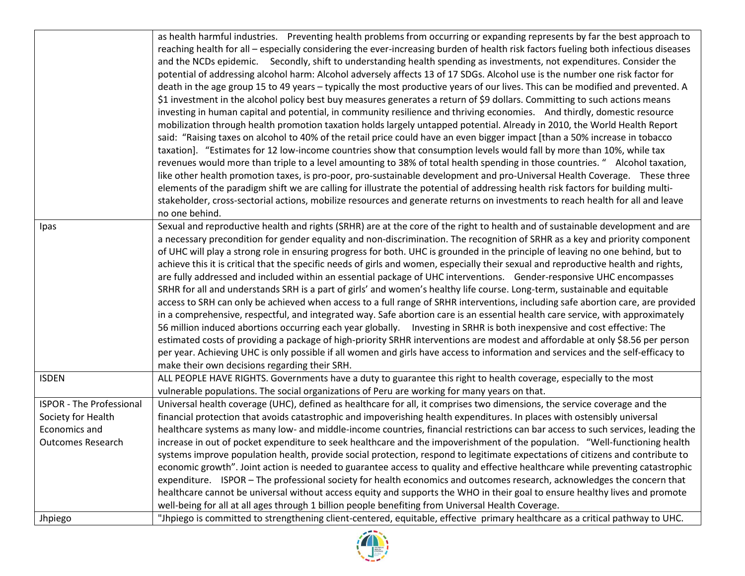|  |  |
|---|---|
|  | as health harmful industries. Preventing health problems from occurring or expanding represents by far the best approach to reaching health for all – especially considering the ever-increasing burden of health risk factors fueling both infectious diseases and the NCDs epidemic. Secondly, shift to understanding health spending as investments, not expenditures. Consider the potential of addressing alcohol harm: Alcohol adversely affects 13 of 17 SDGs. Alcohol use is the number one risk factor for death in the age group 15 to 49 years – typically the most productive years of our lives. This can be modified and prevented. A $1 investment in the alcohol policy best buy measures generates a return of $9 dollars. Committing to such actions means investing in human capital and potential, in community resilience and thriving economies. And thirdly, domestic resource mobilization through health promotion taxation holds largely untapped potential. Already in 2010, the World Health Report said: "Raising taxes on alcohol to 40% of the retail price could have an even bigger impact [than a 50% increase in tobacco taxation]. "Estimates for 12 low-income countries show that consumption levels would fall by more than 10%, while tax revenues would more than triple to a level amounting to 38% of total health spending in those countries. " Alcohol taxation, like other health promotion taxes, is pro-poor, pro-sustainable development and pro-Universal Health Coverage. These three elements of the paradigm shift we are calling for illustrate the potential of addressing health risk factors for building multi-stakeholder, cross-sectorial actions, mobilize resources and generate returns on investments to reach health for all and leave no one behind. |
| Ipas | Sexual and reproductive health and rights (SRHR) are at the core of the right to health and of sustainable development and are a necessary precondition for gender equality and non-discrimination. The recognition of SRHR as a key and priority component of UHC will play a strong role in ensuring progress for both. UHC is grounded in the principle of leaving no one behind, but to achieve this it is critical that the specific needs of girls and women, especially their sexual and reproductive health and rights, are fully addressed and included within an essential package of UHC interventions. Gender-responsive UHC encompasses SRHR for all and understands SRH is a part of girls' and women's healthy life course. Long-term, sustainable and equitable access to SRH can only be achieved when access to a full range of SRHR interventions, including safe abortion care, are provided in a comprehensive, respectful, and integrated way. Safe abortion care is an essential health care service, with approximately 56 million induced abortions occurring each year globally. Investing in SRHR is both inexpensive and cost effective: The estimated costs of providing a package of high-priority SRHR interventions are modest and affordable at only $8.56 per person per year. Achieving UHC is only possible if all women and girls have access to information and services and the self-efficacy to make their own decisions regarding their SRH. |
| ISDEN | ALL PEOPLE HAVE RIGHTS. Governments have a duty to guarantee this right to health coverage, especially to the most vulnerable populations. The social organizations of Peru are working for many years on that. |
| ISPOR - The Professional Society for Health Economics and Outcomes Research | Universal health coverage (UHC), defined as healthcare for all, it comprises two dimensions, the service coverage and the financial protection that avoids catastrophic and impoverishing health expenditures. In places with ostensibly universal healthcare systems as many low- and middle-income countries, financial restrictions can bar access to such services, leading the increase in out of pocket expenditure to seek healthcare and the impoverishment of the population. "Well-functioning health systems improve population health, provide social protection, respond to legitimate expectations of citizens and contribute to economic growth". Joint action is needed to guarantee access to quality and effective healthcare while preventing catastrophic expenditure. ISPOR – The professional society for health economics and outcomes research, acknowledges the concern that healthcare cannot be universal without access equity and supports the WHO in their goal to ensure healthy lives and promote well-being for all at all ages through 1 billion people benefiting from Universal Health Coverage. |
| Jhpiego | "Jhpiego is committed to strengthening client-centered, equitable, effective primary healthcare as a critical pathway to UHC. |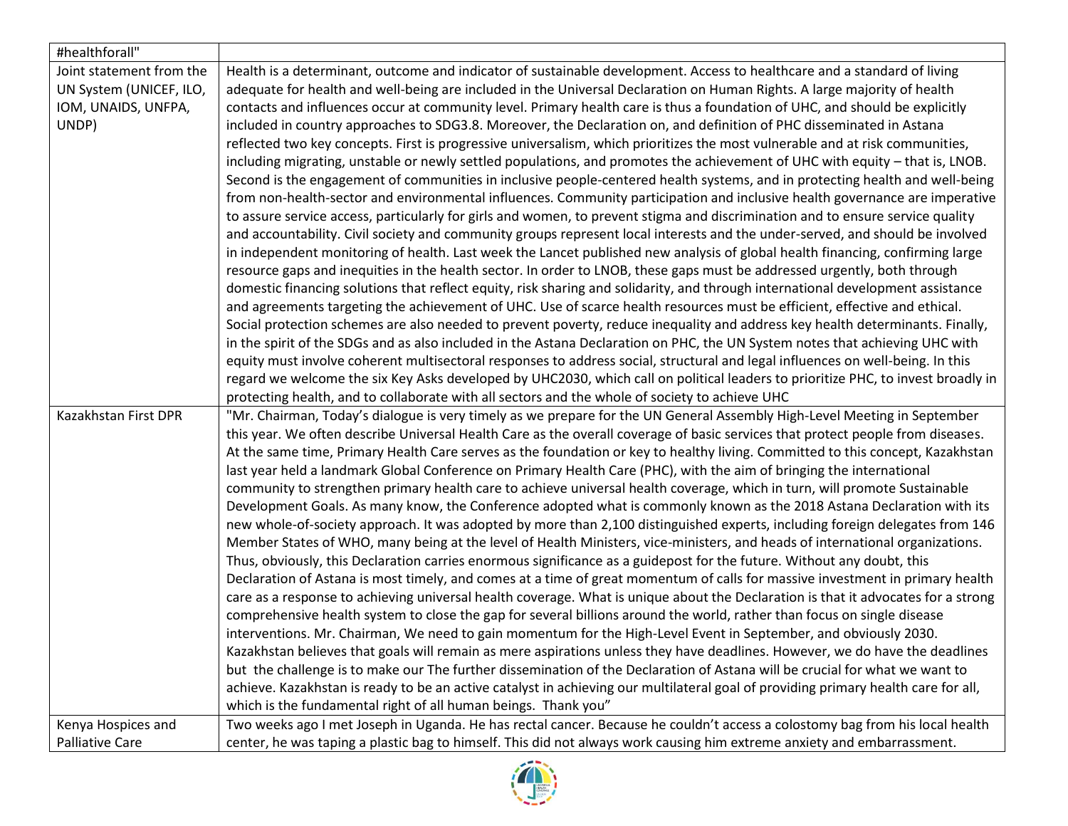| #healthforall" | |
|---|---|
| Joint statement from the UN System (UNICEF, ILO, IOM, UNAIDS, UNFPA, UNDP) | Health is a determinant, outcome and indicator of sustainable development. Access to healthcare and a standard of living adequate for health and well-being are included in the Universal Declaration on Human Rights. A large majority of health contacts and influences occur at community level. Primary health care is thus a foundation of UHC, and should be explicitly included in country approaches to SDG3.8. Moreover, the Declaration on, and definition of PHC disseminated in Astana reflected two key concepts. First is progressive universalism, which prioritizes the most vulnerable and at risk communities, including migrating, unstable or newly settled populations, and promotes the achievement of UHC with equity – that is, LNOB. Second is the engagement of communities in inclusive people-centered health systems, and in protecting health and well-being from non-health-sector and environmental influences. Community participation and inclusive health governance are imperative to assure service access, particularly for girls and women, to prevent stigma and discrimination and to ensure service quality and accountability. Civil society and community groups represent local interests and the under-served, and should be involved in independent monitoring of health. Last week the Lancet published new analysis of global health financing, confirming large resource gaps and inequities in the health sector. In order to LNOB, these gaps must be addressed urgently, both through domestic financing solutions that reflect equity, risk sharing and solidarity, and through international development assistance and agreements targeting the achievement of UHC. Use of scarce health resources must be efficient, effective and ethical. Social protection schemes are also needed to prevent poverty, reduce inequality and address key health determinants. Finally, in the spirit of the SDGs and as also included in the Astana Declaration on PHC, the UN System notes that achieving UHC with equity must involve coherent multisectoral responses to address social, structural and legal influences on well-being. In this regard we welcome the six Key Asks developed by UHC2030, which call on political leaders to prioritize PHC, to invest broadly in protecting health, and to collaborate with all sectors and the whole of society to achieve UHC |
| Kazakhstan First DPR | "Mr. Chairman, Today's dialogue is very timely as we prepare for the UN General Assembly High-Level Meeting in September this year. We often describe Universal Health Care as the overall coverage of basic services that protect people from diseases. At the same time, Primary Health Care serves as the foundation or key to healthy living. Committed to this concept, Kazakhstan last year held a landmark Global Conference on Primary Health Care (PHC), with the aim of bringing the international community to strengthen primary health care to achieve universal health coverage, which in turn, will promote Sustainable Development Goals. As many know, the Conference adopted what is commonly known as the 2018 Astana Declaration with its new whole-of-society approach. It was adopted by more than 2,100 distinguished experts, including foreign delegates from 146 Member States of WHO, many being at the level of Health Ministers, vice-ministers, and heads of international organizations. Thus, obviously, this Declaration carries enormous significance as a guidepost for the future. Without any doubt, this Declaration of Astana is most timely, and comes at a time of great momentum of calls for massive investment in primary health care as a response to achieving universal health coverage. What is unique about the Declaration is that it advocates for a strong comprehensive health system to close the gap for several billions around the world, rather than focus on single disease interventions. Mr. Chairman, We need to gain momentum for the High-Level Event in September, and obviously 2030. Kazakhstan believes that goals will remain as mere aspirations unless they have deadlines. However, we do have the deadlines but the challenge is to make our The further dissemination of the Declaration of Astana will be crucial for what we want to achieve. Kazakhstan is ready to be an active catalyst in achieving our multilateral goal of providing primary health care for all, which is the fundamental right of all human beings. Thank you" |
| Kenya Hospices and Palliative Care | Two weeks ago I met Joseph in Uganda. He has rectal cancer. Because he couldn't access a colostomy bag from his local health center, he was taping a plastic bag to himself. This did not always work causing him extreme anxiety and embarrassment. |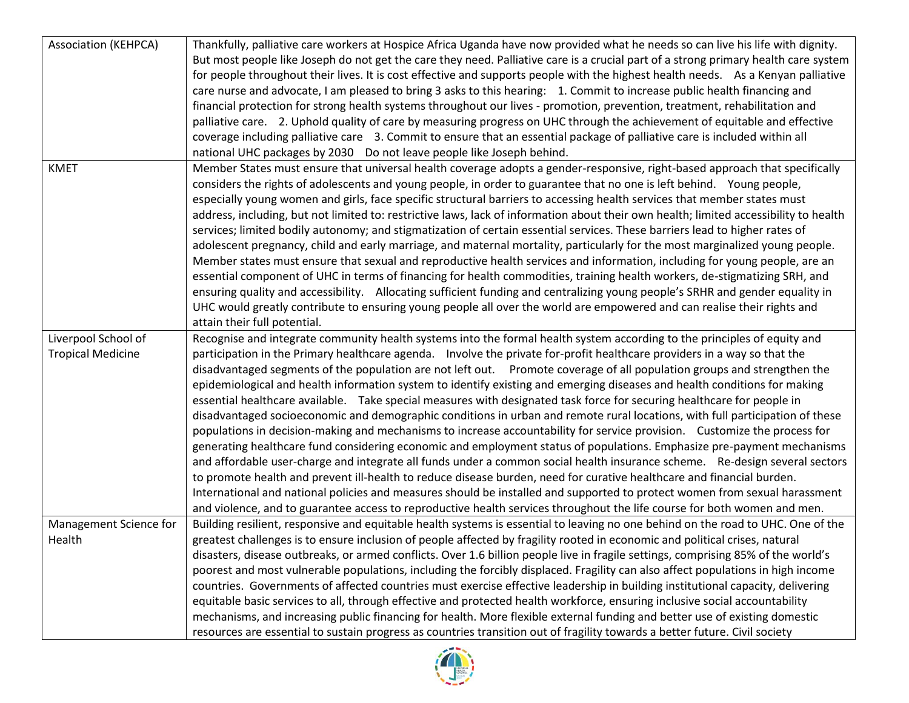| | |
|---|---|
| Association (KEHPCA) | Thankfully, palliative care workers at Hospice Africa Uganda have now provided what he needs so can live his life with dignity. But most people like Joseph do not get the care they need. Palliative care is a crucial part of a strong primary health care system for people throughout their lives. It is cost effective and supports people with the highest health needs. As a Kenyan palliative care nurse and advocate, I am pleased to bring 3 asks to this hearing: 1. Commit to increase public health financing and financial protection for strong health systems throughout our lives - promotion, prevention, treatment, rehabilitation and palliative care. 2. Uphold quality of care by measuring progress on UHC through the achievement of equitable and effective coverage including palliative care 3. Commit to ensure that an essential package of palliative care is included within all national UHC packages by 2030 Do not leave people like Joseph behind. |
| KMET | Member States must ensure that universal health coverage adopts a gender-responsive, right-based approach that specifically considers the rights of adolescents and young people, in order to guarantee that no one is left behind. Young people, especially young women and girls, face specific structural barriers to accessing health services that member states must address, including, but not limited to: restrictive laws, lack of information about their own health; limited accessibility to health services; limited bodily autonomy; and stigmatization of certain essential services. These barriers lead to higher rates of adolescent pregnancy, child and early marriage, and maternal mortality, particularly for the most marginalized young people. Member states must ensure that sexual and reproductive health services and information, including for young people, are an essential component of UHC in terms of financing for health commodities, training health workers, de-stigmatizing SRH, and ensuring quality and accessibility. Allocating sufficient funding and centralizing young people's SRHR and gender equality in UHC would greatly contribute to ensuring young people all over the world are empowered and can realise their rights and attain their full potential. |
| Liverpool School of Tropical Medicine | Recognise and integrate community health systems into the formal health system according to the principles of equity and participation in the Primary healthcare agenda. Involve the private for-profit healthcare providers in a way so that the disadvantaged segments of the population are not left out. Promote coverage of all population groups and strengthen the epidemiological and health information system to identify existing and emerging diseases and health conditions for making essential healthcare available. Take special measures with designated task force for securing healthcare for people in disadvantaged socioeconomic and demographic conditions in urban and remote rural locations, with full participation of these populations in decision-making and mechanisms to increase accountability for service provision. Customize the process for generating healthcare fund considering economic and employment status of populations. Emphasize pre-payment mechanisms and affordable user-charge and integrate all funds under a common social health insurance scheme. Re-design several sectors to promote health and prevent ill-health to reduce disease burden, need for curative healthcare and financial burden. International and national policies and measures should be installed and supported to protect women from sexual harassment and violence, and to guarantee access to reproductive health services throughout the life course for both women and men. |
| Management Science for Health | Building resilient, responsive and equitable health systems is essential to leaving no one behind on the road to UHC. One of the greatest challenges is to ensure inclusion of people affected by fragility rooted in economic and political crises, natural disasters, disease outbreaks, or armed conflicts. Over 1.6 billion people live in fragile settings, comprising 85% of the world's poorest and most vulnerable populations, including the forcibly displaced. Fragility can also affect populations in high income countries. Governments of affected countries must exercise effective leadership in building institutional capacity, delivering equitable basic services to all, through effective and protected health workforce, ensuring inclusive social accountability mechanisms, and increasing public financing for health. More flexible external funding and better use of existing domestic resources are essential to sustain progress as countries transition out of fragility towards a better future. Civil society |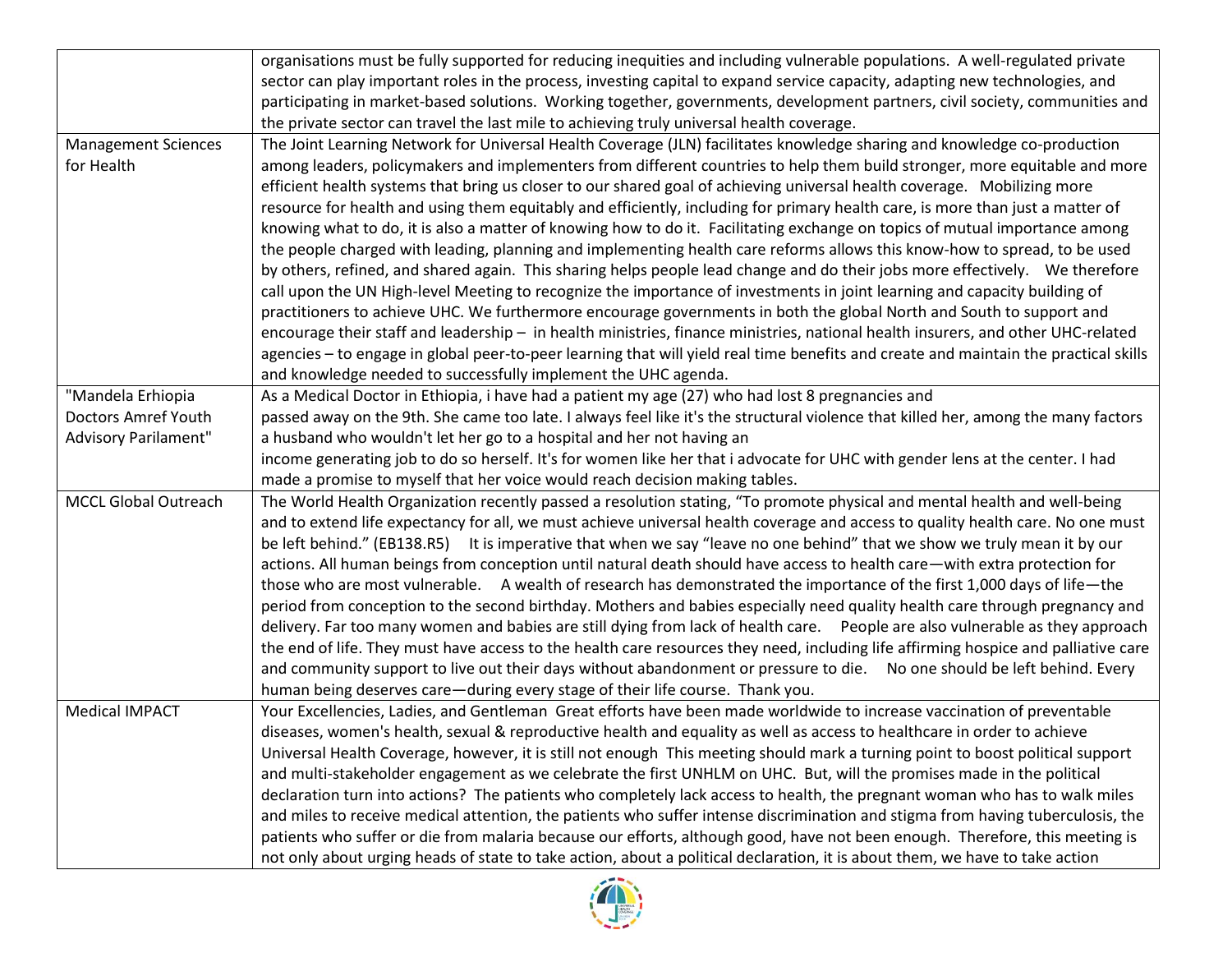| | |
|---|---|
| | organisations must be fully supported for reducing inequities and including vulnerable populations. A well-regulated private sector can play important roles in the process, investing capital to expand service capacity, adapting new technologies, and participating in market-based solutions. Working together, governments, development partners, civil society, communities and the private sector can travel the last mile to achieving truly universal health coverage. |
| Management Sciences for Health | The Joint Learning Network for Universal Health Coverage (JLN) facilitates knowledge sharing and knowledge co-production among leaders, policymakers and implementers from different countries to help them build stronger, more equitable and more efficient health systems that bring us closer to our shared goal of achieving universal health coverage. Mobilizing more resource for health and using them equitably and efficiently, including for primary health care, is more than just a matter of knowing what to do, it is also a matter of knowing how to do it. Facilitating exchange on topics of mutual importance among the people charged with leading, planning and implementing health care reforms allows this know-how to spread, to be used by others, refined, and shared again. This sharing helps people lead change and do their jobs more effectively. We therefore call upon the UN High-level Meeting to recognize the importance of investments in joint learning and capacity building of practitioners to achieve UHC. We furthermore encourage governments in both the global North and South to support and encourage their staff and leadership – in health ministries, finance ministries, national health insurers, and other UHC-related agencies – to engage in global peer-to-peer learning that will yield real time benefits and create and maintain the practical skills and knowledge needed to successfully implement the UHC agenda. |
| "Mandela Erhiopia Doctors Amref Youth Advisory Parilament" | As a Medical Doctor in Ethiopia, i have had a patient my age (27) who had lost 8 pregnancies and passed away on the 9th. She came too late. I always feel like it's the structural violence that killed her, among the many factors a husband who wouldn't let her go to a hospital and her not having an income generating job to do so herself. It's for women like her that i advocate for UHC with gender lens at the center. I had made a promise to myself that her voice would reach decision making tables. |
| MCCL Global Outreach | The World Health Organization recently passed a resolution stating, "To promote physical and mental health and well-being and to extend life expectancy for all, we must achieve universal health coverage and access to quality health care. No one must be left behind." (EB138.R5) It is imperative that when we say "leave no one behind" that we show we truly mean it by our actions. All human beings from conception until natural death should have access to health care—with extra protection for those who are most vulnerable. A wealth of research has demonstrated the importance of the first 1,000 days of life—the period from conception to the second birthday. Mothers and babies especially need quality health care through pregnancy and delivery. Far too many women and babies are still dying from lack of health care. People are also vulnerable as they approach the end of life. They must have access to the health care resources they need, including life affirming hospice and palliative care and community support to live out their days without abandonment or pressure to die. No one should be left behind. Every human being deserves care—during every stage of their life course. Thank you. |
| Medical IMPACT | Your Excellencies, Ladies, and Gentleman Great efforts have been made worldwide to increase vaccination of preventable diseases, women's health, sexual & reproductive health and equality as well as access to healthcare in order to achieve Universal Health Coverage, however, it is still not enough This meeting should mark a turning point to boost political support and multi-stakeholder engagement as we celebrate the first UNHLM on UHC. But, will the promises made in the political declaration turn into actions? The patients who completely lack access to health, the pregnant woman who has to walk miles and miles to receive medical attention, the patients who suffer intense discrimination and stigma from having tuberculosis, the patients who suffer or die from malaria because our efforts, although good, have not been enough. Therefore, this meeting is not only about urging heads of state to take action, about a political declaration, it is about them, we have to take action |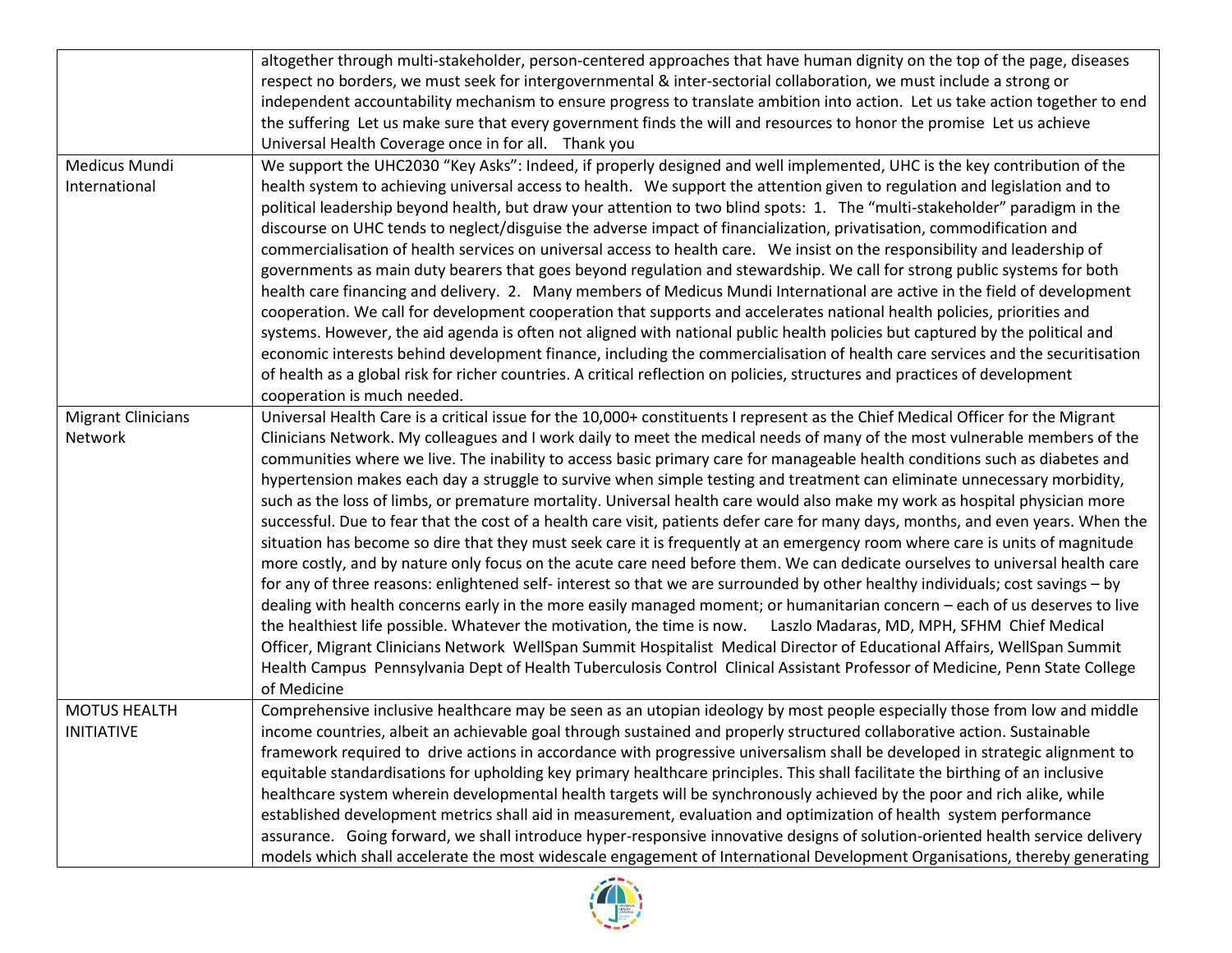| | |
|---|---|
| | altogether through multi-stakeholder, person-centered approaches that have human dignity on the top of the page, diseases respect no borders, we must seek for intergovernmental & inter-sectorial collaboration, we must include a strong or independent accountability mechanism to ensure progress to translate ambition into action. Let us take action together to end the suffering Let us make sure that every government finds the will and resources to honor the promise Let us achieve Universal Health Coverage once in for all. Thank you |
| Medicus Mundi International | We support the UHC2030 "Key Asks": Indeed, if properly designed and well implemented, UHC is the key contribution of the health system to achieving universal access to health. We support the attention given to regulation and legislation and to political leadership beyond health, but draw your attention to two blind spots: 1. The "multi-stakeholder" paradigm in the discourse on UHC tends to neglect/disguise the adverse impact of financialization, privatisation, commodification and commercialisation of health services on universal access to health care. We insist on the responsibility and leadership of governments as main duty bearers that goes beyond regulation and stewardship. We call for strong public systems for both health care financing and delivery. 2. Many members of Medicus Mundi International are active in the field of development cooperation. We call for development cooperation that supports and accelerates national health policies, priorities and systems. However, the aid agenda is often not aligned with national public health policies but captured by the political and economic interests behind development finance, including the commercialisation of health care services and the securitisation of health as a global risk for richer countries. A critical reflection on policies, structures and practices of development cooperation is much needed. |
| Migrant Clinicians Network | Universal Health Care is a critical issue for the 10,000+ constituents I represent as the Chief Medical Officer for the Migrant Clinicians Network. My colleagues and I work daily to meet the medical needs of many of the most vulnerable members of the communities where we live. The inability to access basic primary care for manageable health conditions such as diabetes and hypertension makes each day a struggle to survive when simple testing and treatment can eliminate unnecessary morbidity, such as the loss of limbs, or premature mortality. Universal health care would also make my work as hospital physician more successful. Due to fear that the cost of a health care visit, patients defer care for many days, months, and even years. When the situation has become so dire that they must seek care it is frequently at an emergency room where care is units of magnitude more costly, and by nature only focus on the acute care need before them. We can dedicate ourselves to universal health care for any of three reasons: enlightened self- interest so that we are surrounded by other healthy individuals; cost savings – by dealing with health concerns early in the more easily managed moment; or humanitarian concern – each of us deserves to live the healthiest life possible. Whatever the motivation, the time is now. Laszlo Madaras, MD, MPH, SFHM Chief Medical Officer, Migrant Clinicians Network WellSpan Summit Hospitalist Medical Director of Educational Affairs, WellSpan Summit Health Campus Pennsylvania Dept of Health Tuberculosis Control Clinical Assistant Professor of Medicine, Penn State College of Medicine |
| MOTUS HEALTH INITIATIVE | Comprehensive inclusive healthcare may be seen as an utopian ideology by most people especially those from low and middle income countries, albeit an achievable goal through sustained and properly structured collaborative action. Sustainable framework required to drive actions in accordance with progressive universalism shall be developed in strategic alignment to equitable standardisations for upholding key primary healthcare principles. This shall facilitate the birthing of an inclusive healthcare system wherein developmental health targets will be synchronously achieved by the poor and rich alike, while established development metrics shall aid in measurement, evaluation and optimization of health system performance assurance. Going forward, we shall introduce hyper-responsive innovative designs of solution-oriented health service delivery models which shall accelerate the most widescale engagement of International Development Organisations, thereby generating |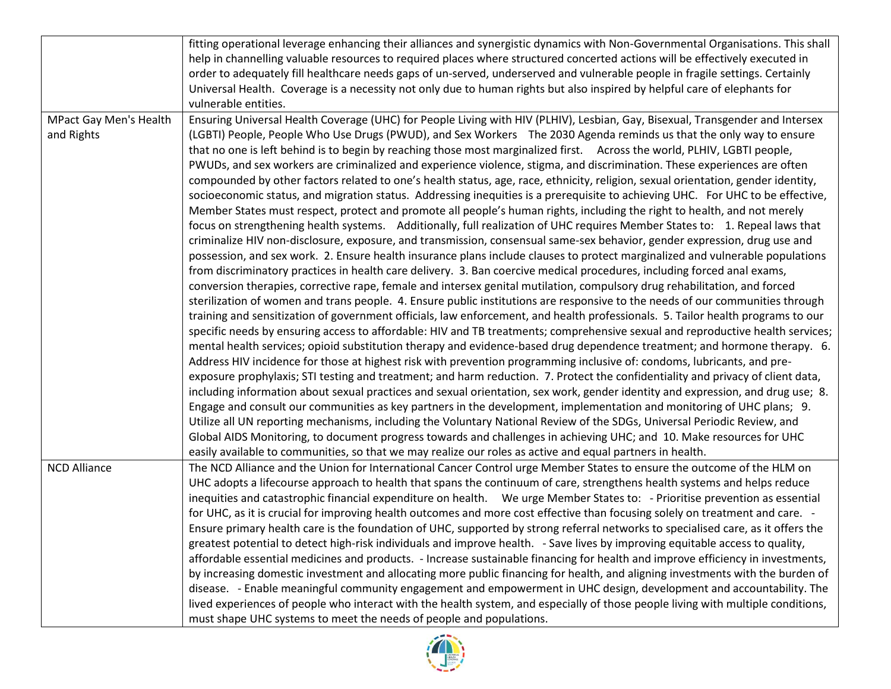| | |
|---|---|
| | fitting operational leverage enhancing their alliances and synergistic dynamics with Non-Governmental Organisations. This shall help in channelling valuable resources to required places where structured concerted actions will be effectively executed in order to adequately fill healthcare needs gaps of un-served, underserved and vulnerable people in fragile settings. Certainly Universal Health. Coverage is a necessity not only due to human rights but also inspired by helpful care of elephants for vulnerable entities. |
| MPact Gay Men's Health and Rights | Ensuring Universal Health Coverage (UHC) for People Living with HIV (PLHIV), Lesbian, Gay, Bisexual, Transgender and Intersex (LGBTI) People, People Who Use Drugs (PWUD), and Sex Workers The 2030 Agenda reminds us that the only way to ensure that no one is left behind is to begin by reaching those most marginalized first. Across the world, PLHIV, LGBTI people, PWUDs, and sex workers are criminalized and experience violence, stigma, and discrimination. These experiences are often compounded by other factors related to one's health status, age, race, ethnicity, religion, sexual orientation, gender identity, socioeconomic status, and migration status. Addressing inequities is a prerequisite to achieving UHC. For UHC to be effective, Member States must respect, protect and promote all people's human rights, including the right to health, and not merely focus on strengthening health systems. Additionally, full realization of UHC requires Member States to: 1. Repeal laws that criminalize HIV non-disclosure, exposure, and transmission, consensual same-sex behavior, gender expression, drug use and possession, and sex work. 2. Ensure health insurance plans include clauses to protect marginalized and vulnerable populations from discriminatory practices in health care delivery. 3. Ban coercive medical procedures, including forced anal exams, conversion therapies, corrective rape, female and intersex genital mutilation, compulsory drug rehabilitation, and forced sterilization of women and trans people. 4. Ensure public institutions are responsive to the needs of our communities through training and sensitization of government officials, law enforcement, and health professionals. 5. Tailor health programs to our specific needs by ensuring access to affordable: HIV and TB treatments; comprehensive sexual and reproductive health services; mental health services; opioid substitution therapy and evidence-based drug dependence treatment; and hormone therapy. 6. Address HIV incidence for those at highest risk with prevention programming inclusive of: condoms, lubricants, and pre-exposure prophylaxis; STI testing and treatment; and harm reduction. 7. Protect the confidentiality and privacy of client data, including information about sexual practices and sexual orientation, sex work, gender identity and expression, and drug use; 8. Engage and consult our communities as key partners in the development, implementation and monitoring of UHC plans; 9. Utilize all UN reporting mechanisms, including the Voluntary National Review of the SDGs, Universal Periodic Review, and Global AIDS Monitoring, to document progress towards and challenges in achieving UHC; and 10. Make resources for UHC easily available to communities, so that we may realize our roles as active and equal partners in health. |
| NCD Alliance | The NCD Alliance and the Union for International Cancer Control urge Member States to ensure the outcome of the HLM on UHC adopts a lifecourse approach to health that spans the continuum of care, strengthens health systems and helps reduce inequities and catastrophic financial expenditure on health. We urge Member States to: - Prioritise prevention as essential for UHC, as it is crucial for improving health outcomes and more cost effective than focusing solely on treatment and care. - Ensure primary health care is the foundation of UHC, supported by strong referral networks to specialised care, as it offers the greatest potential to detect high-risk individuals and improve health. - Save lives by improving equitable access to quality, affordable essential medicines and products. - Increase sustainable financing for health and improve efficiency in investments, by increasing domestic investment and allocating more public financing for health, and aligning investments with the burden of disease. - Enable meaningful community engagement and empowerment in UHC design, development and accountability. The lived experiences of people who interact with the health system, and especially of those people living with multiple conditions, must shape UHC systems to meet the needs of people and populations. |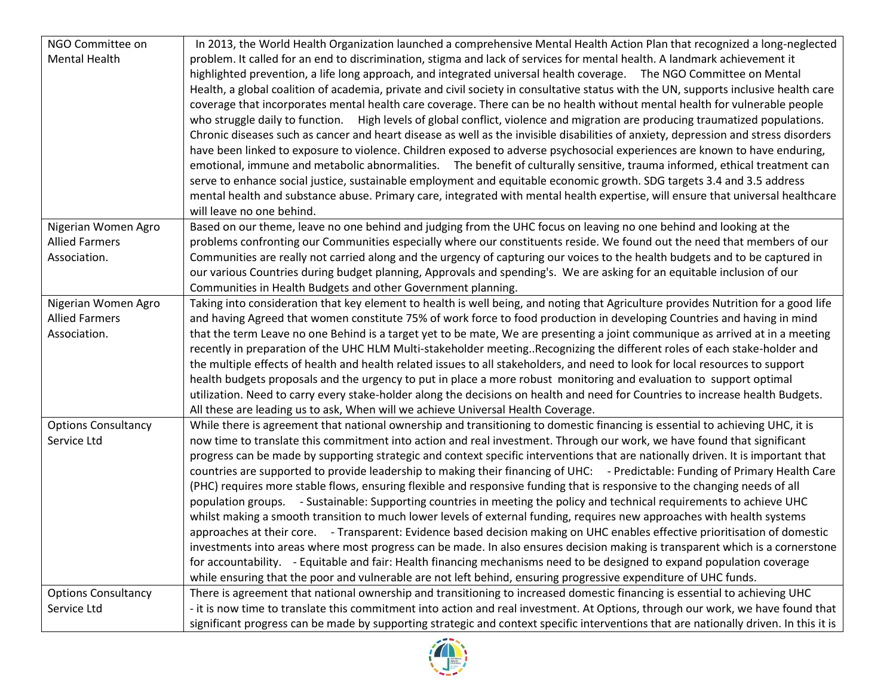| | |
|---|---|
| NGO Committee on Mental Health | In 2013, the World Health Organization launched a comprehensive Mental Health Action Plan that recognized a long-neglected problem. It called for an end to discrimination, stigma and lack of services for mental health. A landmark achievement it highlighted prevention, a life long approach, and integrated universal health coverage. The NGO Committee on Mental Health, a global coalition of academia, private and civil society in consultative status with the UN, supports inclusive health care coverage that incorporates mental health care coverage. There can be no health without mental health for vulnerable people who struggle daily to function. High levels of global conflict, violence and migration are producing traumatized populations. Chronic diseases such as cancer and heart disease as well as the invisible disabilities of anxiety, depression and stress disorders have been linked to exposure to violence. Children exposed to adverse psychosocial experiences are known to have enduring, emotional, immune and metabolic abnormalities. The benefit of culturally sensitive, trauma informed, ethical treatment can serve to enhance social justice, sustainable employment and equitable economic growth. SDG targets 3.4 and 3.5 address mental health and substance abuse. Primary care, integrated with mental health expertise, will ensure that universal healthcare will leave no one behind. |
| Nigerian Women Agro Allied Farmers Association. | Based on our theme, leave no one behind and judging from the UHC focus on leaving no one behind and looking at the problems confronting our Communities especially where our constituents reside. We found out the need that members of our Communities are really not carried along and the urgency of capturing our voices to the health budgets and to be captured in our various Countries during budget planning, Approvals and spending's. We are asking for an equitable inclusion of our Communities in Health Budgets and other Government planning. |
| Nigerian Women Agro Allied Farmers Association. | Taking into consideration that key element to health is well being, and noting that Agriculture provides Nutrition for a good life and having Agreed that women constitute 75% of work force to food production in developing Countries and having in mind that the term Leave no one Behind is a target yet to be mate, We are presenting a joint communique as arrived at in a meeting recently in preparation of the UHC HLM Multi-stakeholder meeting..Recognizing the different roles of each stake-holder and the multiple effects of health and health related issues to all stakeholders, and need to look for local resources to support health budgets proposals and the urgency to put in place a more robust monitoring and evaluation to support optimal utilization. Need to carry every stake-holder along the decisions on health and need for Countries to increase health Budgets. All these are leading us to ask, When will we achieve Universal Health Coverage. |
| Options Consultancy Service Ltd | While there is agreement that national ownership and transitioning to domestic financing is essential to achieving UHC, it is now time to translate this commitment into action and real investment. Through our work, we have found that significant progress can be made by supporting strategic and context specific interventions that are nationally driven. It is important that countries are supported to provide leadership to making their financing of UHC: - Predictable: Funding of Primary Health Care (PHC) requires more stable flows, ensuring flexible and responsive funding that is responsive to the changing needs of all population groups. - Sustainable: Supporting countries in meeting the policy and technical requirements to achieve UHC whilst making a smooth transition to much lower levels of external funding, requires new approaches with health systems approaches at their core. - Transparent: Evidence based decision making on UHC enables effective prioritisation of domestic investments into areas where most progress can be made. In also ensures decision making is transparent which is a cornerstone for accountability. - Equitable and fair: Health financing mechanisms need to be designed to expand population coverage while ensuring that the poor and vulnerable are not left behind, ensuring progressive expenditure of UHC funds. |
| Options Consultancy Service Ltd | There is agreement that national ownership and transitioning to increased domestic financing is essential to achieving UHC - it is now time to translate this commitment into action and real investment. At Options, through our work, we have found that significant progress can be made by supporting strategic and context specific interventions that are nationally driven. In this it is |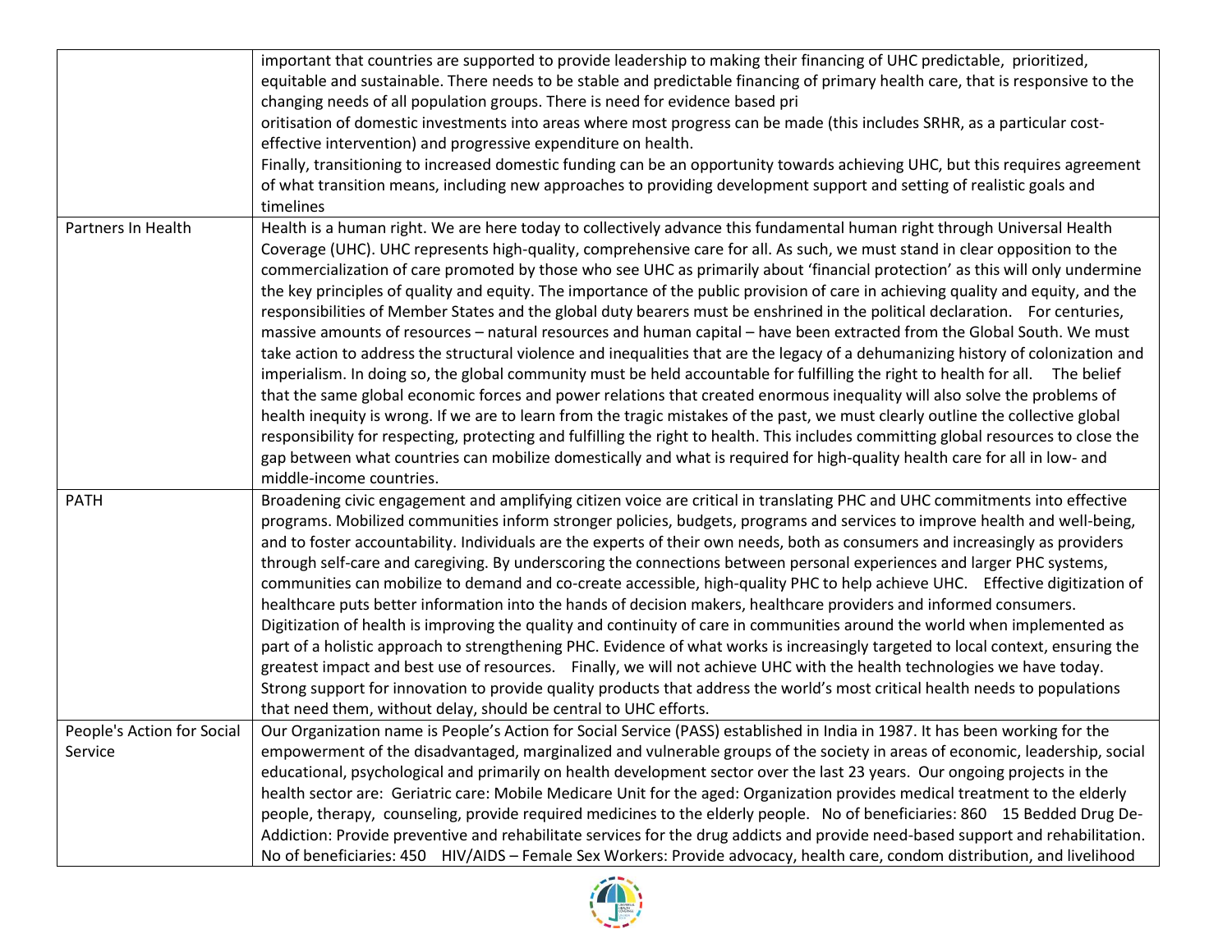| | |
|---|---|
| | important that countries are supported to provide leadership to making their financing of UHC predictable, prioritized, equitable and sustainable. There needs to be stable and predictable financing of primary health care, that is responsive to the changing needs of all population groups. There is need for evidence based pri oritisation of domestic investments into areas where most progress can be made (this includes SRHR, as a particular cost-effective intervention) and progressive expenditure on health. Finally, transitioning to increased domestic funding can be an opportunity towards achieving UHC, but this requires agreement of what transition means, including new approaches to providing development support and setting of realistic goals and timelines |
| Partners In Health | Health is a human right. We are here today to collectively advance this fundamental human right through Universal Health Coverage (UHC). UHC represents high-quality, comprehensive care for all. As such, we must stand in clear opposition to the commercialization of care promoted by those who see UHC as primarily about 'financial protection' as this will only undermine the key principles of quality and equity. The importance of the public provision of care in achieving quality and equity, and the responsibilities of Member States and the global duty bearers must be enshrined in the political declaration. For centuries, massive amounts of resources – natural resources and human capital – have been extracted from the Global South. We must take action to address the structural violence and inequalities that are the legacy of a dehumanizing history of colonization and imperialism. In doing so, the global community must be held accountable for fulfilling the right to health for all. The belief that the same global economic forces and power relations that created enormous inequality will also solve the problems of health inequity is wrong. If we are to learn from the tragic mistakes of the past, we must clearly outline the collective global responsibility for respecting, protecting and fulfilling the right to health. This includes committing global resources to close the gap between what countries can mobilize domestically and what is required for high-quality health care for all in low- and middle-income countries. |
| PATH | Broadening civic engagement and amplifying citizen voice are critical in translating PHC and UHC commitments into effective programs. Mobilized communities inform stronger policies, budgets, programs and services to improve health and well-being, and to foster accountability. Individuals are the experts of their own needs, both as consumers and increasingly as providers through self-care and caregiving. By underscoring the connections between personal experiences and larger PHC systems, communities can mobilize to demand and co-create accessible, high-quality PHC to help achieve UHC. Effective digitization of healthcare puts better information into the hands of decision makers, healthcare providers and informed consumers. Digitization of health is improving the quality and continuity of care in communities around the world when implemented as part of a holistic approach to strengthening PHC. Evidence of what works is increasingly targeted to local context, ensuring the greatest impact and best use of resources. Finally, we will not achieve UHC with the health technologies we have today. Strong support for innovation to provide quality products that address the world's most critical health needs to populations that need them, without delay, should be central to UHC efforts. |
| People's Action for Social Service | Our Organization name is People's Action for Social Service (PASS) established in India in 1987. It has been working for the empowerment of the disadvantaged, marginalized and vulnerable groups of the society in areas of economic, leadership, social educational, psychological and primarily on health development sector over the last 23 years. Our ongoing projects in the health sector are: Geriatric care: Mobile Medicare Unit for the aged: Organization provides medical treatment to the elderly people, therapy, counseling, provide required medicines to the elderly people. No of beneficiaries: 860 15 Bedded Drug De-Addiction: Provide preventive and rehabilitate services for the drug addicts and provide need-based support and rehabilitation. No of beneficiaries: 450 HIV/AIDS – Female Sex Workers: Provide advocacy, health care, condom distribution, and livelihood |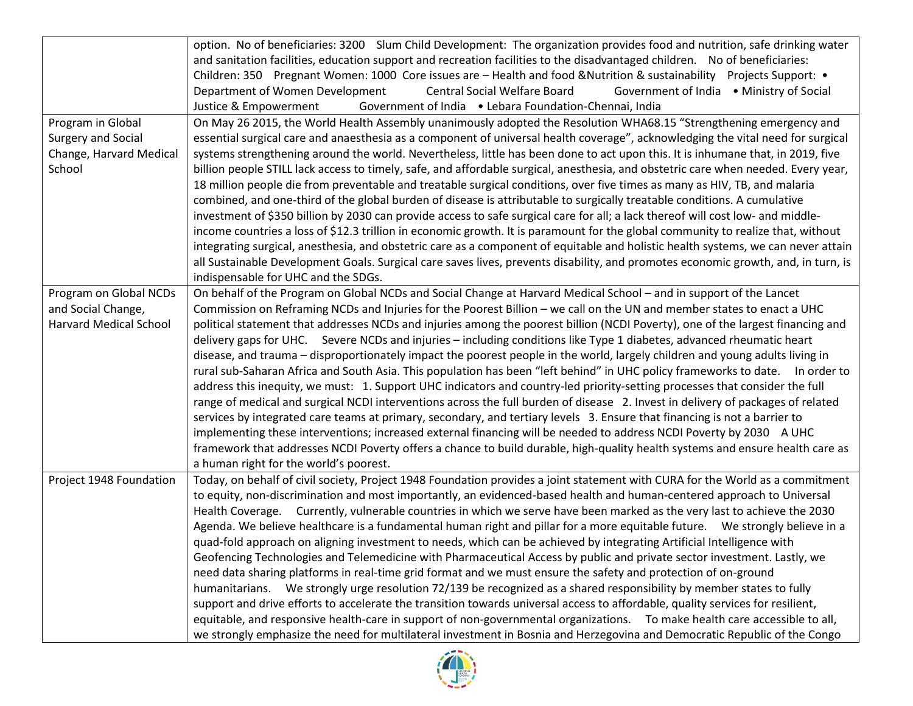| | |
|---|---|
| | option. No of beneficiaries: 3200 Slum Child Development: The organization provides food and nutrition, safe drinking water and sanitation facilities, education support and recreation facilities to the disadvantaged children. No of beneficiaries: Children: 350 Pregnant Women: 1000 Core issues are – Health and food &Nutrition & sustainability Projects Support: • Department of Women Development Central Social Welfare Board Government of India • Ministry of Social Justice & Empowerment Government of India • Lebara Foundation-Chennai, India |
| Program in Global Surgery and Social Change, Harvard Medical School | On May 26 2015, the World Health Assembly unanimously adopted the Resolution WHA68.15 "Strengthening emergency and essential surgical care and anaesthesia as a component of universal health coverage", acknowledging the vital need for surgical systems strengthening around the world. Nevertheless, little has been done to act upon this. It is inhumane that, in 2019, five billion people STILL lack access to timely, safe, and affordable surgical, anesthesia, and obstetric care when needed. Every year, 18 million people die from preventable and treatable surgical conditions, over five times as many as HIV, TB, and malaria combined, and one-third of the global burden of disease is attributable to surgically treatable conditions. A cumulative investment of $350 billion by 2030 can provide access to safe surgical care for all; a lack thereof will cost low- and middle-income countries a loss of $12.3 trillion in economic growth. It is paramount for the global community to realize that, without integrating surgical, anesthesia, and obstetric care as a component of equitable and holistic health systems, we can never attain all Sustainable Development Goals. Surgical care saves lives, prevents disability, and promotes economic growth, and, in turn, is indispensable for UHC and the SDGs. |
| Program on Global NCDs and Social Change, Harvard Medical School | On behalf of the Program on Global NCDs and Social Change at Harvard Medical School – and in support of the Lancet Commission on Reframing NCDs and Injuries for the Poorest Billion – we call on the UN and member states to enact a UHC political statement that addresses NCDs and injuries among the poorest billion (NCDI Poverty), one of the largest financing and delivery gaps for UHC. Severe NCDs and injuries – including conditions like Type 1 diabetes, advanced rheumatic heart disease, and trauma – disproportionately impact the poorest people in the world, largely children and young adults living in rural sub-Saharan Africa and South Asia. This population has been "left behind" in UHC policy frameworks to date. In order to address this inequity, we must: 1. Support UHC indicators and country-led priority-setting processes that consider the full range of medical and surgical NCDI interventions across the full burden of disease 2. Invest in delivery of packages of related services by integrated care teams at primary, secondary, and tertiary levels 3. Ensure that financing is not a barrier to implementing these interventions; increased external financing will be needed to address NCDI Poverty by 2030 A UHC framework that addresses NCDI Poverty offers a chance to build durable, high-quality health systems and ensure health care as a human right for the world's poorest. |
| Project 1948 Foundation | Today, on behalf of civil society, Project 1948 Foundation provides a joint statement with CURA for the World as a commitment to equity, non-discrimination and most importantly, an evidenced-based health and human-centered approach to Universal Health Coverage. Currently, vulnerable countries in which we serve have been marked as the very last to achieve the 2030 Agenda. We believe healthcare is a fundamental human right and pillar for a more equitable future. We strongly believe in a quad-fold approach on aligning investment to needs, which can be achieved by integrating Artificial Intelligence with Geofencing Technologies and Telemedicine with Pharmaceutical Access by public and private sector investment. Lastly, we need data sharing platforms in real-time grid format and we must ensure the safety and protection of on-ground humanitarians. We strongly urge resolution 72/139 be recognized as a shared responsibility by member states to fully support and drive efforts to accelerate the transition towards universal access to affordable, quality services for resilient, equitable, and responsive health-care in support of non-governmental organizations. To make health care accessible to all, we strongly emphasize the need for multilateral investment in Bosnia and Herzegovina and Democratic Republic of the Congo |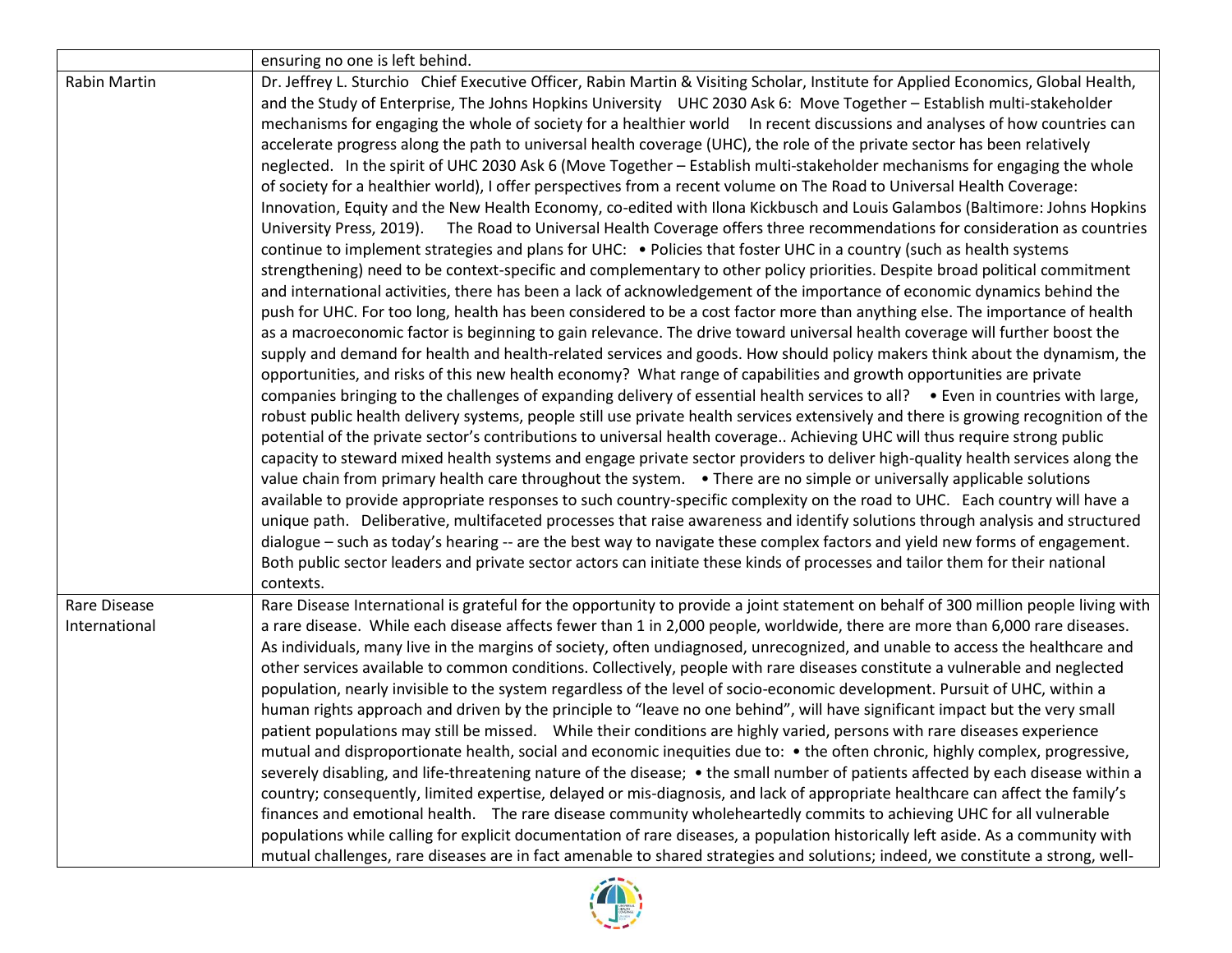| | |
|---|---|
| | ensuring no one is left behind. |
| Rabin Martin | Dr. Jeffrey L. Sturchio Chief Executive Officer, Rabin Martin & Visiting Scholar, Institute for Applied Economics, Global Health, and the Study of Enterprise, The Johns Hopkins University UHC 2030 Ask 6: Move Together – Establish multi-stakeholder mechanisms for engaging the whole of society for a healthier world In recent discussions and analyses of how countries can accelerate progress along the path to universal health coverage (UHC), the role of the private sector has been relatively neglected. In the spirit of UHC 2030 Ask 6 (Move Together – Establish multi-stakeholder mechanisms for engaging the whole of society for a healthier world), I offer perspectives from a recent volume on The Road to Universal Health Coverage: Innovation, Equity and the New Health Economy, co-edited with Ilona Kickbusch and Louis Galambos (Baltimore: Johns Hopkins University Press, 2019). The Road to Universal Health Coverage offers three recommendations for consideration as countries continue to implement strategies and plans for UHC: • Policies that foster UHC in a country (such as health systems strengthening) need to be context-specific and complementary to other policy priorities. Despite broad political commitment and international activities, there has been a lack of acknowledgement of the importance of economic dynamics behind the push for UHC. For too long, health has been considered to be a cost factor more than anything else. The importance of health as a macroeconomic factor is beginning to gain relevance. The drive toward universal health coverage will further boost the supply and demand for health and health-related services and goods. How should policy makers think about the dynamism, the opportunities, and risks of this new health economy? What range of capabilities and growth opportunities are private companies bringing to the challenges of expanding delivery of essential health services to all? • Even in countries with large, robust public health delivery systems, people still use private health services extensively and there is growing recognition of the potential of the private sector's contributions to universal health coverage.. Achieving UHC will thus require strong public capacity to steward mixed health systems and engage private sector providers to deliver high-quality health services along the value chain from primary health care throughout the system. • There are no simple or universally applicable solutions available to provide appropriate responses to such country-specific complexity on the road to UHC. Each country will have a unique path. Deliberative, multifaceted processes that raise awareness and identify solutions through analysis and structured dialogue – such as today's hearing -- are the best way to navigate these complex factors and yield new forms of engagement. Both public sector leaders and private sector actors can initiate these kinds of processes and tailor them for their national contexts. |
| Rare Disease International | Rare Disease International is grateful for the opportunity to provide a joint statement on behalf of 300 million people living with a rare disease. While each disease affects fewer than 1 in 2,000 people, worldwide, there are more than 6,000 rare diseases. As individuals, many live in the margins of society, often undiagnosed, unrecognized, and unable to access the healthcare and other services available to common conditions. Collectively, people with rare diseases constitute a vulnerable and neglected population, nearly invisible to the system regardless of the level of socio-economic development. Pursuit of UHC, within a human rights approach and driven by the principle to "leave no one behind", will have significant impact but the very small patient populations may still be missed. While their conditions are highly varied, persons with rare diseases experience mutual and disproportionate health, social and economic inequities due to: • the often chronic, highly complex, progressive, severely disabling, and life-threatening nature of the disease; • the small number of patients affected by each disease within a country; consequently, limited expertise, delayed or mis-diagnosis, and lack of appropriate healthcare can affect the family's finances and emotional health. The rare disease community wholeheartedly commits to achieving UHC for all vulnerable populations while calling for explicit documentation of rare diseases, a population historically left aside. As a community with mutual challenges, rare diseases are in fact amenable to shared strategies and solutions; indeed, we constitute a strong, well- |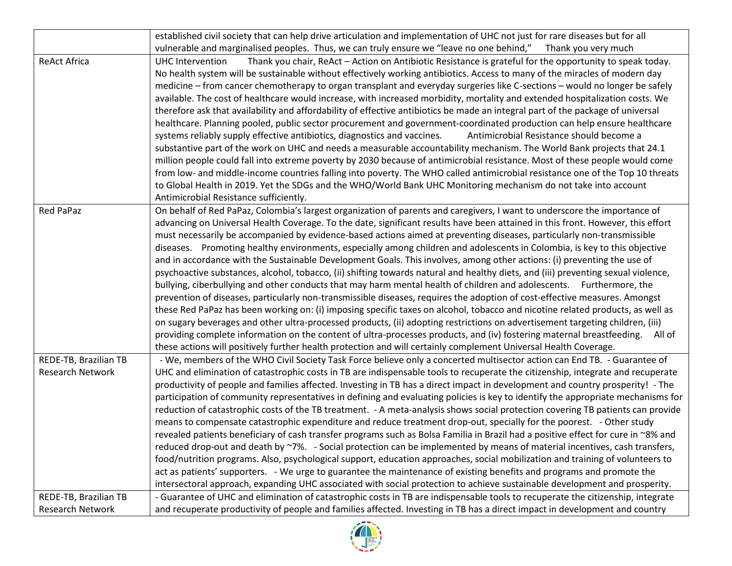| | |
|---|---|
| | established civil society that can help drive articulation and implementation of UHC not just for rare diseases but for all vulnerable and marginalised peoples. Thus, we can truly ensure we "leave no one behind," Thank you very much |
| ReAct Africa | UHC Intervention Thank you chair, ReAct – Action on Antibiotic Resistance is grateful for the opportunity to speak today. No health system will be sustainable without effectively working antibiotics. Access to many of the miracles of modern day medicine – from cancer chemotherapy to organ transplant and everyday surgeries like C-sections – would no longer be safely available. The cost of healthcare would increase, with increased morbidity, mortality and extended hospitalization costs. We therefore ask that availability and affordability of effective antibiotics be made an integral part of the package of universal healthcare. Planning pooled, public sector procurement and government-coordinated production can help ensure healthcare systems reliably supply effective antibiotics, diagnostics and vaccines. Antimicrobial Resistance should become a substantive part of the work on UHC and needs a measurable accountability mechanism. The World Bank projects that 24.1 million people could fall into extreme poverty by 2030 because of antimicrobial resistance. Most of these people would come from low- and middle-income countries falling into poverty. The WHO called antimicrobial resistance one of the Top 10 threats to Global Health in 2019. Yet the SDGs and the WHO/World Bank UHC Monitoring mechanism do not take into account Antimicrobial Resistance sufficiently. |
| Red PaPaz | On behalf of Red PaPaz, Colombia's largest organization of parents and caregivers, I want to underscore the importance of advancing on Universal Health Coverage. To the date, significant results have been attained in this front. However, this effort must necessarily be accompanied by evidence-based actions aimed at preventing diseases, particularly non-transmissible diseases. Promoting healthy environments, especially among children and adolescents in Colombia, is key to this objective and in accordance with the Sustainable Development Goals. This involves, among other actions: (i) preventing the use of psychoactive substances, alcohol, tobacco, (ii) shifting towards natural and healthy diets, and (iii) preventing sexual violence, bullying, ciberbullying and other conducts that may harm mental health of children and adolescents. Furthermore, the prevention of diseases, particularly non-transmissible diseases, requires the adoption of cost-effective measures. Amongst these Red PaPaz has been working on: (i) imposing specific taxes on alcohol, tobacco and nicotine related products, as well as on sugary beverages and other ultra-processed products, (ii) adopting restrictions on advertisement targeting children, (iii) providing complete information on the content of ultra-processes products, and (iv) fostering maternal breastfeeding. All of these actions will positively further health protection and will certainly complement Universal Health Coverage. |
| REDE-TB, Brazilian TB Research Network | - We, members of the WHO Civil Society Task Force believe only a concerted multisector action can End TB. - Guarantee of UHC and elimination of catastrophic costs in TB are indispensable tools to recuperate the citizenship, integrate and recuperate productivity of people and families affected. Investing in TB has a direct impact in development and country prosperity! - The participation of community representatives in defining and evaluating policies is key to identify the appropriate mechanisms for reduction of catastrophic costs of the TB treatment. - A meta-analysis shows social protection covering TB patients can provide means to compensate catastrophic expenditure and reduce treatment drop-out, specially for the poorest. - Other study revealed patients beneficiary of cash transfer programs such as Bolsa Familia in Brazil had a positive effect for cure in ~8% and reduced drop-out and death by ~7%. - Social protection can be implemented by means of material incentives, cash transfers, food/nutrition programs. Also, psychological support, education approaches, social mobilization and training of volunteers to act as patients' supporters. - We urge to guarantee the maintenance of existing benefits and programs and promote the intersectoral approach, expanding UHC associated with social protection to achieve sustainable development and prosperity. |
| REDE-TB, Brazilian TB Research Network | - Guarantee of UHC and elimination of catastrophic costs in TB are indispensable tools to recuperate the citizenship, integrate and recuperate productivity of people and families affected. Investing in TB has a direct impact in development and country |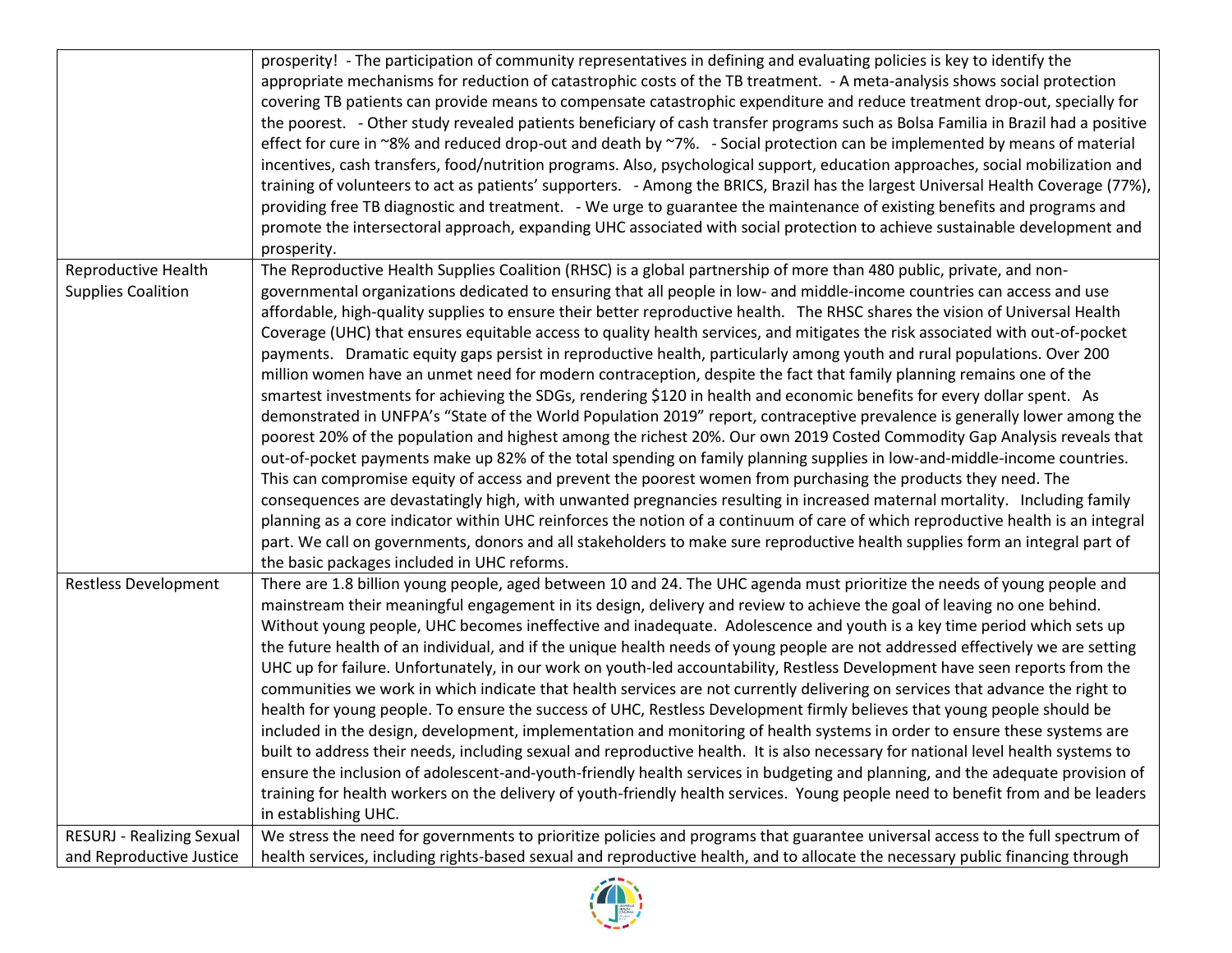| | |
|---|---|
| | prosperity! - The participation of community representatives in defining and evaluating policies is key to identify the appropriate mechanisms for reduction of catastrophic costs of the TB treatment. - A meta-analysis shows social protection covering TB patients can provide means to compensate catastrophic expenditure and reduce treatment drop-out, specially for the poorest. - Other study revealed patients beneficiary of cash transfer programs such as Bolsa Familia in Brazil had a positive effect for cure in ~8% and reduced drop-out and death by ~7%. - Social protection can be implemented by means of material incentives, cash transfers, food/nutrition programs. Also, psychological support, education approaches, social mobilization and training of volunteers to act as patients' supporters. - Among the BRICS, Brazil has the largest Universal Health Coverage (77%), providing free TB diagnostic and treatment. - We urge to guarantee the maintenance of existing benefits and programs and promote the intersectoral approach, expanding UHC associated with social protection to achieve sustainable development and prosperity. |
| Reproductive Health Supplies Coalition | The Reproductive Health Supplies Coalition (RHSC) is a global partnership of more than 480 public, private, and non-governmental organizations dedicated to ensuring that all people in low- and middle-income countries can access and use affordable, high-quality supplies to ensure their better reproductive health. The RHSC shares the vision of Universal Health Coverage (UHC) that ensures equitable access to quality health services, and mitigates the risk associated with out-of-pocket payments. Dramatic equity gaps persist in reproductive health, particularly among youth and rural populations. Over 200 million women have an unmet need for modern contraception, despite the fact that family planning remains one of the smartest investments for achieving the SDGs, rendering $120 in health and economic benefits for every dollar spent. As demonstrated in UNFPA's "State of the World Population 2019" report, contraceptive prevalence is generally lower among the poorest 20% of the population and highest among the richest 20%. Our own 2019 Costed Commodity Gap Analysis reveals that out-of-pocket payments make up 82% of the total spending on family planning supplies in low-and-middle-income countries. This can compromise equity of access and prevent the poorest women from purchasing the products they need. The consequences are devastatingly high, with unwanted pregnancies resulting in increased maternal mortality. Including family planning as a core indicator within UHC reinforces the notion of a continuum of care of which reproductive health is an integral part. We call on governments, donors and all stakeholders to make sure reproductive health supplies form an integral part of the basic packages included in UHC reforms. |
| Restless Development | There are 1.8 billion young people, aged between 10 and 24. The UHC agenda must prioritize the needs of young people and mainstream their meaningful engagement in its design, delivery and review to achieve the goal of leaving no one behind. Without young people, UHC becomes ineffective and inadequate. Adolescence and youth is a key time period which sets up the future health of an individual, and if the unique health needs of young people are not addressed effectively we are setting UHC up for failure. Unfortunately, in our work on youth-led accountability, Restless Development have seen reports from the communities we work in which indicate that health services are not currently delivering on services that advance the right to health for young people. To ensure the success of UHC, Restless Development firmly believes that young people should be included in the design, development, implementation and monitoring of health systems in order to ensure these systems are built to address their needs, including sexual and reproductive health. It is also necessary for national level health systems to ensure the inclusion of adolescent-and-youth-friendly health services in budgeting and planning, and the adequate provision of training for health workers on the delivery of youth-friendly health services. Young people need to benefit from and be leaders in establishing UHC. |
| RESURJ - Realizing Sexual and Reproductive Justice | We stress the need for governments to prioritize policies and programs that guarantee universal access to the full spectrum of health services, including rights-based sexual and reproductive health, and to allocate the necessary public financing through |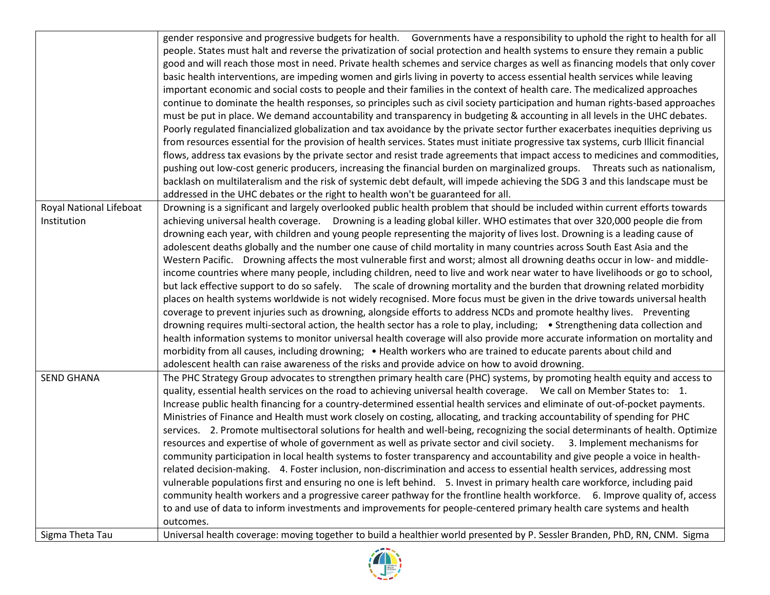| | |
|---|---|
| | gender responsive and progressive budgets for health. Governments have a responsibility to uphold the right to health for all people. States must halt and reverse the privatization of social protection and health systems to ensure they remain a public good and will reach those most in need. Private health schemes and service charges as well as financing models that only cover basic health interventions, are impeding women and girls living in poverty to access essential health services while leaving important economic and social costs to people and their families in the context of health care. The medicalized approaches continue to dominate the health responses, so principles such as civil society participation and human rights-based approaches must be put in place. We demand accountability and transparency in budgeting & accounting in all levels in the UHC debates. Poorly regulated financialized globalization and tax avoidance by the private sector further exacerbates inequities depriving us from resources essential for the provision of health services. States must initiate progressive tax systems, curb Illicit financial flows, address tax evasions by the private sector and resist trade agreements that impact access to medicines and commodities, pushing out low-cost generic producers, increasing the financial burden on marginalized groups. Threats such as nationalism, backlash on multilateralism and the risk of systemic debt default, will impede achieving the SDG 3 and this landscape must be addressed in the UHC debates or the right to health won't be guaranteed for all. |
| Royal National Lifeboat Institution | Drowning is a significant and largely overlooked public health problem that should be included within current efforts towards achieving universal health coverage. Drowning is a leading global killer. WHO estimates that over 320,000 people die from drowning each year, with children and young people representing the majority of lives lost. Drowning is a leading cause of adolescent deaths globally and the number one cause of child mortality in many countries across South East Asia and the Western Pacific. Drowning affects the most vulnerable first and worst; almost all drowning deaths occur in low- and middle-income countries where many people, including children, need to live and work near water to have livelihoods or go to school, but lack effective support to do so safely. The scale of drowning mortality and the burden that drowning related morbidity places on health systems worldwide is not widely recognised. More focus must be given in the drive towards universal health coverage to prevent injuries such as drowning, alongside efforts to address NCDs and promote healthy lives. Preventing drowning requires multi-sectoral action, the health sector has a role to play, including; • Strengthening data collection and health information systems to monitor universal health coverage will also provide more accurate information on mortality and morbidity from all causes, including drowning; • Health workers who are trained to educate parents about child and adolescent health can raise awareness of the risks and provide advice on how to avoid drowning. |
| SEND GHANA | The PHC Strategy Group advocates to strengthen primary health care (PHC) systems, by promoting health equity and access to quality, essential health services on the road to achieving universal health coverage. We call on Member States to: 1. Increase public health financing for a country-determined essential health services and eliminate of out-of-pocket payments. Ministries of Finance and Health must work closely on costing, allocating, and tracking accountability of spending for PHC services. 2. Promote multisectoral solutions for health and well-being, recognizing the social determinants of health. Optimize resources and expertise of whole of government as well as private sector and civil society. 3. Implement mechanisms for community participation in local health systems to foster transparency and accountability and give people a voice in health-related decision-making. 4. Foster inclusion, non-discrimination and access to essential health services, addressing most vulnerable populations first and ensuring no one is left behind. 5. Invest in primary health care workforce, including paid community health workers and a progressive career pathway for the frontline health workforce. 6. Improve quality of, access to and use of data to inform investments and improvements for people-centered primary health care systems and health outcomes. |
| Sigma Theta Tau | Universal health coverage: moving together to build a healthier world presented by P. Sessler Branden, PhD, RN, CNM. Sigma |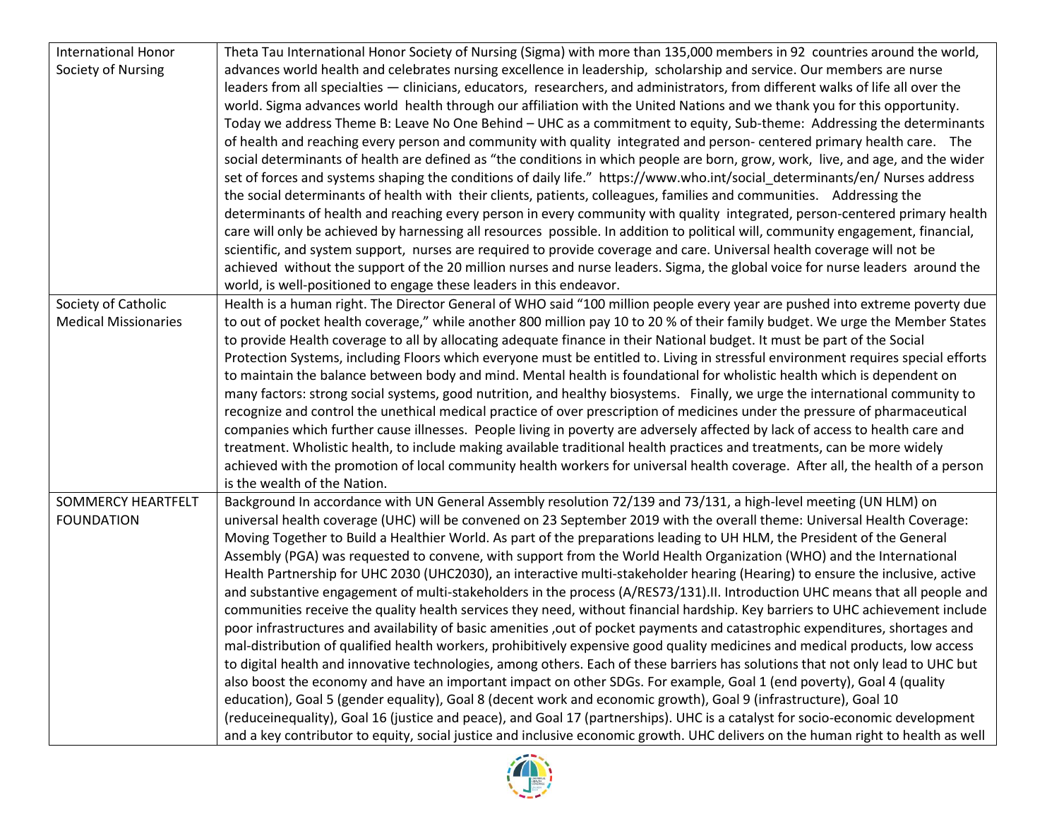| | |
|---|---|
| International Honor Society of Nursing | Theta Tau International Honor Society of Nursing (Sigma) with more than 135,000 members in 92 countries around the world, advances world health and celebrates nursing excellence in leadership, scholarship and service. Our members are nurse leaders from all specialties — clinicians, educators, researchers, and administrators, from different walks of life all over the world. Sigma advances world health through our affiliation with the United Nations and we thank you for this opportunity. Today we address Theme B: Leave No One Behind – UHC as a commitment to equity, Sub-theme: Addressing the determinants of health and reaching every person and community with quality integrated and person- centered primary health care. The social determinants of health are defined as "the conditions in which people are born, grow, work, live, and age, and the wider set of forces and systems shaping the conditions of daily life." https://www.who.int/social_determinants/en/ Nurses address the social determinants of health with their clients, patients, colleagues, families and communities. Addressing the determinants of health and reaching every person in every community with quality integrated, person-centered primary health care will only be achieved by harnessing all resources possible. In addition to political will, community engagement, financial, scientific, and system support, nurses are required to provide coverage and care. Universal health coverage will not be achieved without the support of the 20 million nurses and nurse leaders. Sigma, the global voice for nurse leaders around the world, is well-positioned to engage these leaders in this endeavor. |
| Society of Catholic Medical Missionaries | Health is a human right. The Director General of WHO said "100 million people every year are pushed into extreme poverty due to out of pocket health coverage," while another 800 million pay 10 to 20 % of their family budget. We urge the Member States to provide Health coverage to all by allocating adequate finance in their National budget. It must be part of the Social Protection Systems, including Floors which everyone must be entitled to. Living in stressful environment requires special efforts to maintain the balance between body and mind. Mental health is foundational for wholistic health which is dependent on many factors: strong social systems, good nutrition, and healthy biosystems. Finally, we urge the international community to recognize and control the unethical medical practice of over prescription of medicines under the pressure of pharmaceutical companies which further cause illnesses. People living in poverty are adversely affected by lack of access to health care and treatment. Wholistic health, to include making available traditional health practices and treatments, can be more widely achieved with the promotion of local community health workers for universal health coverage. After all, the health of a person is the wealth of the Nation. |
| SOMMERCY HEARTFELT FOUNDATION | Background In accordance with UN General Assembly resolution 72/139 and 73/131, a high-level meeting (UN HLM) on universal health coverage (UHC) will be convened on 23 September 2019 with the overall theme: Universal Health Coverage: Moving Together to Build a Healthier World. As part of the preparations leading to UH HLM, the President of the General Assembly (PGA) was requested to convene, with support from the World Health Organization (WHO) and the International Health Partnership for UHC 2030 (UHC2030), an interactive multi-stakeholder hearing (Hearing) to ensure the inclusive, active and substantive engagement of multi-stakeholders in the process (A/RES73/131).II. Introduction UHC means that all people and communities receive the quality health services they need, without financial hardship. Key barriers to UHC achievement include poor infrastructures and availability of basic amenities ,out of pocket payments and catastrophic expenditures, shortages and mal-distribution of qualified health workers, prohibitively expensive good quality medicines and medical products, low access to digital health and innovative technologies, among others. Each of these barriers has solutions that not only lead to UHC but also boost the economy and have an important impact on other SDGs. For example, Goal 1 (end poverty), Goal 4 (quality education), Goal 5 (gender equality), Goal 8 (decent work and economic growth), Goal 9 (infrastructure), Goal 10 (reduceinequality), Goal 16 (justice and peace), and Goal 17 (partnerships). UHC is a catalyst for socio-economic development and a key contributor to equity, social justice and inclusive economic growth. UHC delivers on the human right to health as well |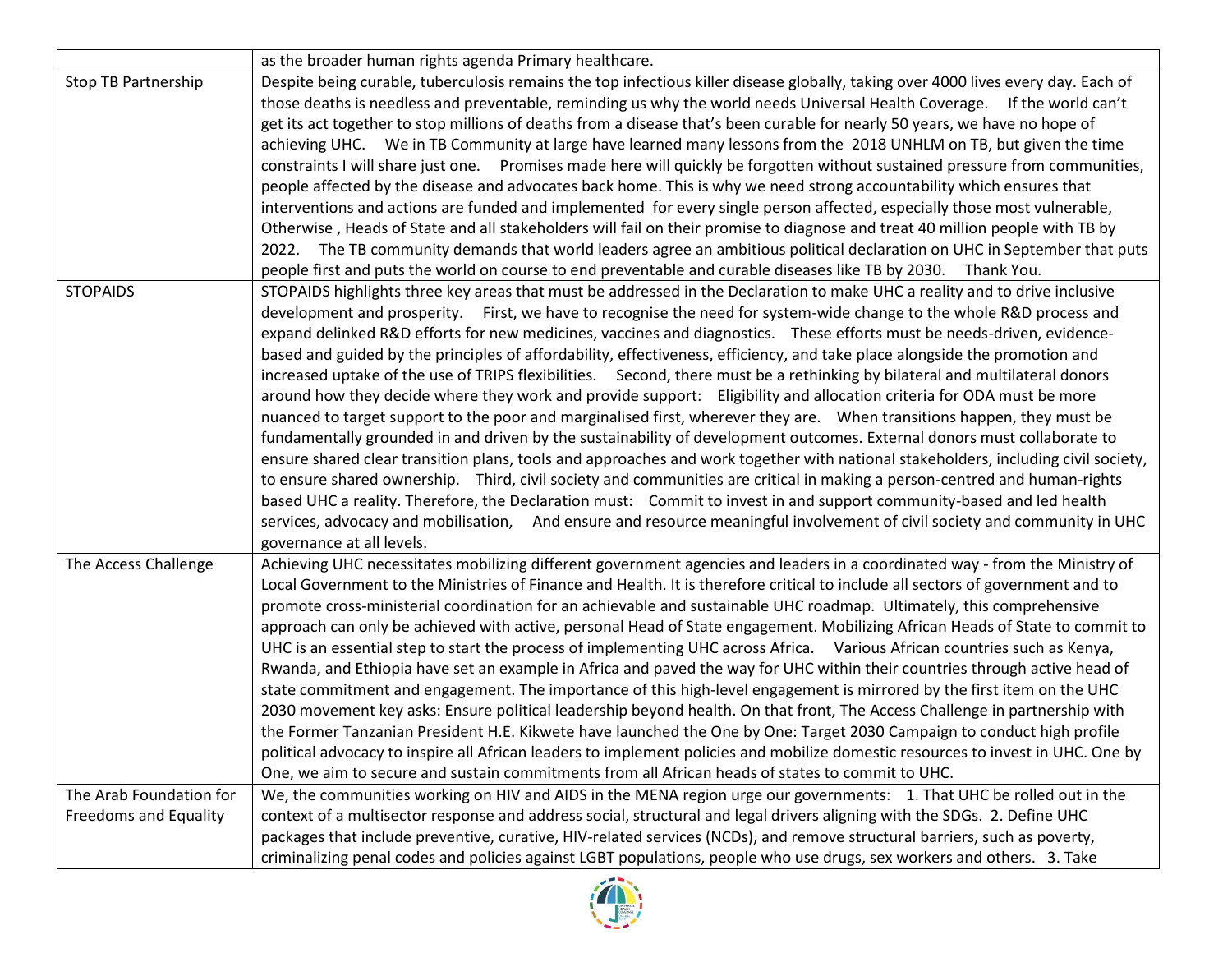| | |
|---|---|
| | as the broader human rights agenda Primary healthcare. |
| Stop TB Partnership | Despite being curable, tuberculosis remains the top infectious killer disease globally, taking over 4000 lives every day. Each of those deaths is needless and preventable, reminding us why the world needs Universal Health Coverage. If the world can't get its act together to stop millions of deaths from a disease that's been curable for nearly 50 years, we have no hope of achieving UHC. We in TB Community at large have learned many lessons from the 2018 UNHLM on TB, but given the time constraints I will share just one. Promises made here will quickly be forgotten without sustained pressure from communities, people affected by the disease and advocates back home. This is why we need strong accountability which ensures that interventions and actions are funded and implemented for every single person affected, especially those most vulnerable, Otherwise , Heads of State and all stakeholders will fail on their promise to diagnose and treat 40 million people with TB by 2022. The TB community demands that world leaders agree an ambitious political declaration on UHC in September that puts people first and puts the world on course to end preventable and curable diseases like TB by 2030. Thank You. |
| STOPAIDS | STOPAIDS highlights three key areas that must be addressed in the Declaration to make UHC a reality and to drive inclusive development and prosperity. First, we have to recognise the need for system-wide change to the whole R&D process and expand delinked R&D efforts for new medicines, vaccines and diagnostics. These efforts must be needs-driven, evidence-based and guided by the principles of affordability, effectiveness, efficiency, and take place alongside the promotion and increased uptake of the use of TRIPS flexibilities. Second, there must be a rethinking by bilateral and multilateral donors around how they decide where they work and provide support: Eligibility and allocation criteria for ODA must be more nuanced to target support to the poor and marginalised first, wherever they are. When transitions happen, they must be fundamentally grounded in and driven by the sustainability of development outcomes. External donors must collaborate to ensure shared clear transition plans, tools and approaches and work together with national stakeholders, including civil society, to ensure shared ownership. Third, civil society and communities are critical in making a person-centred and human-rights based UHC a reality. Therefore, the Declaration must: Commit to invest in and support community-based and led health services, advocacy and mobilisation, And ensure and resource meaningful involvement of civil society and community in UHC governance at all levels. |
| The Access Challenge | Achieving UHC necessitates mobilizing different government agencies and leaders in a coordinated way - from the Ministry of Local Government to the Ministries of Finance and Health. It is therefore critical to include all sectors of government and to promote cross-ministerial coordination for an achievable and sustainable UHC roadmap. Ultimately, this comprehensive approach can only be achieved with active, personal Head of State engagement. Mobilizing African Heads of State to commit to UHC is an essential step to start the process of implementing UHC across Africa. Various African countries such as Kenya, Rwanda, and Ethiopia have set an example in Africa and paved the way for UHC within their countries through active head of state commitment and engagement. The importance of this high-level engagement is mirrored by the first item on the UHC 2030 movement key asks: Ensure political leadership beyond health. On that front, The Access Challenge in partnership with the Former Tanzanian President H.E. Kikwete have launched the One by One: Target 2030 Campaign to conduct high profile political advocacy to inspire all African leaders to implement policies and mobilize domestic resources to invest in UHC. One by One, we aim to secure and sustain commitments from all African heads of states to commit to UHC. |
| The Arab Foundation for Freedoms and Equality | We, the communities working on HIV and AIDS in the MENA region urge our governments: 1. That UHC be rolled out in the context of a multisector response and address social, structural and legal drivers aligning with the SDGs. 2. Define UHC packages that include preventive, curative, HIV-related services (NCDs), and remove structural barriers, such as poverty, criminalizing penal codes and policies against LGBT populations, people who use drugs, sex workers and others. 3. Take |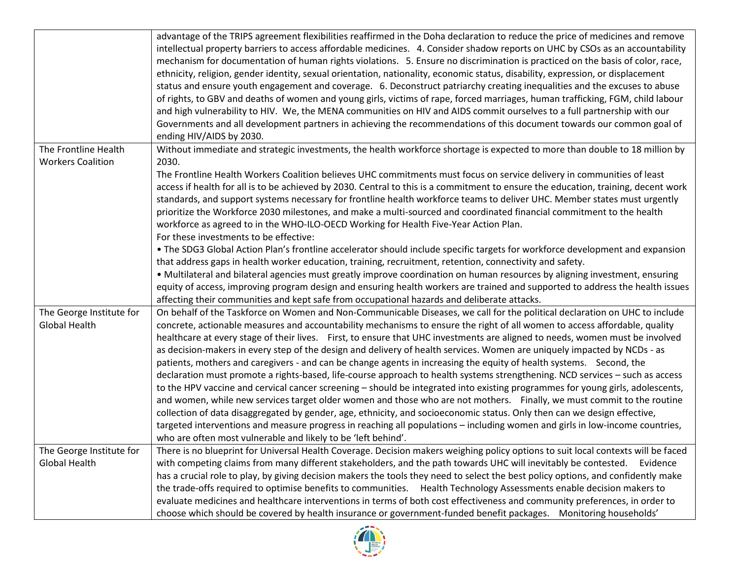| | |
|---|---|
| | advantage of the TRIPS agreement flexibilities reaffirmed in the Doha declaration to reduce the price of medicines and remove intellectual property barriers to access affordable medicines. 4. Consider shadow reports on UHC by CSOs as an accountability mechanism for documentation of human rights violations. 5. Ensure no discrimination is practiced on the basis of color, race, ethnicity, religion, gender identity, sexual orientation, nationality, economic status, disability, expression, or displacement status and ensure youth engagement and coverage. 6. Deconstruct patriarchy creating inequalities and the excuses to abuse of rights, to GBV and deaths of women and young girls, victims of rape, forced marriages, human trafficking, FGM, child labour and high vulnerability to HIV. We, the MENA communities on HIV and AIDS commit ourselves to a full partnership with our Governments and all development partners in achieving the recommendations of this document towards our common goal of ending HIV/AIDS by 2030. |
| The Frontline Health Workers Coalition | Without immediate and strategic investments, the health workforce shortage is expected to more than double to 18 million by 2030.<br>The Frontline Health Workers Coalition believes UHC commitments must focus on service delivery in communities of least access if health for all is to be achieved by 2030. Central to this is a commitment to ensure the education, training, decent work standards, and support systems necessary for frontline health workforce teams to deliver UHC. Member states must urgently prioritize the Workforce 2030 milestones, and make a multi-sourced and coordinated financial commitment to the health workforce as agreed to in the WHO-ILO-OECD Working for Health Five-Year Action Plan.<br>For these investments to be effective:<br>• The SDG3 Global Action Plan's frontline accelerator should include specific targets for workforce development and expansion that address gaps in health worker education, training, recruitment, retention, connectivity and safety.<br>• Multilateral and bilateral agencies must greatly improve coordination on human resources by aligning investment, ensuring equity of access, improving program design and ensuring health workers are trained and supported to address the health issues affecting their communities and kept safe from occupational hazards and deliberate attacks. |
| The George Institute for Global Health | On behalf of the Taskforce on Women and Non-Communicable Diseases, we call for the political declaration on UHC to include concrete, actionable measures and accountability mechanisms to ensure the right of all women to access affordable, quality healthcare at every stage of their lives. First, to ensure that UHC investments are aligned to needs, women must be involved as decision-makers in every step of the design and delivery of health services. Women are uniquely impacted by NCDs - as patients, mothers and caregivers - and can be change agents in increasing the equity of health systems. Second, the declaration must promote a rights-based, life-course approach to health systems strengthening. NCD services – such as access to the HPV vaccine and cervical cancer screening – should be integrated into existing programmes for young girls, adolescents, and women, while new services target older women and those who are not mothers. Finally, we must commit to the routine collection of data disaggregated by gender, age, ethnicity, and socioeconomic status. Only then can we design effective, targeted interventions and measure progress in reaching all populations – including women and girls in low-income countries, who are often most vulnerable and likely to be 'left behind'. |
| The George Institute for Global Health | There is no blueprint for Universal Health Coverage. Decision makers weighing policy options to suit local contexts will be faced with competing claims from many different stakeholders, and the path towards UHC will inevitably be contested. Evidence has a crucial role to play, by giving decision makers the tools they need to select the best policy options, and confidently make the trade-offs required to optimise benefits to communities. Health Technology Assessments enable decision makers to evaluate medicines and healthcare interventions in terms of both cost effectiveness and community preferences, in order to choose which should be covered by health insurance or government-funded benefit packages. Monitoring households' |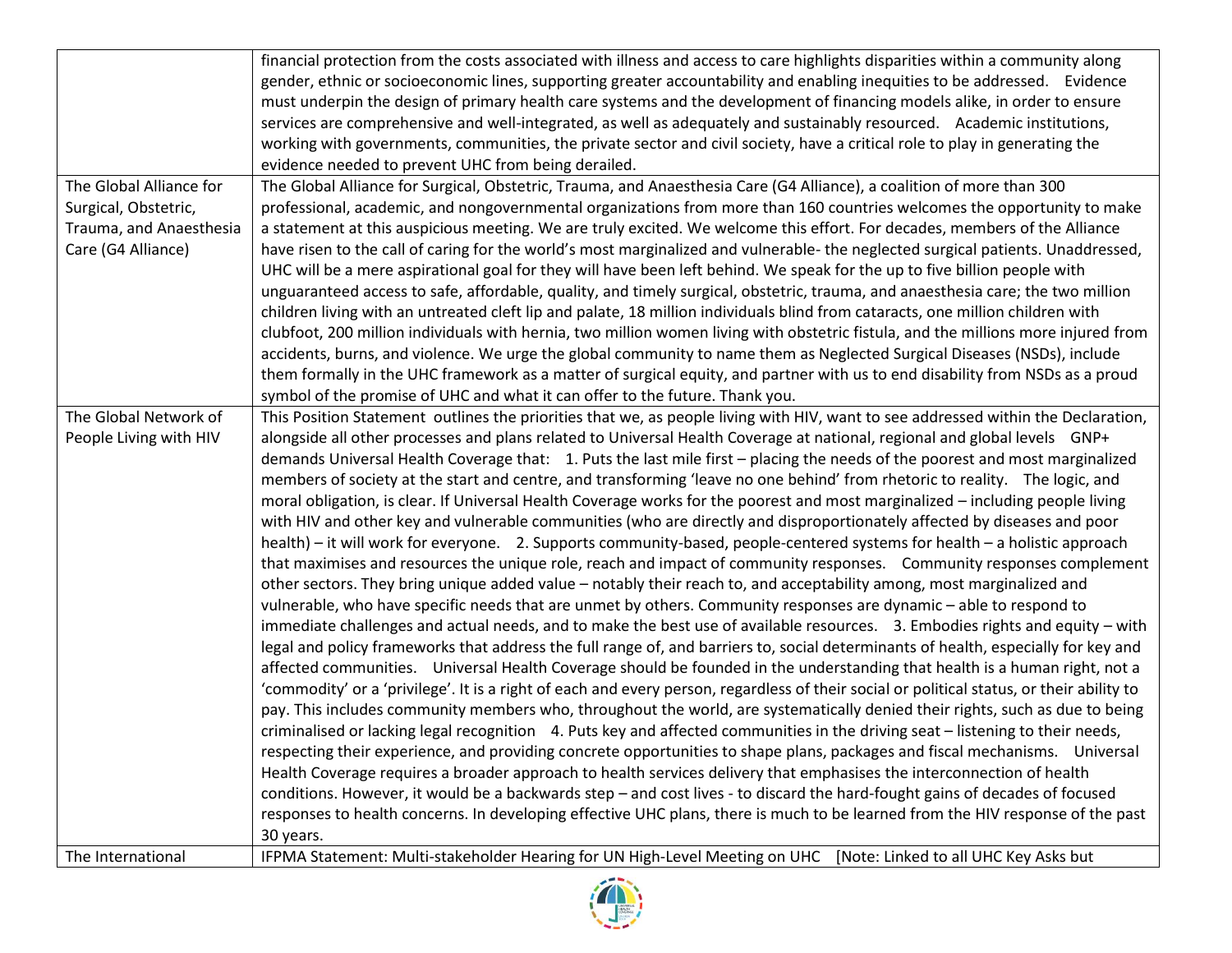| | |
|---|---|
| | financial protection from the costs associated with illness and access to care highlights disparities within a community along gender, ethnic or socioeconomic lines, supporting greater accountability and enabling inequities to be addressed. Evidence must underpin the design of primary health care systems and the development of financing models alike, in order to ensure services are comprehensive and well-integrated, as well as adequately and sustainably resourced. Academic institutions, working with governments, communities, the private sector and civil society, have a critical role to play in generating the evidence needed to prevent UHC from being derailed. |
| The Global Alliance for Surgical, Obstetric, Trauma, and Anaesthesia Care (G4 Alliance) | The Global Alliance for Surgical, Obstetric, Trauma, and Anaesthesia Care (G4 Alliance), a coalition of more than 300 professional, academic, and nongovernmental organizations from more than 160 countries welcomes the opportunity to make a statement at this auspicious meeting. We are truly excited. We welcome this effort. For decades, members of the Alliance have risen to the call of caring for the world's most marginalized and vulnerable- the neglected surgical patients. Unaddressed, UHC will be a mere aspirational goal for they will have been left behind. We speak for the up to five billion people with unguaranteed access to safe, affordable, quality, and timely surgical, obstetric, trauma, and anaesthesia care; the two million children living with an untreated cleft lip and palate, 18 million individuals blind from cataracts, one million children with clubfoot, 200 million individuals with hernia, two million women living with obstetric fistula, and the millions more injured from accidents, burns, and violence. We urge the global community to name them as Neglected Surgical Diseases (NSDs), include them formally in the UHC framework as a matter of surgical equity, and partner with us to end disability from NSDs as a proud symbol of the promise of UHC and what it can offer to the future. Thank you. |
| The Global Network of People Living with HIV | This Position Statement outlines the priorities that we, as people living with HIV, want to see addressed within the Declaration, alongside all other processes and plans related to Universal Health Coverage at national, regional and global levels GNP+ demands Universal Health Coverage that: 1. Puts the last mile first – placing the needs of the poorest and most marginalized members of society at the start and centre, and transforming 'leave no one behind' from rhetoric to reality. The logic, and moral obligation, is clear. If Universal Health Coverage works for the poorest and most marginalized – including people living with HIV and other key and vulnerable communities (who are directly and disproportionately affected by diseases and poor health) – it will work for everyone. 2. Supports community-based, people-centered systems for health – a holistic approach that maximises and resources the unique role, reach and impact of community responses. Community responses complement other sectors. They bring unique added value – notably their reach to, and acceptability among, most marginalized and vulnerable, who have specific needs that are unmet by others. Community responses are dynamic – able to respond to immediate challenges and actual needs, and to make the best use of available resources. 3. Embodies rights and equity – with legal and policy frameworks that address the full range of, and barriers to, social determinants of health, especially for key and affected communities. Universal Health Coverage should be founded in the understanding that health is a human right, not a 'commodity' or a 'privilege'. It is a right of each and every person, regardless of their social or political status, or their ability to pay. This includes community members who, throughout the world, are systematically denied their rights, such as due to being criminalised or lacking legal recognition 4. Puts key and affected communities in the driving seat – listening to their needs, respecting their experience, and providing concrete opportunities to shape plans, packages and fiscal mechanisms. Universal Health Coverage requires a broader approach to health services delivery that emphasises the interconnection of health conditions. However, it would be a backwards step – and cost lives - to discard the hard-fought gains of decades of focused responses to health concerns. In developing effective UHC plans, there is much to be learned from the HIV response of the past 30 years. |
| The International | IFPMA Statement: Multi-stakeholder Hearing for UN High-Level Meeting on UHC [Note: Linked to all UHC Key Asks but |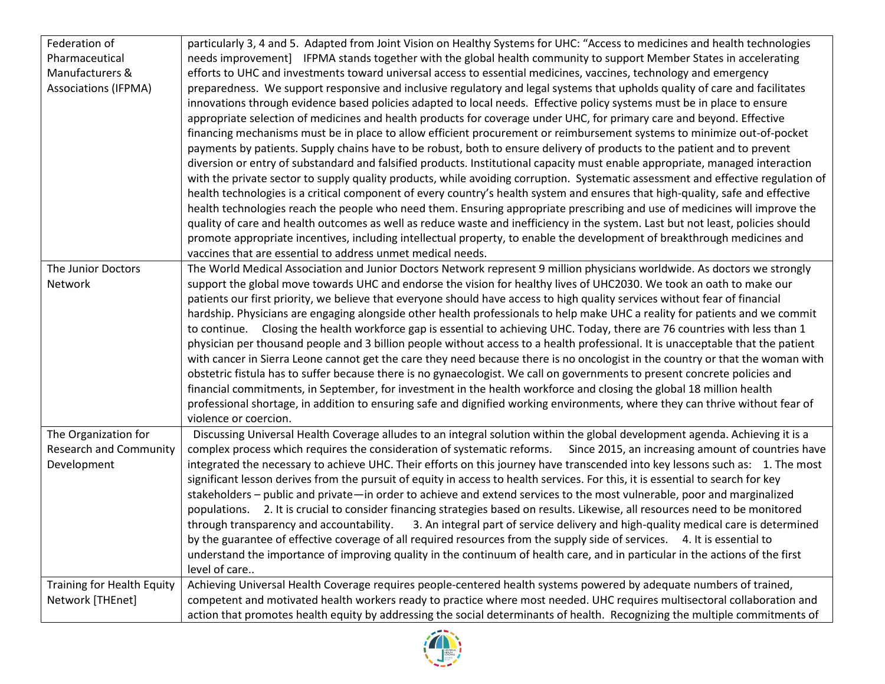| | |
|---|---|
| Federation of Pharmaceutical Manufacturers & Associations (IFPMA) | particularly 3, 4 and 5. Adapted from Joint Vision on Healthy Systems for UHC: "Access to medicines and health technologies needs improvement] IFPMA stands together with the global health community to support Member States in accelerating efforts to UHC and investments toward universal access to essential medicines, vaccines, technology and emergency preparedness. We support responsive and inclusive regulatory and legal systems that upholds quality of care and facilitates innovations through evidence based policies adapted to local needs. Effective policy systems must be in place to ensure appropriate selection of medicines and health products for coverage under UHC, for primary care and beyond. Effective financing mechanisms must be in place to allow efficient procurement or reimbursement systems to minimize out-of-pocket payments by patients. Supply chains have to be robust, both to ensure delivery of products to the patient and to prevent diversion or entry of substandard and falsified products. Institutional capacity must enable appropriate, managed interaction with the private sector to supply quality products, while avoiding corruption. Systematic assessment and effective regulation of health technologies is a critical component of every country's health system and ensures that high-quality, safe and effective health technologies reach the people who need them. Ensuring appropriate prescribing and use of medicines will improve the quality of care and health outcomes as well as reduce waste and inefficiency in the system. Last but not least, policies should promote appropriate incentives, including intellectual property, to enable the development of breakthrough medicines and vaccines that are essential to address unmet medical needs. |
| The Junior Doctors Network | The World Medical Association and Junior Doctors Network represent 9 million physicians worldwide. As doctors we strongly support the global move towards UHC and endorse the vision for healthy lives of UHC2030. We took an oath to make our patients our first priority, we believe that everyone should have access to high quality services without fear of financial hardship. Physicians are engaging alongside other health professionals to help make UHC a reality for patients and we commit to continue. Closing the health workforce gap is essential to achieving UHC. Today, there are 76 countries with less than 1 physician per thousand people and 3 billion people without access to a health professional. It is unacceptable that the patient with cancer in Sierra Leone cannot get the care they need because there is no oncologist in the country or that the woman with obstetric fistula has to suffer because there is no gynaecologist. We call on governments to present concrete policies and financial commitments, in September, for investment in the health workforce and closing the global 18 million health professional shortage, in addition to ensuring safe and dignified working environments, where they can thrive without fear of violence or coercion. |
| The Organization for Research and Community Development | Discussing Universal Health Coverage alludes to an integral solution within the global development agenda. Achieving it is a complex process which requires the consideration of systematic reforms. Since 2015, an increasing amount of countries have integrated the necessary to achieve UHC. Their efforts on this journey have transcended into key lessons such as: 1. The most significant lesson derives from the pursuit of equity in access to health services. For this, it is essential to search for key stakeholders – public and private—in order to achieve and extend services to the most vulnerable, poor and marginalized populations. 2. It is crucial to consider financing strategies based on results. Likewise, all resources need to be monitored through transparency and accountability. 3. An integral part of service delivery and high-quality medical care is determined by the guarantee of effective coverage of all required resources from the supply side of services. 4. It is essential to understand the importance of improving quality in the continuum of health care, and in particular in the actions of the first level of care.. |
| Training for Health Equity Network [THEnet] | Achieving Universal Health Coverage requires people-centered health systems powered by adequate numbers of trained, competent and motivated health workers ready to practice where most needed. UHC requires multisectoral collaboration and action that promotes health equity by addressing the social determinants of health. Recognizing the multiple commitments of |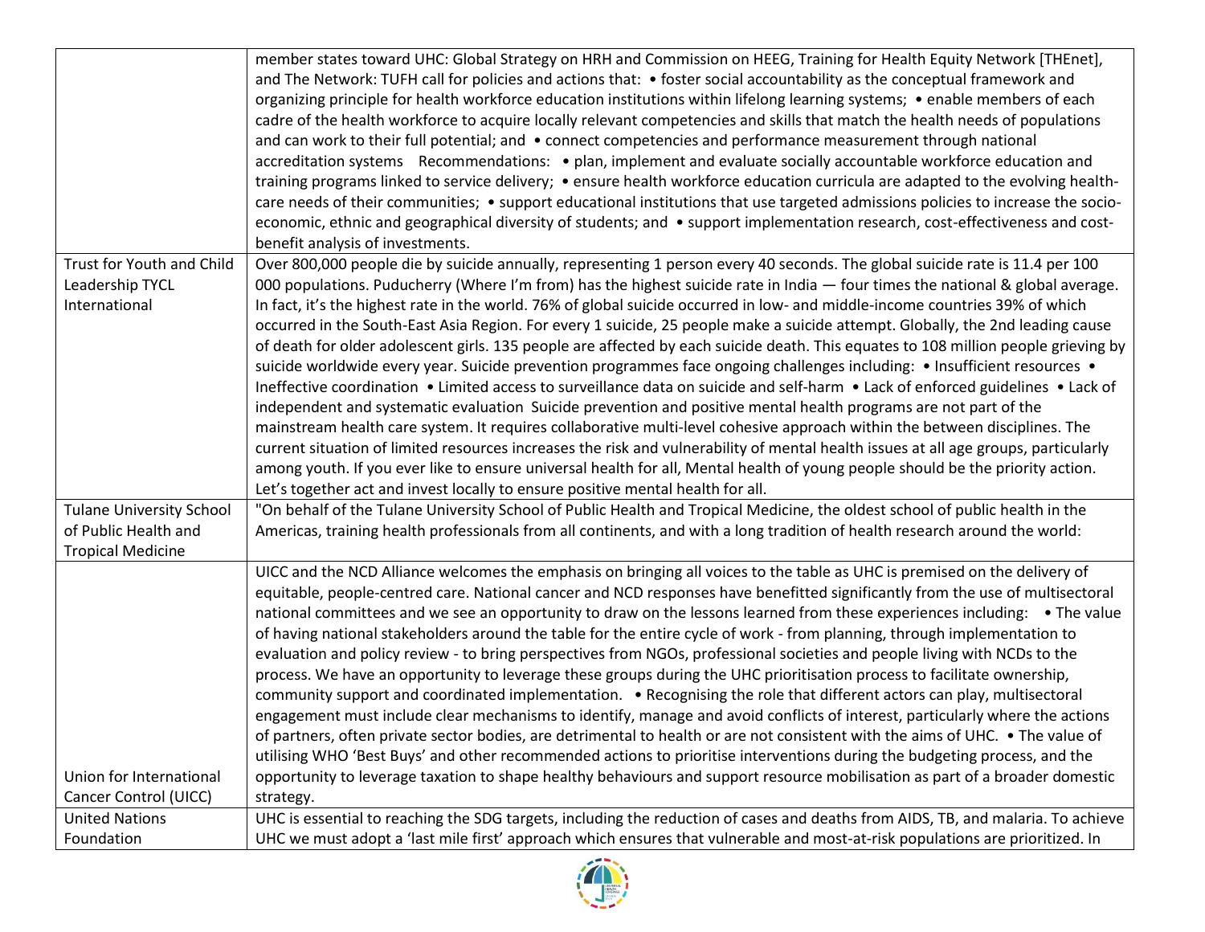| | |
|---|---|
| | member states toward UHC: Global Strategy on HRH and Commission on HEEG, Training for Health Equity Network [THEnet], and The Network: TUFH call for policies and actions that: • foster social accountability as the conceptual framework and organizing principle for health workforce education institutions within lifelong learning systems; • enable members of each cadre of the health workforce to acquire locally relevant competencies and skills that match the health needs of populations and can work to their full potential; and • connect competencies and performance measurement through national accreditation systems Recommendations: • plan, implement and evaluate socially accountable workforce education and training programs linked to service delivery; • ensure health workforce education curricula are adapted to the evolving health-care needs of their communities; • support educational institutions that use targeted admissions policies to increase the socio-economic, ethnic and geographical diversity of students; and • support implementation research, cost-effectiveness and cost-benefit analysis of investments. |
| Trust for Youth and Child Leadership TYCL International | Over 800,000 people die by suicide annually, representing 1 person every 40 seconds. The global suicide rate is 11.4 per 100 000 populations. Puducherry (Where I'm from) has the highest suicide rate in India — four times the national & global average. In fact, it's the highest rate in the world. 76% of global suicide occurred in low- and middle-income countries 39% of which occurred in the South-East Asia Region. For every 1 suicide, 25 people make a suicide attempt. Globally, the 2nd leading cause of death for older adolescent girls. 135 people are affected by each suicide death. This equates to 108 million people grieving by suicide worldwide every year. Suicide prevention programmes face ongoing challenges including: • Insufficient resources • Ineffective coordination • Limited access to surveillance data on suicide and self-harm • Lack of enforced guidelines • Lack of independent and systematic evaluation Suicide prevention and positive mental health programs are not part of the mainstream health care system. It requires collaborative multi-level cohesive approach within the between disciplines. The current situation of limited resources increases the risk and vulnerability of mental health issues at all age groups, particularly among youth. If you ever like to ensure universal health for all, Mental health of young people should be the priority action. Let's together act and invest locally to ensure positive mental health for all. |
| Tulane University School of Public Health and Tropical Medicine | "On behalf of the Tulane University School of Public Health and Tropical Medicine, the oldest school of public health in the Americas, training health professionals from all continents, and with a long tradition of health research around the world: |
| Union for International Cancer Control (UICC) | UICC and the NCD Alliance welcomes the emphasis on bringing all voices to the table as UHC is premised on the delivery of equitable, people-centred care. National cancer and NCD responses have benefitted significantly from the use of multisectoral national committees and we see an opportunity to draw on the lessons learned from these experiences including: • The value of having national stakeholders around the table for the entire cycle of work - from planning, through implementation to evaluation and policy review - to bring perspectives from NGOs, professional societies and people living with NCDs to the process. We have an opportunity to leverage these groups during the UHC prioritisation process to facilitate ownership, community support and coordinated implementation. • Recognising the role that different actors can play, multisectoral engagement must include clear mechanisms to identify, manage and avoid conflicts of interest, particularly where the actions of partners, often private sector bodies, are detrimental to health or are not consistent with the aims of UHC. • The value of utilising WHO 'Best Buys' and other recommended actions to prioritise interventions during the budgeting process, and the opportunity to leverage taxation to shape healthy behaviours and support resource mobilisation as part of a broader domestic strategy. |
| United Nations Foundation | UHC is essential to reaching the SDG targets, including the reduction of cases and deaths from AIDS, TB, and malaria. To achieve UHC we must adopt a 'last mile first' approach which ensures that vulnerable and most-at-risk populations are prioritized. In |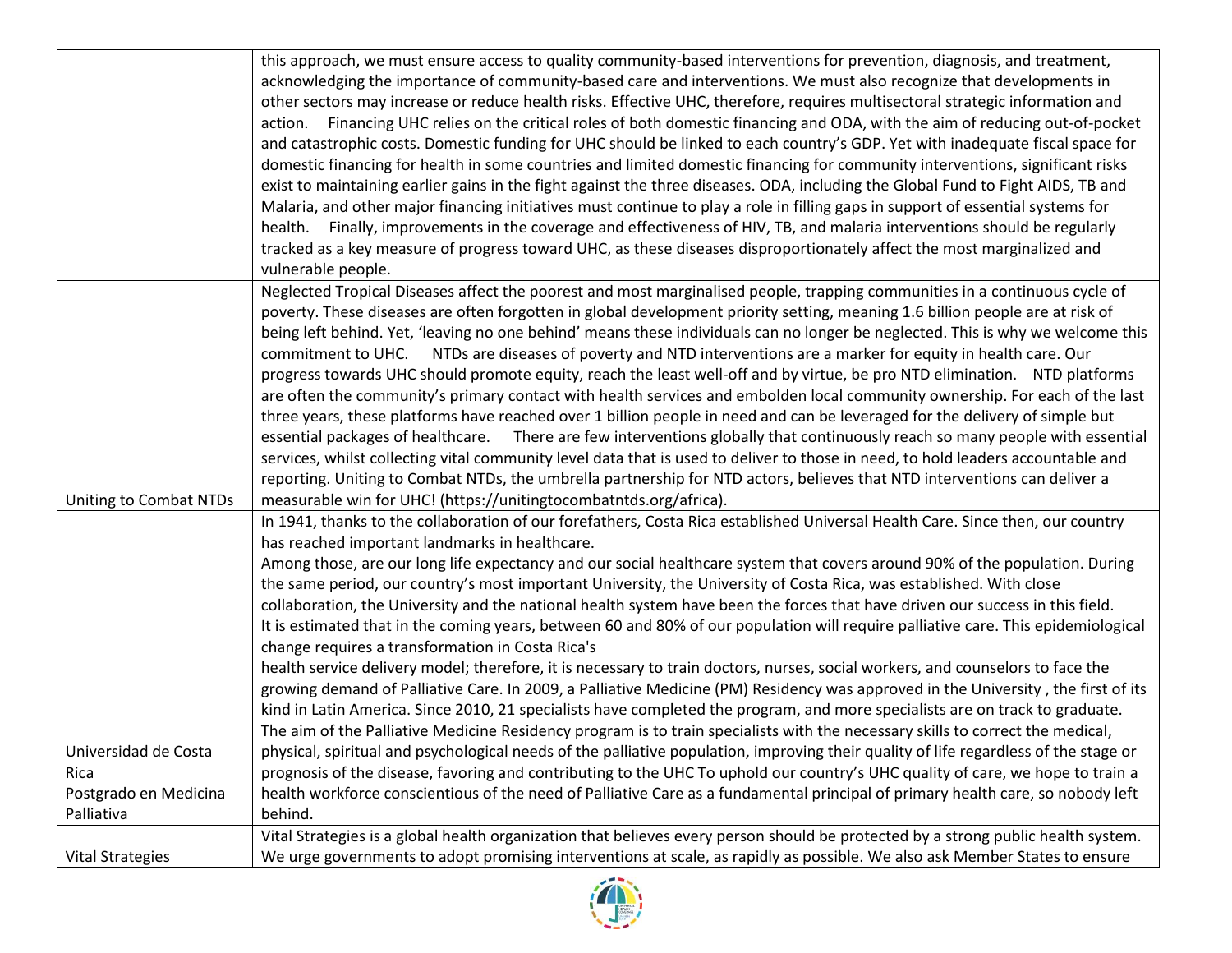| | |
|---|---|
| | this approach, we must ensure access to quality community-based interventions for prevention, diagnosis, and treatment, acknowledging the importance of community-based care and interventions. We must also recognize that developments in other sectors may increase or reduce health risks. Effective UHC, therefore, requires multisectoral strategic information and action. Financing UHC relies on the critical roles of both domestic financing and ODA, with the aim of reducing out-of-pocket and catastrophic costs. Domestic funding for UHC should be linked to each country's GDP. Yet with inadequate fiscal space for domestic financing for health in some countries and limited domestic financing for community interventions, significant risks exist to maintaining earlier gains in the fight against the three diseases. ODA, including the Global Fund to Fight AIDS, TB and Malaria, and other major financing initiatives must continue to play a role in filling gaps in support of essential systems for health. Finally, improvements in the coverage and effectiveness of HIV, TB, and malaria interventions should be regularly tracked as a key measure of progress toward UHC, as these diseases disproportionately affect the most marginalized and vulnerable people. |
| Uniting to Combat NTDs | Neglected Tropical Diseases affect the poorest and most marginalised people, trapping communities in a continuous cycle of poverty. These diseases are often forgotten in global development priority setting, meaning 1.6 billion people are at risk of being left behind. Yet, 'leaving no one behind' means these individuals can no longer be neglected. This is why we welcome this commitment to UHC. NTDs are diseases of poverty and NTD interventions are a marker for equity in health care. Our progress towards UHC should promote equity, reach the least well-off and by virtue, be pro NTD elimination. NTD platforms are often the community's primary contact with health services and embolden local community ownership. For each of the last three years, these platforms have reached over 1 billion people in need and can be leveraged for the delivery of simple but essential packages of healthcare. There are few interventions globally that continuously reach so many people with essential services, whilst collecting vital community level data that is used to deliver to those in need, to hold leaders accountable and reporting. Uniting to Combat NTDs, the umbrella partnership for NTD actors, believes that NTD interventions can deliver a measurable win for UHC! (https://unitingtocombatntds.org/africa). |
| Universidad de Costa Rica Postgrado en Medicina Palliativa | In 1941, thanks to the collaboration of our forefathers, Costa Rica established Universal Health Care. Since then, our country has reached important landmarks in healthcare.<br>Among those, are our long life expectancy and our social healthcare system that covers around 90% of the population. During the same period, our country's most important University, the University of Costa Rica, was established. With close collaboration, the University and the national health system have been the forces that have driven our success in this field.<br>It is estimated that in the coming years, between 60 and 80% of our population will require palliative care. This epidemiological change requires a transformation in Costa Rica's<br>health service delivery model; therefore, it is necessary to train doctors, nurses, social workers, and counselors to face the growing demand of Palliative Care. In 2009, a Palliative Medicine (PM) Residency was approved in the University , the first of its kind in Latin America. Since 2010, 21 specialists have completed the program, and more specialists are on track to graduate.<br>The aim of the Palliative Medicine Residency program is to train specialists with the necessary skills to correct the medical, physical, spiritual and psychological needs of the palliative population, improving their quality of life regardless of the stage or prognosis of the disease, favoring and contributing to the UHC To uphold our country's UHC quality of care, we hope to train a health workforce conscientious of the need of Palliative Care as a fundamental principal of primary health care, so nobody left behind. |
| Vital Strategies | Vital Strategies is a global health organization that believes every person should be protected by a strong public health system. We urge governments to adopt promising interventions at scale, as rapidly as possible. We also ask Member States to ensure |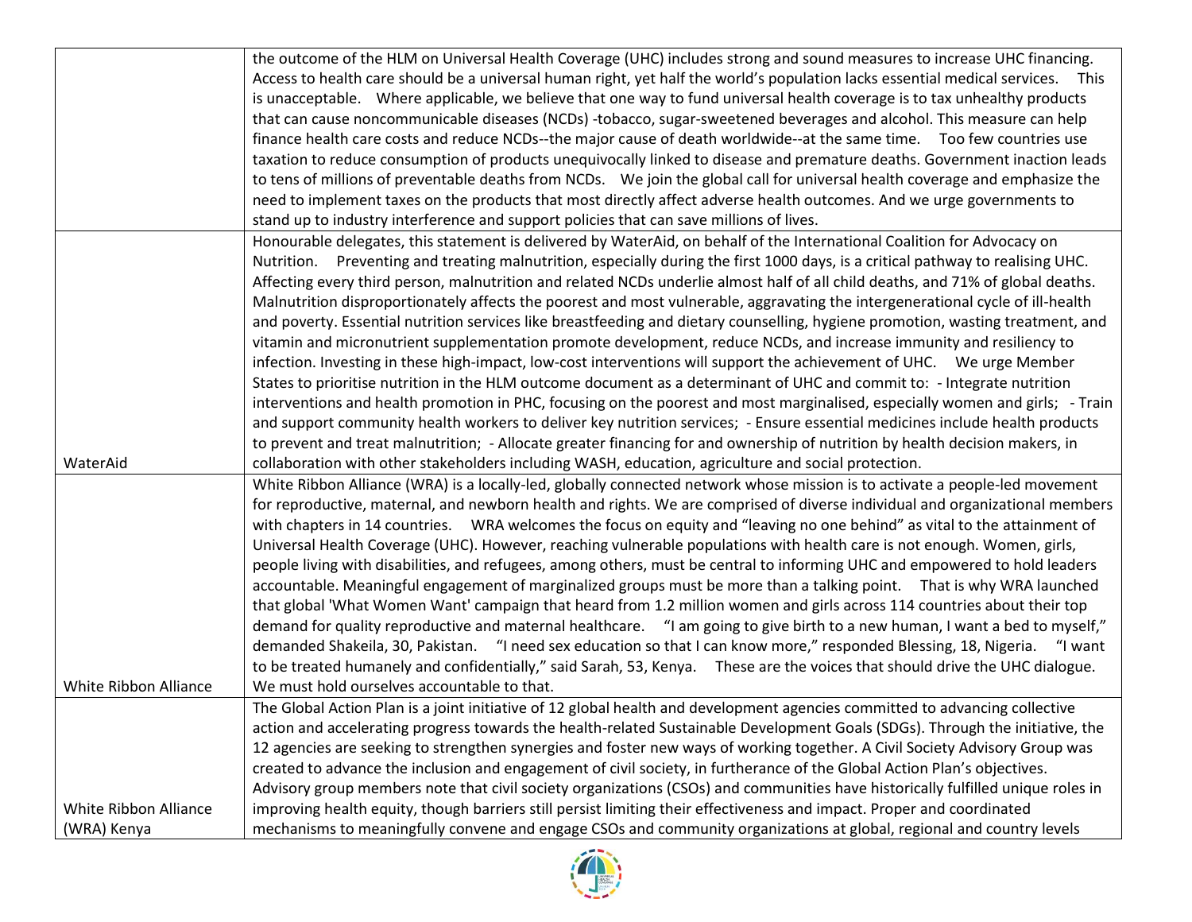|  |  |
|---|---|
|  | the outcome of the HLM on Universal Health Coverage (UHC) includes strong and sound measures to increase UHC financing. Access to health care should be a universal human right, yet half the world's population lacks essential medical services. This is unacceptable. Where applicable, we believe that one way to fund universal health coverage is to tax unhealthy products that can cause noncommunicable diseases (NCDs) -tobacco, sugar-sweetened beverages and alcohol. This measure can help finance health care costs and reduce NCDs--the major cause of death worldwide--at the same time. Too few countries use taxation to reduce consumption of products unequivocally linked to disease and premature deaths. Government inaction leads to tens of millions of preventable deaths from NCDs. We join the global call for universal health coverage and emphasize the need to implement taxes on the products that most directly affect adverse health outcomes. And we urge governments to stand up to industry interference and support policies that can save millions of lives. |
| WaterAid | Honourable delegates, this statement is delivered by WaterAid, on behalf of the International Coalition for Advocacy on Nutrition. Preventing and treating malnutrition, especially during the first 1000 days, is a critical pathway to realising UHC. Affecting every third person, malnutrition and related NCDs underlie almost half of all child deaths, and 71% of global deaths. Malnutrition disproportionately affects the poorest and most vulnerable, aggravating the intergenerational cycle of ill-health and poverty. Essential nutrition services like breastfeeding and dietary counselling, hygiene promotion, wasting treatment, and vitamin and micronutrient supplementation promote development, reduce NCDs, and increase immunity and resiliency to infection. Investing in these high-impact, low-cost interventions will support the achievement of UHC. We urge Member States to prioritise nutrition in the HLM outcome document as a determinant of UHC and commit to: - Integrate nutrition interventions and health promotion in PHC, focusing on the poorest and most marginalised, especially women and girls; - Train and support community health workers to deliver key nutrition services; - Ensure essential medicines include health products to prevent and treat malnutrition; - Allocate greater financing for and ownership of nutrition by health decision makers, in collaboration with other stakeholders including WASH, education, agriculture and social protection. |
| White Ribbon Alliance | White Ribbon Alliance (WRA) is a locally-led, globally connected network whose mission is to activate a people-led movement for reproductive, maternal, and newborn health and rights. We are comprised of diverse individual and organizational members with chapters in 14 countries. WRA welcomes the focus on equity and "leaving no one behind" as vital to the attainment of Universal Health Coverage (UHC). However, reaching vulnerable populations with health care is not enough. Women, girls, people living with disabilities, and refugees, among others, must be central to informing UHC and empowered to hold leaders accountable. Meaningful engagement of marginalized groups must be more than a talking point. That is why WRA launched that global 'What Women Want' campaign that heard from 1.2 million women and girls across 114 countries about their top demand for quality reproductive and maternal healthcare. "I am going to give birth to a new human, I want a bed to myself," demanded Shakeila, 30, Pakistan. "I need sex education so that I can know more," responded Blessing, 18, Nigeria. "I want to be treated humanely and confidentially," said Sarah, 53, Kenya. These are the voices that should drive the UHC dialogue. We must hold ourselves accountable to that. |
| White Ribbon Alliance (WRA) Kenya | The Global Action Plan is a joint initiative of 12 global health and development agencies committed to advancing collective action and accelerating progress towards the health-related Sustainable Development Goals (SDGs). Through the initiative, the 12 agencies are seeking to strengthen synergies and foster new ways of working together. A Civil Society Advisory Group was created to advance the inclusion and engagement of civil society, in furtherance of the Global Action Plan's objectives. Advisory group members note that civil society organizations (CSOs) and communities have historically fulfilled unique roles in improving health equity, though barriers still persist limiting their effectiveness and impact. Proper and coordinated mechanisms to meaningfully convene and engage CSOs and community organizations at global, regional and country levels |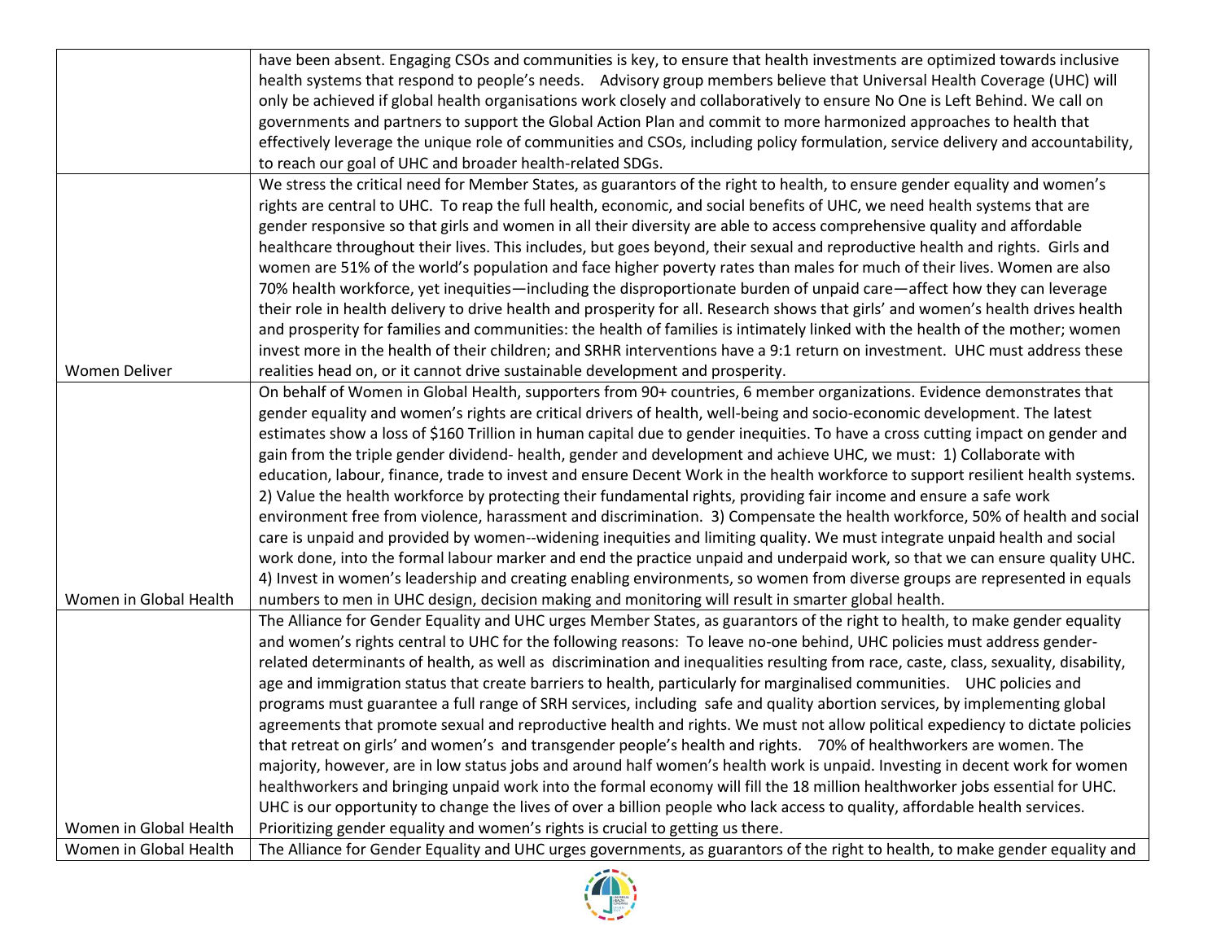| | |
|---|---|
| | have been absent. Engaging CSOs and communities is key, to ensure that health investments are optimized towards inclusive health systems that respond to people's needs. Advisory group members believe that Universal Health Coverage (UHC) will only be achieved if global health organisations work closely and collaboratively to ensure No One is Left Behind. We call on governments and partners to support the Global Action Plan and commit to more harmonized approaches to health that effectively leverage the unique role of communities and CSOs, including policy formulation, service delivery and accountability, to reach our goal of UHC and broader health-related SDGs. |
| Women Deliver | We stress the critical need for Member States, as guarantors of the right to health, to ensure gender equality and women's rights are central to UHC. To reap the full health, economic, and social benefits of UHC, we need health systems that are gender responsive so that girls and women in all their diversity are able to access comprehensive quality and affordable healthcare throughout their lives. This includes, but goes beyond, their sexual and reproductive health and rights. Girls and women are 51% of the world's population and face higher poverty rates than males for much of their lives. Women are also 70% health workforce, yet inequities—including the disproportionate burden of unpaid care—affect how they can leverage their role in health delivery to drive health and prosperity for all. Research shows that girls' and women's health drives health and prosperity for families and communities: the health of families is intimately linked with the health of the mother; women invest more in the health of their children; and SRHR interventions have a 9:1 return on investment. UHC must address these realities head on, or it cannot drive sustainable development and prosperity. |
| Women in Global Health | On behalf of Women in Global Health, supporters from 90+ countries, 6 member organizations. Evidence demonstrates that gender equality and women's rights are critical drivers of health, well-being and socio-economic development. The latest estimates show a loss of \$160 Trillion in human capital due to gender inequities. To have a cross cutting impact on gender and gain from the triple gender dividend- health, gender and development and achieve UHC, we must: 1) Collaborate with education, labour, finance, trade to invest and ensure Decent Work in the health workforce to support resilient health systems. 2) Value the health workforce by protecting their fundamental rights, providing fair income and ensure a safe work environment free from violence, harassment and discrimination. 3) Compensate the health workforce, 50% of health and social care is unpaid and provided by women--widening inequities and limiting quality. We must integrate unpaid health and social work done, into the formal labour marker and end the practice unpaid and underpaid work, so that we can ensure quality UHC. 4) Invest in women's leadership and creating enabling environments, so women from diverse groups are represented in equals numbers to men in UHC design, decision making and monitoring will result in smarter global health. |
| Women in Global Health | The Alliance for Gender Equality and UHC urges Member States, as guarantors of the right to health, to make gender equality and women's rights central to UHC for the following reasons: To leave no-one behind, UHC policies must address gender-related determinants of health, as well as discrimination and inequalities resulting from race, caste, class, sexuality, disability, age and immigration status that create barriers to health, particularly for marginalised communities. UHC policies and programs must guarantee a full range of SRH services, including safe and quality abortion services, by implementing global agreements that promote sexual and reproductive health and rights. We must not allow political expediency to dictate policies that retreat on girls' and women's and transgender people's health and rights. 70% of healthworkers are women. The majority, however, are in low status jobs and around half women's health work is unpaid. Investing in decent work for women healthworkers and bringing unpaid work into the formal economy will fill the 18 million healthworker jobs essential for UHC. UHC is our opportunity to change the lives of over a billion people who lack access to quality, affordable health services. Prioritizing gender equality and women's rights is crucial to getting us there. |
| Women in Global Health | The Alliance for Gender Equality and UHC urges governments, as guarantors of the right to health, to make gender equality and |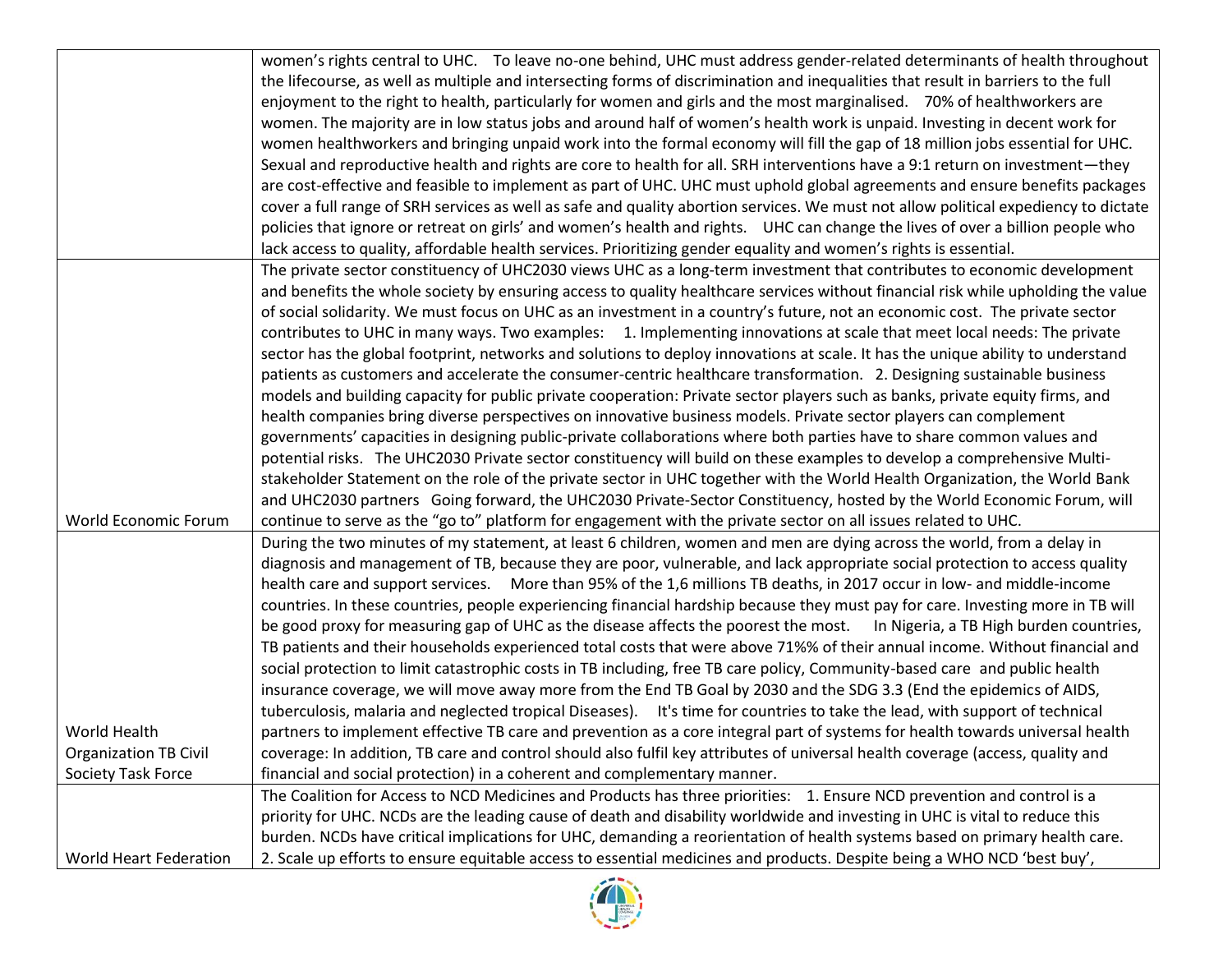| | |
|---|---|
| | women's rights central to UHC. To leave no-one behind, UHC must address gender-related determinants of health throughout the lifecourse, as well as multiple and intersecting forms of discrimination and inequalities that result in barriers to the full enjoyment to the right to health, particularly for women and girls and the most marginalised. 70% of healthworkers are women. The majority are in low status jobs and around half of women's health work is unpaid. Investing in decent work for women healthworkers and bringing unpaid work into the formal economy will fill the gap of 18 million jobs essential for UHC. Sexual and reproductive health and rights are core to health for all. SRH interventions have a 9:1 return on investment—they are cost-effective and feasible to implement as part of UHC. UHC must uphold global agreements and ensure benefits packages cover a full range of SRH services as well as safe and quality abortion services. We must not allow political expediency to dictate policies that ignore or retreat on girls' and women's health and rights. UHC can change the lives of over a billion people who lack access to quality, affordable health services. Prioritizing gender equality and women's rights is essential. |
| World Economic Forum | The private sector constituency of UHC2030 views UHC as a long-term investment that contributes to economic development and benefits the whole society by ensuring access to quality healthcare services without financial risk while upholding the value of social solidarity. We must focus on UHC as an investment in a country's future, not an economic cost. The private sector contributes to UHC in many ways. Two examples: 1. Implementing innovations at scale that meet local needs: The private sector has the global footprint, networks and solutions to deploy innovations at scale. It has the unique ability to understand patients as customers and accelerate the consumer-centric healthcare transformation. 2. Designing sustainable business models and building capacity for public private cooperation: Private sector players such as banks, private equity firms, and health companies bring diverse perspectives on innovative business models. Private sector players can complement governments' capacities in designing public-private collaborations where both parties have to share common values and potential risks. The UHC2030 Private sector constituency will build on these examples to develop a comprehensive Multi-stakeholder Statement on the role of the private sector in UHC together with the World Health Organization, the World Bank and UHC2030 partners Going forward, the UHC2030 Private-Sector Constituency, hosted by the World Economic Forum, will continue to serve as the "go to" platform for engagement with the private sector on all issues related to UHC. |
| World Health Organization TB Civil Society Task Force | During the two minutes of my statement, at least 6 children, women and men are dying across the world, from a delay in diagnosis and management of TB, because they are poor, vulnerable, and lack appropriate social protection to access quality health care and support services. More than 95% of the 1,6 millions TB deaths, in 2017 occur in low- and middle-income countries. In these countries, people experiencing financial hardship because they must pay for care. Investing more in TB will be good proxy for measuring gap of UHC as the disease affects the poorest the most. In Nigeria, a TB High burden countries, TB patients and their households experienced total costs that were above 71%% of their annual income. Without financial and social protection to limit catastrophic costs in TB including, free TB care policy, Community-based care and public health insurance coverage, we will move away more from the End TB Goal by 2030 and the SDG 3.3 (End the epidemics of AIDS, tuberculosis, malaria and neglected tropical Diseases). It's time for countries to take the lead, with support of technical partners to implement effective TB care and prevention as a core integral part of systems for health towards universal health coverage: In addition, TB care and control should also fulfil key attributes of universal health coverage (access, quality and financial and social protection) in a coherent and complementary manner. |
| World Heart Federation | The Coalition for Access to NCD Medicines and Products has three priorities: 1. Ensure NCD prevention and control is a priority for UHC. NCDs are the leading cause of death and disability worldwide and investing in UHC is vital to reduce this burden. NCDs have critical implications for UHC, demanding a reorientation of health systems based on primary health care. 2. Scale up efforts to ensure equitable access to essential medicines and products. Despite being a WHO NCD 'best buy', |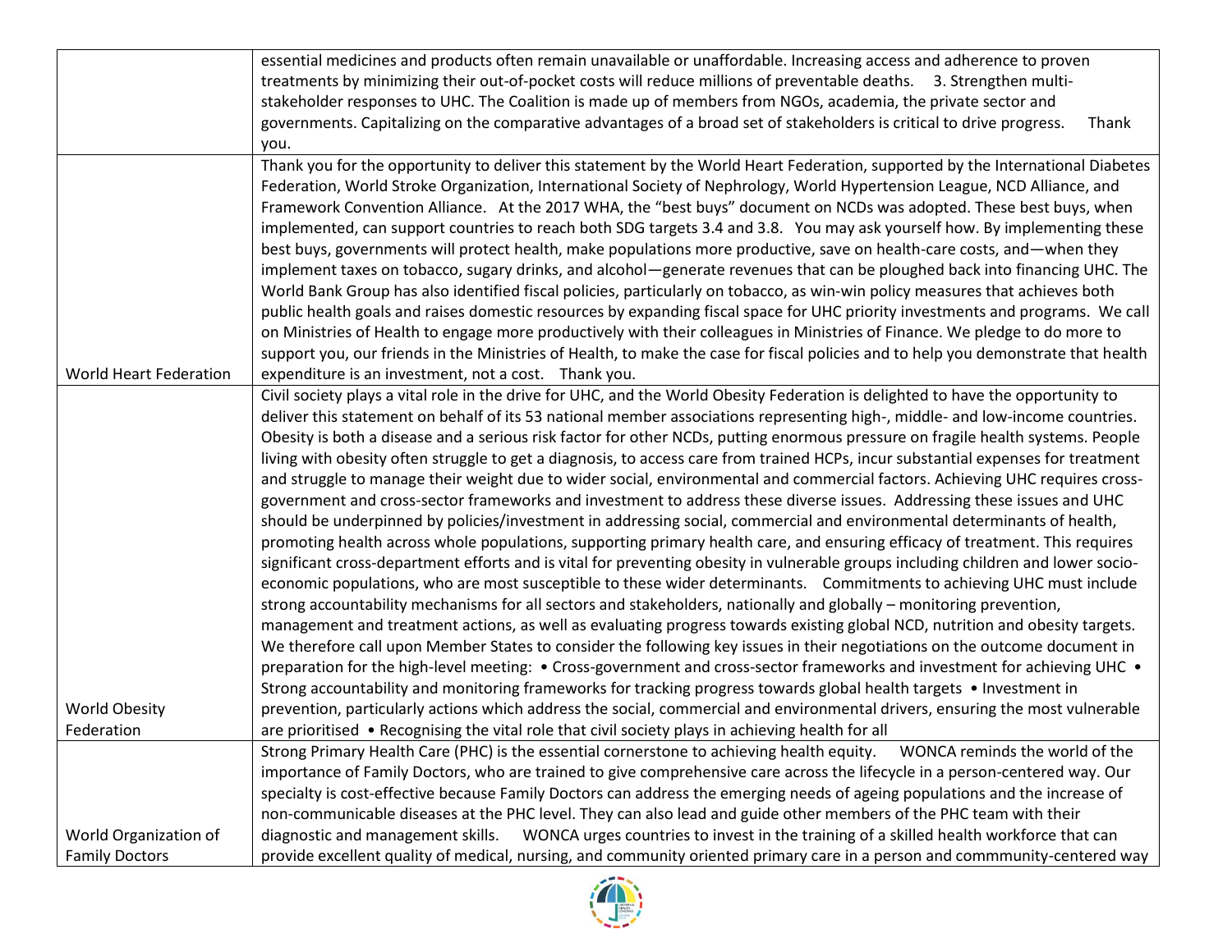| | |
|---|---|
| | essential medicines and products often remain unavailable or unaffordable. Increasing access and adherence to proven treatments by minimizing their out-of-pocket costs will reduce millions of preventable deaths. 3. Strengthen multi-stakeholder responses to UHC. The Coalition is made up of members from NGOs, academia, the private sector and governments. Capitalizing on the comparative advantages of a broad set of stakeholders is critical to drive progress. Thank you. |
| World Heart Federation | Thank you for the opportunity to deliver this statement by the World Heart Federation, supported by the International Diabetes Federation, World Stroke Organization, International Society of Nephrology, World Hypertension League, NCD Alliance, and Framework Convention Alliance. At the 2017 WHA, the "best buys" document on NCDs was adopted. These best buys, when implemented, can support countries to reach both SDG targets 3.4 and 3.8. You may ask yourself how. By implementing these best buys, governments will protect health, make populations more productive, save on health-care costs, and—when they implement taxes on tobacco, sugary drinks, and alcohol—generate revenues that can be ploughed back into financing UHC. The World Bank Group has also identified fiscal policies, particularly on tobacco, as win-win policy measures that achieves both public health goals and raises domestic resources by expanding fiscal space for UHC priority investments and programs. We call on Ministries of Health to engage more productively with their colleagues in Ministries of Finance. We pledge to do more to support you, our friends in the Ministries of Health, to make the case for fiscal policies and to help you demonstrate that health expenditure is an investment, not a cost. Thank you. |
| World Obesity Federation | Civil society plays a vital role in the drive for UHC, and the World Obesity Federation is delighted to have the opportunity to deliver this statement on behalf of its 53 national member associations representing high-, middle- and low-income countries. Obesity is both a disease and a serious risk factor for other NCDs, putting enormous pressure on fragile health systems. People living with obesity often struggle to get a diagnosis, to access care from trained HCPs, incur substantial expenses for treatment and struggle to manage their weight due to wider social, environmental and commercial factors. Achieving UHC requires cross-government and cross-sector frameworks and investment to address these diverse issues. Addressing these issues and UHC should be underpinned by policies/investment in addressing social, commercial and environmental determinants of health, promoting health across whole populations, supporting primary health care, and ensuring efficacy of treatment. This requires significant cross-department efforts and is vital for preventing obesity in vulnerable groups including children and lower socio-economic populations, who are most susceptible to these wider determinants. Commitments to achieving UHC must include strong accountability mechanisms for all sectors and stakeholders, nationally and globally – monitoring prevention, management and treatment actions, as well as evaluating progress towards existing global NCD, nutrition and obesity targets. We therefore call upon Member States to consider the following key issues in their negotiations on the outcome document in preparation for the high-level meeting: • Cross-government and cross-sector frameworks and investment for achieving UHC • Strong accountability and monitoring frameworks for tracking progress towards global health targets • Investment in prevention, particularly actions which address the social, commercial and environmental drivers, ensuring the most vulnerable are prioritised • Recognising the vital role that civil society plays in achieving health for all |
| World Organization of Family Doctors | Strong Primary Health Care (PHC) is the essential cornerstone to achieving health equity. WONCA reminds the world of the importance of Family Doctors, who are trained to give comprehensive care across the lifecycle in a person-centered way. Our specialty is cost-effective because Family Doctors can address the emerging needs of ageing populations and the increase of non-communicable diseases at the PHC level. They can also lead and guide other members of the PHC team with their diagnostic and management skills. WONCA urges countries to invest in the training of a skilled health workforce that can provide excellent quality of medical, nursing, and community oriented primary care in a person and commmunity-centered way |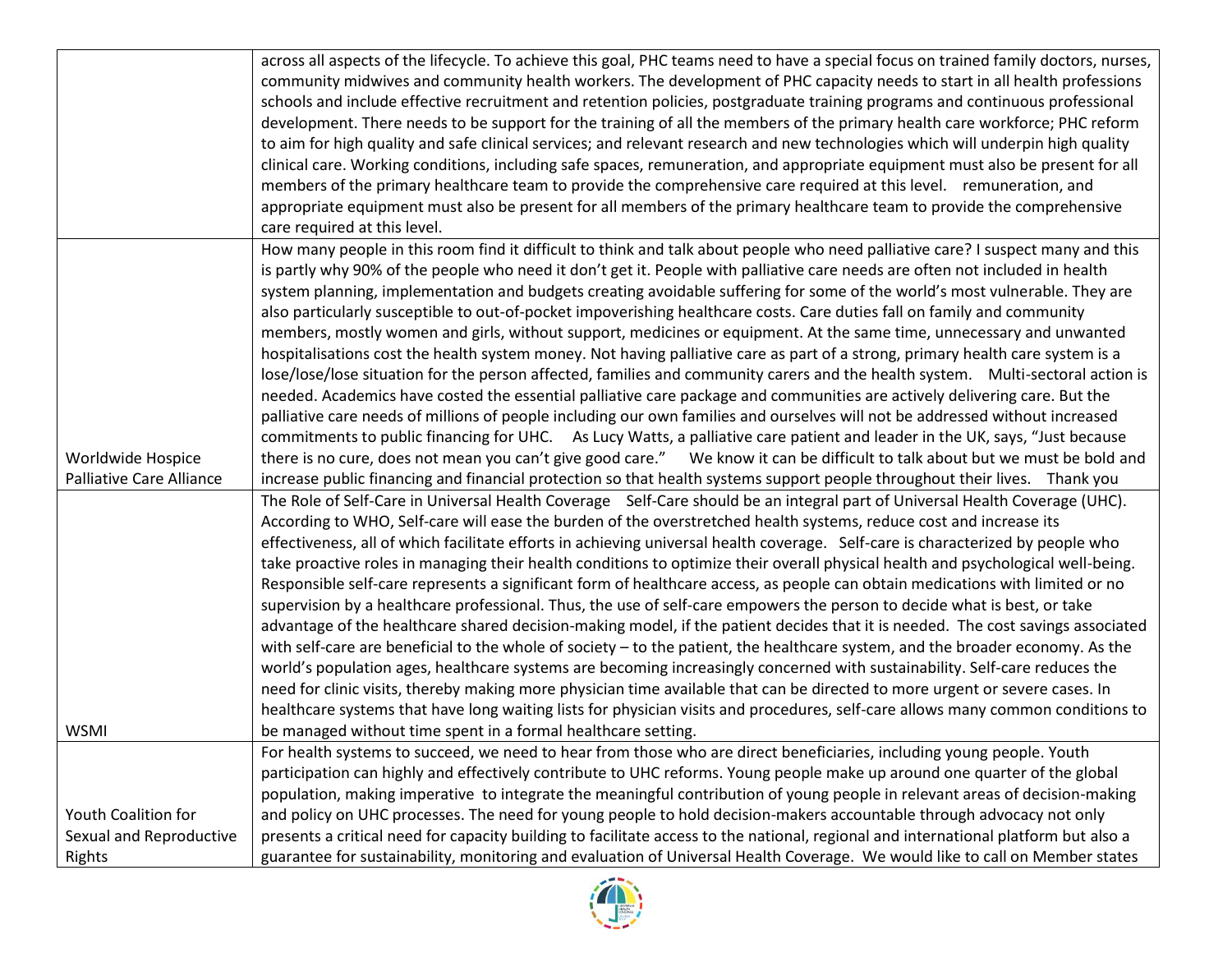| | |
|---|---|
| | across all aspects of the lifecycle. To achieve this goal, PHC teams need to have a special focus on trained family doctors, nurses, community midwives and community health workers. The development of PHC capacity needs to start in all health professions schools and include effective recruitment and retention policies, postgraduate training programs and continuous professional development. There needs to be support for the training of all the members of the primary health care workforce; PHC reform to aim for high quality and safe clinical services; and relevant research and new technologies which will underpin high quality clinical care. Working conditions, including safe spaces, remuneration, and appropriate equipment must also be present for all members of the primary healthcare team to provide the comprehensive care required at this level. remuneration, and appropriate equipment must also be present for all members of the primary healthcare team to provide the comprehensive care required at this level. |
| Worldwide Hospice Palliative Care Alliance | How many people in this room find it difficult to think and talk about people who need palliative care? I suspect many and this is partly why 90% of the people who need it don't get it. People with palliative care needs are often not included in health system planning, implementation and budgets creating avoidable suffering for some of the world's most vulnerable. They are also particularly susceptible to out-of-pocket impoverishing healthcare costs. Care duties fall on family and community members, mostly women and girls, without support, medicines or equipment. At the same time, unnecessary and unwanted hospitalisations cost the health system money. Not having palliative care as part of a strong, primary health care system is a lose/lose/lose situation for the person affected, families and community carers and the health system. Multi-sectoral action is needed. Academics have costed the essential palliative care package and communities are actively delivering care. But the palliative care needs of millions of people including our own families and ourselves will not be addressed without increased commitments to public financing for UHC. As Lucy Watts, a palliative care patient and leader in the UK, says, "Just because there is no cure, does not mean you can't give good care." We know it can be difficult to talk about but we must be bold and increase public financing and financial protection so that health systems support people throughout their lives. Thank you |
| WSMI | The Role of Self-Care in Universal Health Coverage Self-Care should be an integral part of Universal Health Coverage (UHC). According to WHO, Self-care will ease the burden of the overstretched health systems, reduce cost and increase its effectiveness, all of which facilitate efforts in achieving universal health coverage. Self-care is characterized by people who take proactive roles in managing their health conditions to optimize their overall physical health and psychological well-being. Responsible self-care represents a significant form of healthcare access, as people can obtain medications with limited or no supervision by a healthcare professional. Thus, the use of self-care empowers the person to decide what is best, or take advantage of the healthcare shared decision-making model, if the patient decides that it is needed. The cost savings associated with self-care are beneficial to the whole of society – to the patient, the healthcare system, and the broader economy. As the world's population ages, healthcare systems are becoming increasingly concerned with sustainability. Self-care reduces the need for clinic visits, thereby making more physician time available that can be directed to more urgent or severe cases. In healthcare systems that have long waiting lists for physician visits and procedures, self-care allows many common conditions to be managed without time spent in a formal healthcare setting. |
| Youth Coalition for Sexual and Reproductive Rights | For health systems to succeed, we need to hear from those who are direct beneficiaries, including young people. Youth participation can highly and effectively contribute to UHC reforms. Young people make up around one quarter of the global population, making imperative to integrate the meaningful contribution of young people in relevant areas of decision-making and policy on UHC processes. The need for young people to hold decision-makers accountable through advocacy not only presents a critical need for capacity building to facilitate access to the national, regional and international platform but also a guarantee for sustainability, monitoring and evaluation of Universal Health Coverage. We would like to call on Member states |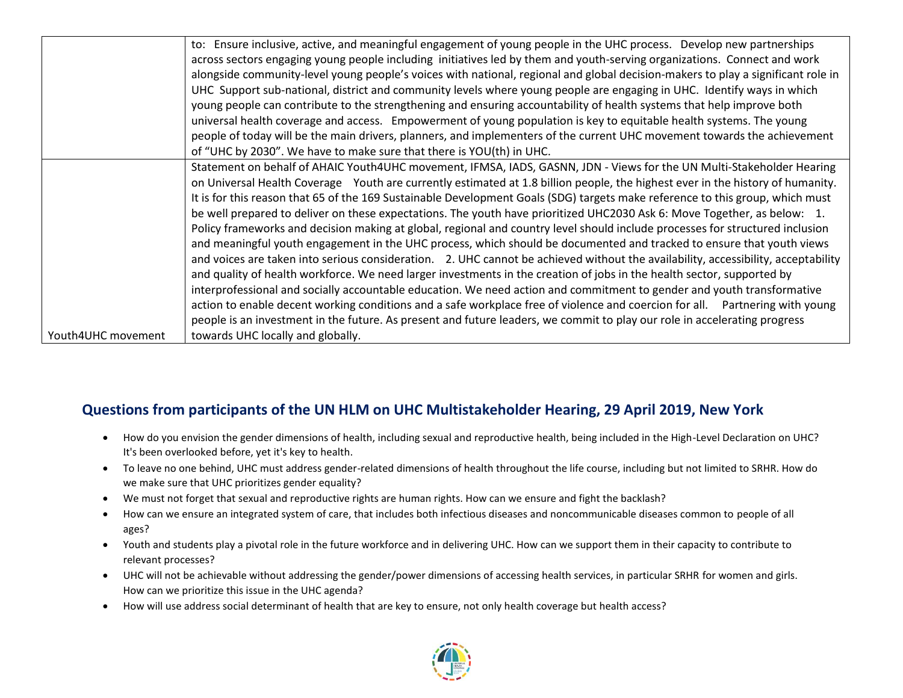| | |
|---|---|
| | to: Ensure inclusive, active, and meaningful engagement of young people in the UHC process. Develop new partnerships across sectors engaging young people including initiatives led by them and youth-serving organizations. Connect and work alongside community-level young people's voices with national, regional and global decision-makers to play a significant role in UHC Support sub-national, district and community levels where young people are engaging in UHC. Identify ways in which young people can contribute to the strengthening and ensuring accountability of health systems that help improve both universal health coverage and access. Empowerment of young population is key to equitable health systems. The young people of today will be the main drivers, planners, and implementers of the current UHC movement towards the achievement of "UHC by 2030". We have to make sure that there is YOU(th) in UHC. |
| Youth4UHC movement | Statement on behalf of AHAIC Youth4UHC movement, IFMSA, IADS, GASNN, JDN - Views for the UN Multi-Stakeholder Hearing on Universal Health Coverage Youth are currently estimated at 1.8 billion people, the highest ever in the history of humanity. It is for this reason that 65 of the 169 Sustainable Development Goals (SDG) targets make reference to this group, which must be well prepared to deliver on these expectations. The youth have prioritized UHC2030 Ask 6: Move Together, as below: 1. Policy frameworks and decision making at global, regional and country level should include processes for structured inclusion and meaningful youth engagement in the UHC process, which should be documented and tracked to ensure that youth views and voices are taken into serious consideration. 2. UHC cannot be achieved without the availability, accessibility, acceptability and quality of health workforce. We need larger investments in the creation of jobs in the health sector, supported by interprofessional and socially accountable education. We need action and commitment to gender and youth transformative action to enable decent working conditions and a safe workplace free of violence and coercion for all. Partnering with young people is an investment in the future. As present and future leaders, we commit to play our role in accelerating progress towards UHC locally and globally. |

## Questions from participants of the UN HLM on UHC Multistakeholder Hearing, 29 April 2019, New York

- How do you envision the gender dimensions of health, including sexual and reproductive health, being included in the High-Level Declaration on UHC? It's been overlooked before, yet it's key to health.
- To leave no one behind, UHC must address gender-related dimensions of health throughout the life course, including but not limited to SRHR. How do we make sure that UHC prioritizes gender equality?
- We must not forget that sexual and reproductive rights are human rights. How can we ensure and fight the backlash?
- How can we ensure an integrated system of care, that includes both infectious diseases and noncommunicable diseases common to people of all ages?
- Youth and students play a pivotal role in the future workforce and in delivering UHC. How can we support them in their capacity to contribute to relevant processes?
- UHC will not be achievable without addressing the gender/power dimensions of accessing health services, in particular SRHR for women and girls. How can we prioritize this issue in the UHC agenda?
- How will use address social determinant of health that are key to ensure, not only health coverage but health access?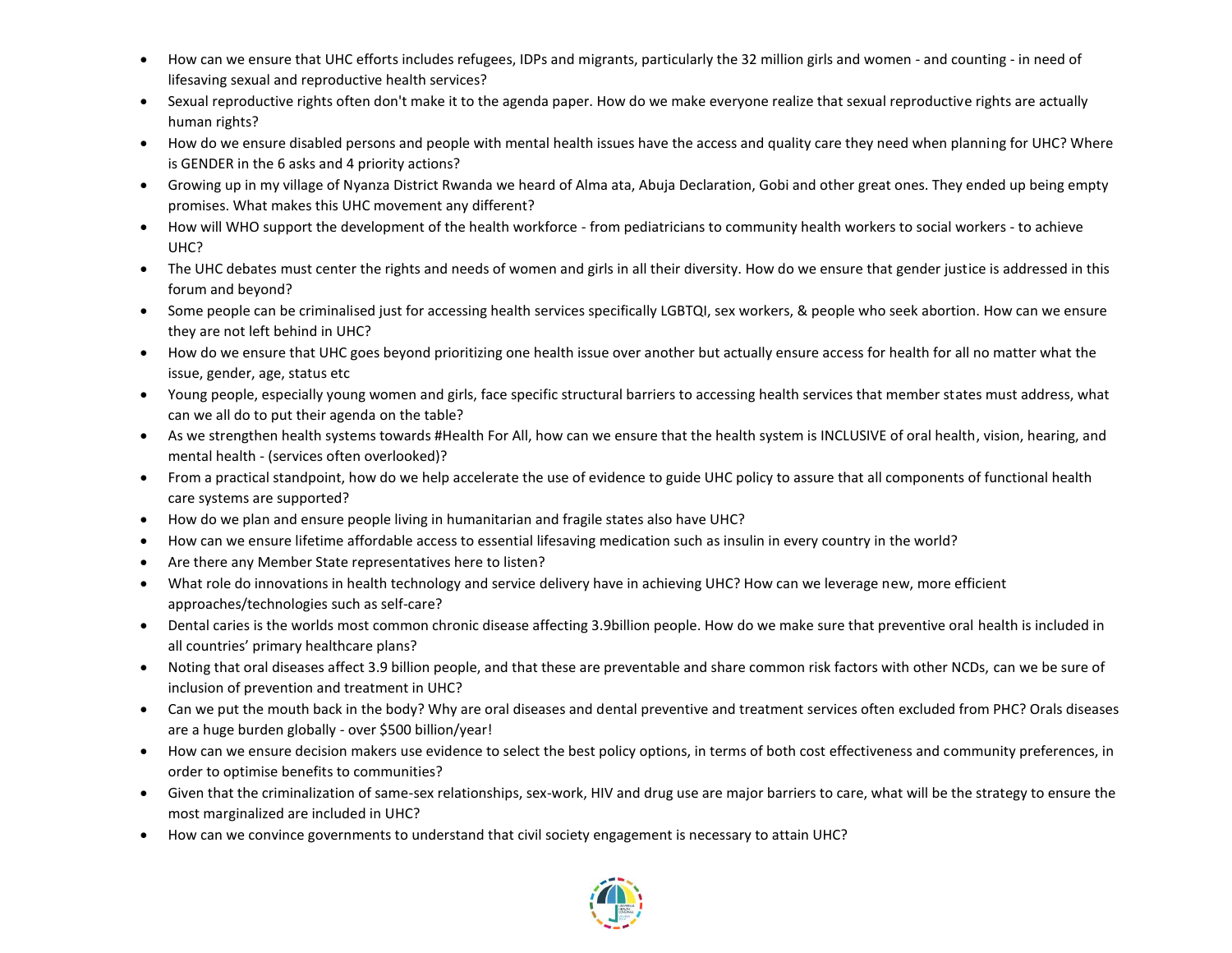- How can we ensure that UHC efforts includes refugees, IDPs and migrants, particularly the 32 million girls and women - and counting - in need of lifesaving sexual and reproductive health services?
- Sexual reproductive rights often don't make it to the agenda paper. How do we make everyone realize that sexual reproductive rights are actually human rights?
- How do we ensure disabled persons and people with mental health issues have the access and quality care they need when planning for UHC? Where is GENDER in the 6 asks and 4 priority actions?
- Growing up in my village of Nyanza District Rwanda we heard of Alma ata, Abuja Declaration, Gobi and other great ones. They ended up being empty promises. What makes this UHC movement any different?
- How will WHO support the development of the health workforce - from pediatricians to community health workers to social workers - to achieve UHC?
- The UHC debates must center the rights and needs of women and girls in all their diversity. How do we ensure that gender justice is addressed in this forum and beyond?
- Some people can be criminalised just for accessing health services specifically LGBTQI, sex workers, & people who seek abortion. How can we ensure they are not left behind in UHC?
- How do we ensure that UHC goes beyond prioritizing one health issue over another but actually ensure access for health for all no matter what the issue, gender, age, status etc
- Young people, especially young women and girls, face specific structural barriers to accessing health services that member states must address, what can we all do to put their agenda on the table?
- As we strengthen health systems towards #Health For All, how can we ensure that the health system is INCLUSIVE of oral health, vision, hearing, and mental health - (services often overlooked)?
- From a practical standpoint, how do we help accelerate the use of evidence to guide UHC policy to assure that all components of functional health care systems are supported?
- How do we plan and ensure people living in humanitarian and fragile states also have UHC?
- How can we ensure lifetime affordable access to essential lifesaving medication such as insulin in every country in the world?
- Are there any Member State representatives here to listen?
- What role do innovations in health technology and service delivery have in achieving UHC? How can we leverage new, more efficient approaches/technologies such as self-care?
- Dental caries is the worlds most common chronic disease affecting 3.9billion people. How do we make sure that preventive oral health is included in all countries' primary healthcare plans?
- Noting that oral diseases affect 3.9 billion people, and that these are preventable and share common risk factors with other NCDs, can we be sure of inclusion of prevention and treatment in UHC?
- Can we put the mouth back in the body? Why are oral diseases and dental preventive and treatment services often excluded from PHC? Orals diseases are a huge burden globally - over $500 billion/year!
- How can we ensure decision makers use evidence to select the best policy options, in terms of both cost effectiveness and community preferences, in order to optimise benefits to communities?
- Given that the criminalization of same-sex relationships, sex-work, HIV and drug use are major barriers to care, what will be the strategy to ensure the most marginalized are included in UHC?
- How can we convince governments to understand that civil society engagement is necessary to attain UHC?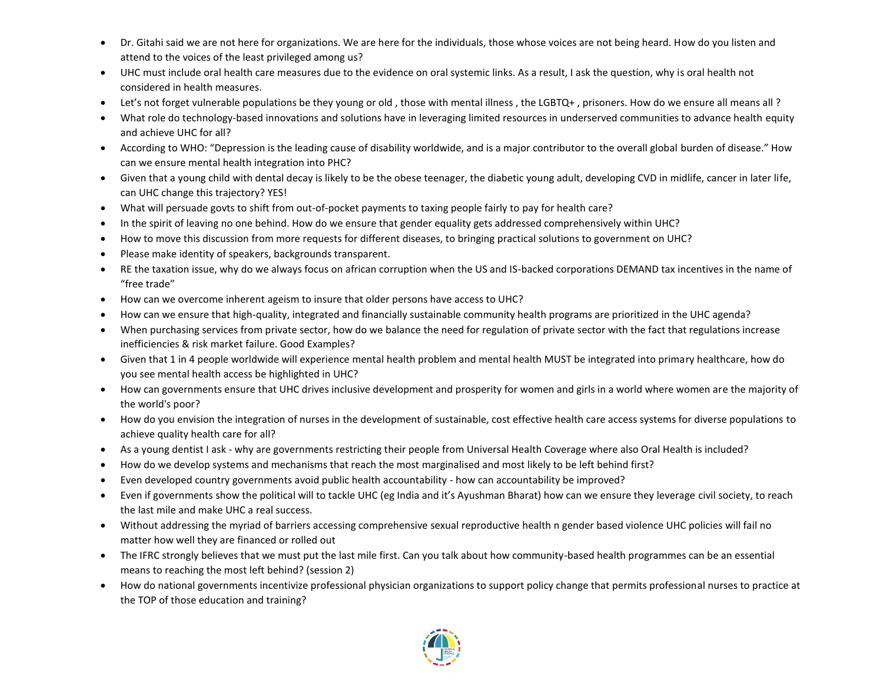- Dr. Gitahi said we are not here for organizations. We are here for the individuals, those whose voices are not being heard. How do you listen and attend to the voices of the least privileged among us?
- UHC must include oral health care measures due to the evidence on oral systemic links. As a result, I ask the question, why is oral health not considered in health measures.
- Let's not forget vulnerable populations be they young or old , those with mental illness , the LGBTQ+ , prisoners. How do we ensure all means all ?
- What role do technology-based innovations and solutions have in leveraging limited resources in underserved communities to advance health equity and achieve UHC for all?
- According to WHO: "Depression is the leading cause of disability worldwide, and is a major contributor to the overall global burden of disease." How can we ensure mental health integration into PHC?
- Given that a young child with dental decay is likely to be the obese teenager, the diabetic young adult, developing CVD in midlife, cancer in later life, can UHC change this trajectory? YES!
- What will persuade govts to shift from out-of-pocket payments to taxing people fairly to pay for health care?
- In the spirit of leaving no one behind. How do we ensure that gender equality gets addressed comprehensively within UHC?
- How to move this discussion from more requests for different diseases, to bringing practical solutions to government on UHC?
- Please make identity of speakers, backgrounds transparent.
- RE the taxation issue, why do we always focus on african corruption when the US and IS-backed corporations DEMAND tax incentives in the name of "free trade"
- How can we overcome inherent ageism to insure that older persons have access to UHC?
- How can we ensure that high-quality, integrated and financially sustainable community health programs are prioritized in the UHC agenda?
- When purchasing services from private sector, how do we balance the need for regulation of private sector with the fact that regulations increase inefficiencies & risk market failure. Good Examples?
- Given that 1 in 4 people worldwide will experience mental health problem and mental health MUST be integrated into primary healthcare, how do you see mental health access be highlighted in UHC?
- How can governments ensure that UHC drives inclusive development and prosperity for women and girls in a world where women are the majority of the world's poor?
- How do you envision the integration of nurses in the development of sustainable, cost effective health care access systems for diverse populations to achieve quality health care for all?
- As a young dentist I ask - why are governments restricting their people from Universal Health Coverage where also Oral Health is included?
- How do we develop systems and mechanisms that reach the most marginalised and most likely to be left behind first?
- Even developed country governments avoid public health accountability - how can accountability be improved?
- Even if governments show the political will to tackle UHC (eg India and it's Ayushman Bharat) how can we ensure they leverage civil society, to reach the last mile and make UHC a real success.
- Without addressing the myriad of barriers accessing comprehensive sexual reproductive health n gender based violence UHC policies will fail no matter how well they are financed or rolled out
- The IFRC strongly believes that we must put the last mile first. Can you talk about how community-based health programmes can be an essential means to reaching the most left behind? (session 2)
- How do national governments incentivize professional physician organizations to support policy change that permits professional nurses to practice at the TOP of those education and training?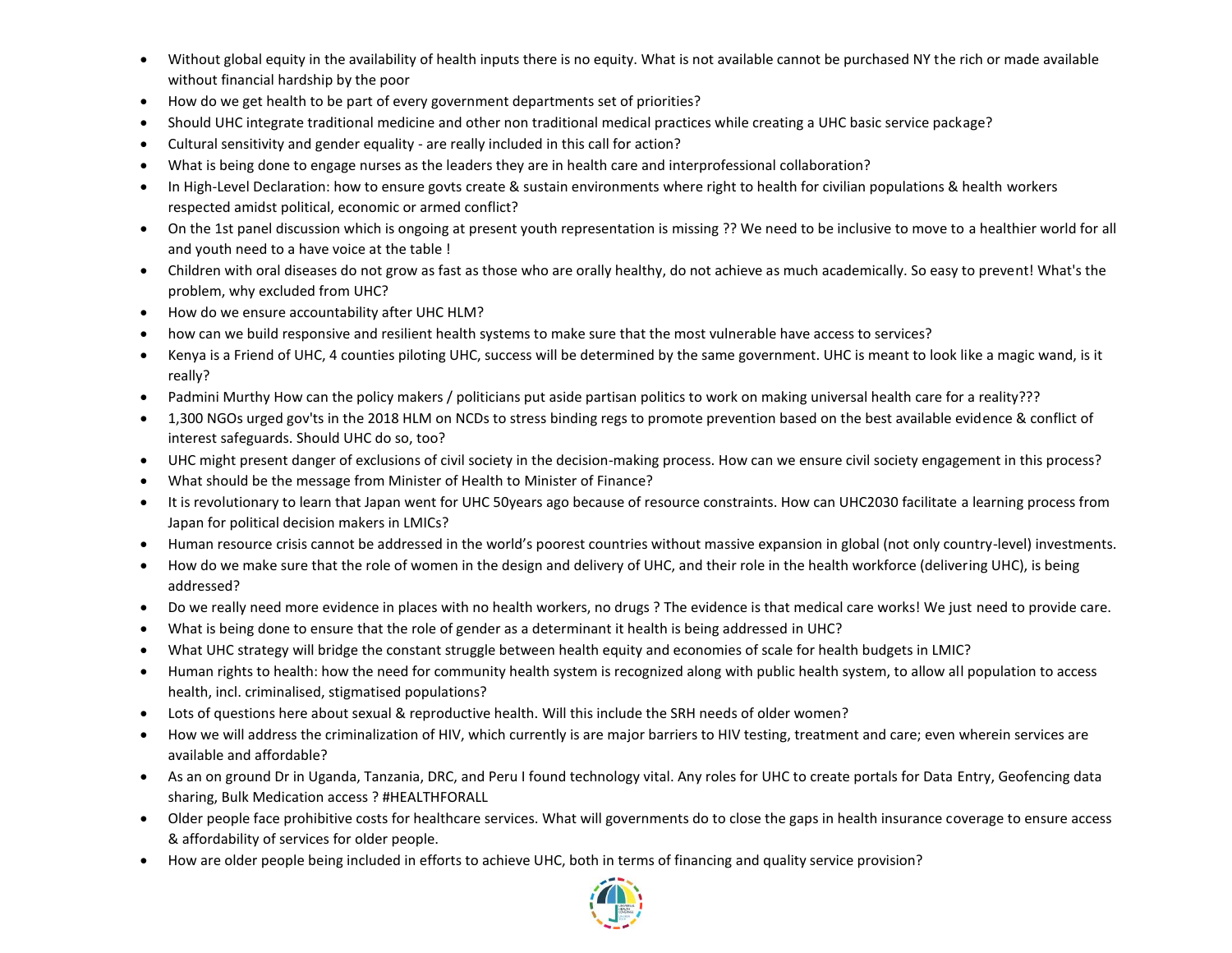- Without global equity in the availability of health inputs there is no equity. What is not available cannot be purchased NY the rich or made available without financial hardship by the poor
- How do we get health to be part of every government departments set of priorities?
- Should UHC integrate traditional medicine and other non traditional medical practices while creating a UHC basic service package?
- Cultural sensitivity and gender equality - are really included in this call for action?
- What is being done to engage nurses as the leaders they are in health care and interprofessional collaboration?
- In High-Level Declaration: how to ensure govts create & sustain environments where right to health for civilian populations & health workers respected amidst political, economic or armed conflict?
- On the 1st panel discussion which is ongoing at present youth representation is missing ?? We need to be inclusive to move to a healthier world for all and youth need to a have voice at the table !
- Children with oral diseases do not grow as fast as those who are orally healthy, do not achieve as much academically. So easy to prevent! What's the problem, why excluded from UHC?
- How do we ensure accountability after UHC HLM?
- how can we build responsive and resilient health systems to make sure that the most vulnerable have access to services?
- Kenya is a Friend of UHC, 4 counties piloting UHC, success will be determined by the same government. UHC is meant to look like a magic wand, is it really?
- Padmini Murthy How can the policy makers / politicians put aside partisan politics to work on making universal health care for a reality???
- 1,300 NGOs urged gov'ts in the 2018 HLM on NCDs to stress binding regs to promote prevention based on the best available evidence & conflict of interest safeguards. Should UHC do so, too?
- UHC might present danger of exclusions of civil society in the decision-making process. How can we ensure civil society engagement in this process?
- What should be the message from Minister of Health to Minister of Finance?
- It is revolutionary to learn that Japan went for UHC 50years ago because of resource constraints. How can UHC2030 facilitate a learning process from Japan for political decision makers in LMICs?
- Human resource crisis cannot be addressed in the world's poorest countries without massive expansion in global (not only country-level) investments.
- How do we make sure that the role of women in the design and delivery of UHC, and their role in the health workforce (delivering UHC), is being addressed?
- Do we really need more evidence in places with no health workers, no drugs ? The evidence is that medical care works! We just need to provide care.
- What is being done to ensure that the role of gender as a determinant it health is being addressed in UHC?
- What UHC strategy will bridge the constant struggle between health equity and economies of scale for health budgets in LMIC?
- Human rights to health: how the need for community health system is recognized along with public health system, to allow all population to access health, incl. criminalised, stigmatised populations?
- Lots of questions here about sexual & reproductive health. Will this include the SRH needs of older women?
- How we will address the criminalization of HIV, which currently is are major barriers to HIV testing, treatment and care; even wherein services are available and affordable?
- As an on ground Dr in Uganda, Tanzania, DRC, and Peru I found technology vital. Any roles for UHC to create portals for Data Entry, Geofencing data sharing, Bulk Medication access ? #HEALTHFORALL
- Older people face prohibitive costs for healthcare services. What will governments do to close the gaps in health insurance coverage to ensure access & affordability of services for older people.
- How are older people being included in efforts to achieve UHC, both in terms of financing and quality service provision?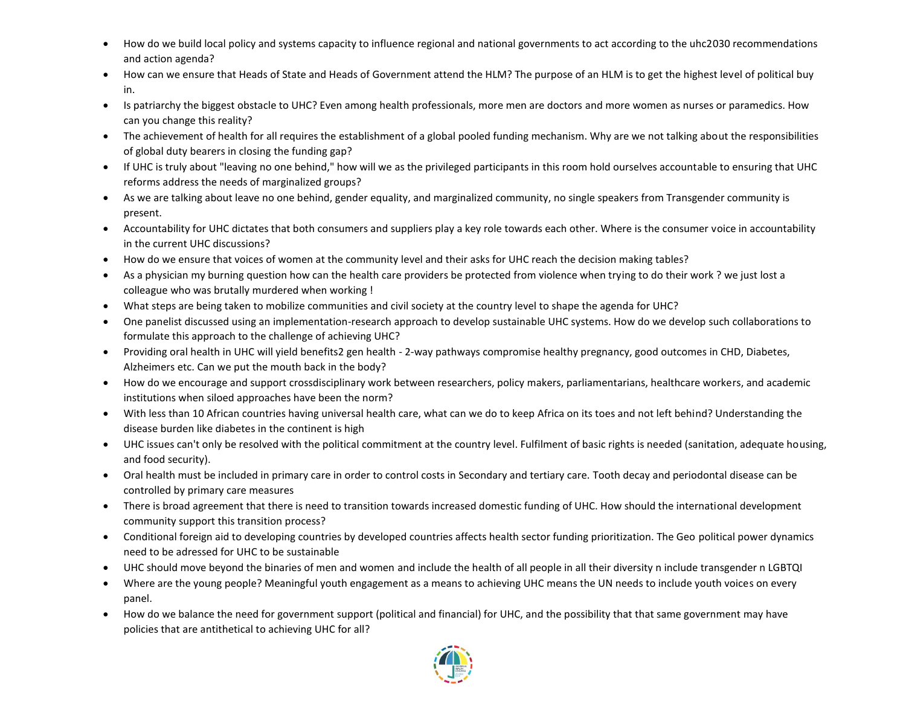- How do we build local policy and systems capacity to influence regional and national governments to act according to the uhc2030 recommendations and action agenda?
- How can we ensure that Heads of State and Heads of Government attend the HLM? The purpose of an HLM is to get the highest level of political buy in.
- Is patriarchy the biggest obstacle to UHC? Even among health professionals, more men are doctors and more women as nurses or paramedics. How can you change this reality?
- The achievement of health for all requires the establishment of a global pooled funding mechanism. Why are we not talking about the responsibilities of global duty bearers in closing the funding gap?
- If UHC is truly about "leaving no one behind," how will we as the privileged participants in this room hold ourselves accountable to ensuring that UHC reforms address the needs of marginalized groups?
- As we are talking about leave no one behind, gender equality, and marginalized community, no single speakers from Transgender community is present.
- Accountability for UHC dictates that both consumers and suppliers play a key role towards each other. Where is the consumer voice in accountability in the current UHC discussions?
- How do we ensure that voices of women at the community level and their asks for UHC reach the decision making tables?
- As a physician my burning question how can the health care providers be protected from violence when trying to do their work ? we just lost a colleague who was brutally murdered when working !
- What steps are being taken to mobilize communities and civil society at the country level to shape the agenda for UHC?
- One panelist discussed using an implementation-research approach to develop sustainable UHC systems. How do we develop such collaborations to formulate this approach to the challenge of achieving UHC?
- Providing oral health in UHC will yield benefits2 gen health - 2-way pathways compromise healthy pregnancy, good outcomes in CHD, Diabetes, Alzheimers etc. Can we put the mouth back in the body?
- How do we encourage and support crossdisciplinary work between researchers, policy makers, parliamentarians, healthcare workers, and academic institutions when siloed approaches have been the norm?
- With less than 10 African countries having universal health care, what can we do to keep Africa on its toes and not left behind? Understanding the disease burden like diabetes in the continent is high
- UHC issues can't only be resolved with the political commitment at the country level. Fulfilment of basic rights is needed (sanitation, adequate housing, and food security).
- Oral health must be included in primary care in order to control costs in Secondary and tertiary care. Tooth decay and periodontal disease can be controlled by primary care measures
- There is broad agreement that there is need to transition towards increased domestic funding of UHC. How should the international development community support this transition process?
- Conditional foreign aid to developing countries by developed countries affects health sector funding prioritization. The Geo political power dynamics need to be adressed for UHC to be sustainable
- UHC should move beyond the binaries of men and women and include the health of all people in all their diversity n include transgender n LGBTQI
- Where are the young people? Meaningful youth engagement as a means to achieving UHC means the UN needs to include youth voices on every panel.
- How do we balance the need for government support (political and financial) for UHC, and the possibility that that same government may have policies that are antithetical to achieving UHC for all?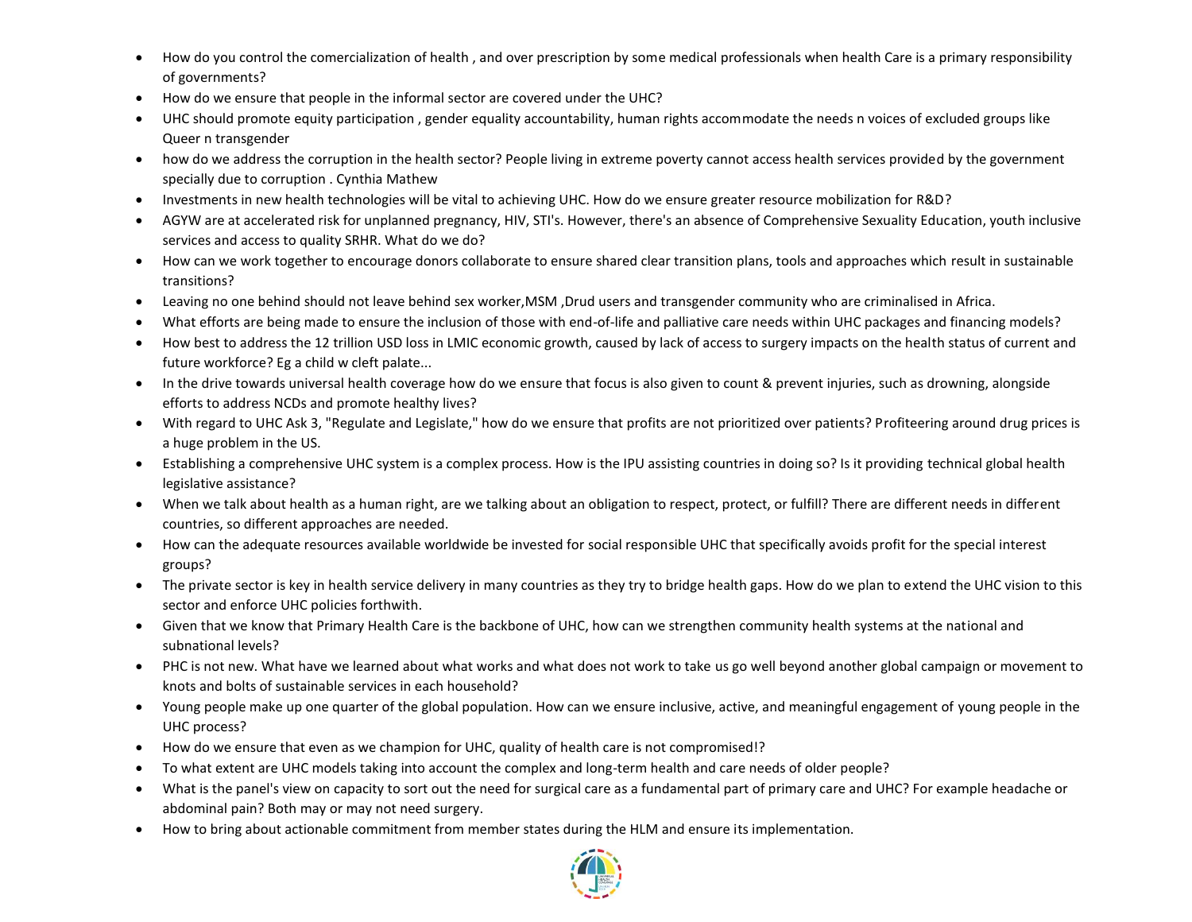- How do you control the comercialization of health , and over prescription by some medical professionals when health Care is a primary responsibility of governments?
- How do we ensure that people in the informal sector are covered under the UHC?
- UHC should promote equity participation , gender equality accountability, human rights accommodate the needs n voices of excluded groups like Queer n transgender
- how do we address the corruption in the health sector? People living in extreme poverty cannot access health services provided by the government specially due to corruption . Cynthia Mathew
- Investments in new health technologies will be vital to achieving UHC. How do we ensure greater resource mobilization for R&D?
- AGYW are at accelerated risk for unplanned pregnancy, HIV, STI's. However, there's an absence of Comprehensive Sexuality Education, youth inclusive services and access to quality SRHR. What do we do?
- How can we work together to encourage donors collaborate to ensure shared clear transition plans, tools and approaches which result in sustainable transitions?
- Leaving no one behind should not leave behind sex worker,MSM ,Drud users and transgender community who are criminalised in Africa.
- What efforts are being made to ensure the inclusion of those with end-of-life and palliative care needs within UHC packages and financing models?
- How best to address the 12 trillion USD loss in LMIC economic growth, caused by lack of access to surgery impacts on the health status of current and future workforce? Eg a child w cleft palate...
- In the drive towards universal health coverage how do we ensure that focus is also given to count & prevent injuries, such as drowning, alongside efforts to address NCDs and promote healthy lives?
- With regard to UHC Ask 3, "Regulate and Legislate," how do we ensure that profits are not prioritized over patients? Profiteering around drug prices is a huge problem in the US.
- Establishing a comprehensive UHC system is a complex process. How is the IPU assisting countries in doing so? Is it providing technical global health legislative assistance?
- When we talk about health as a human right, are we talking about an obligation to respect, protect, or fulfill? There are different needs in different countries, so different approaches are needed.
- How can the adequate resources available worldwide be invested for social responsible UHC that specifically avoids profit for the special interest groups?
- The private sector is key in health service delivery in many countries as they try to bridge health gaps. How do we plan to extend the UHC vision to this sector and enforce UHC policies forthwith.
- Given that we know that Primary Health Care is the backbone of UHC, how can we strengthen community health systems at the national and subnational levels?
- PHC is not new. What have we learned about what works and what does not work to take us go well beyond another global campaign or movement to knots and bolts of sustainable services in each household?
- Young people make up one quarter of the global population. How can we ensure inclusive, active, and meaningful engagement of young people in the UHC process?
- How do we ensure that even as we champion for UHC, quality of health care is not compromised!?
- To what extent are UHC models taking into account the complex and long-term health and care needs of older people?
- What is the panel's view on capacity to sort out the need for surgical care as a fundamental part of primary care and UHC? For example headache or abdominal pain? Both may or may not need surgery.
- How to bring about actionable commitment from member states during the HLM and ensure its implementation.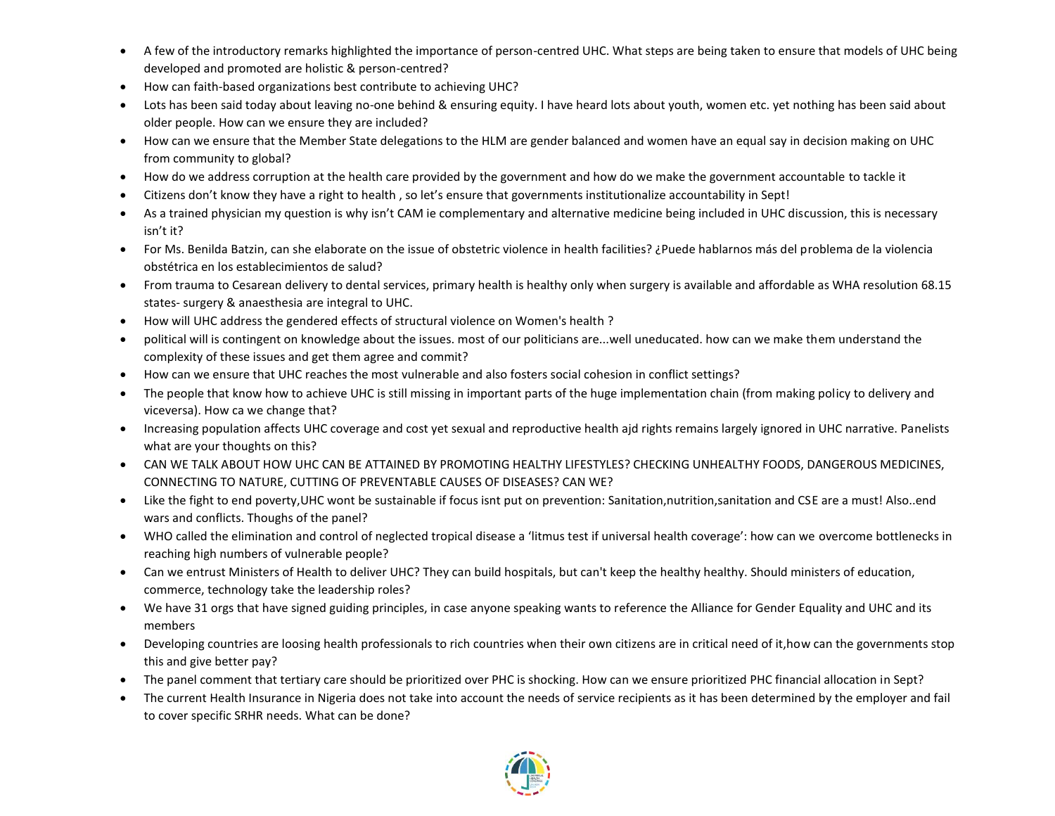- A few of the introductory remarks highlighted the importance of person-centred UHC. What steps are being taken to ensure that models of UHC being developed and promoted are holistic & person-centred?
- How can faith-based organizations best contribute to achieving UHC?
- Lots has been said today about leaving no-one behind & ensuring equity. I have heard lots about youth, women etc. yet nothing has been said about older people. How can we ensure they are included?
- How can we ensure that the Member State delegations to the HLM are gender balanced and women have an equal say in decision making on UHC from community to global?
- How do we address corruption at the health care provided by the government and how do we make the government accountable to tackle it
- Citizens don't know they have a right to health , so let's ensure that governments institutionalize accountability in Sept!
- As a trained physician my question is why isn't CAM ie complementary and alternative medicine being included in UHC discussion, this is necessary isn't it?
- For Ms. Benilda Batzin, can she elaborate on the issue of obstetric violence in health facilities? ¿Puede hablarnos más del problema de la violencia obstétrica en los establecimientos de salud?
- From trauma to Cesarean delivery to dental services, primary health is healthy only when surgery is available and affordable as WHA resolution 68.15 states- surgery & anaesthesia are integral to UHC.
- How will UHC address the gendered effects of structural violence on Women's health ?
- political will is contingent on knowledge about the issues. most of our politicians are...well uneducated. how can we make them understand the complexity of these issues and get them agree and commit?
- How can we ensure that UHC reaches the most vulnerable and also fosters social cohesion in conflict settings?
- The people that know how to achieve UHC is still missing in important parts of the huge implementation chain (from making policy to delivery and viceversa). How ca we change that?
- Increasing population affects UHC coverage and cost yet sexual and reproductive health ajd rights remains largely ignored in UHC narrative. Panelists what are your thoughts on this?
- CAN WE TALK ABOUT HOW UHC CAN BE ATTAINED BY PROMOTING HEALTHY LIFESTYLES? CHECKING UNHEALTHY FOODS, DANGEROUS MEDICINES, CONNECTING TO NATURE, CUTTING OF PREVENTABLE CAUSES OF DISEASES? CAN WE?
- Like the fight to end poverty,UHC wont be sustainable if focus isnt put on prevention: Sanitation,nutrition,sanitation and CSE are a must! Also..end wars and conflicts. Thoughs of the panel?
- WHO called the elimination and control of neglected tropical disease a 'litmus test if universal health coverage': how can we overcome bottlenecks in reaching high numbers of vulnerable people?
- Can we entrust Ministers of Health to deliver UHC? They can build hospitals, but can't keep the healthy healthy. Should ministers of education, commerce, technology take the leadership roles?
- We have 31 orgs that have signed guiding principles, in case anyone speaking wants to reference the Alliance for Gender Equality and UHC and its members
- Developing countries are loosing health professionals to rich countries when their own citizens are in critical need of it,how can the governments stop this and give better pay?
- The panel comment that tertiary care should be prioritized over PHC is shocking. How can we ensure prioritized PHC financial allocation in Sept?
- The current Health Insurance in Nigeria does not take into account the needs of service recipients as it has been determined by the employer and fail to cover specific SRHR needs. What can be done?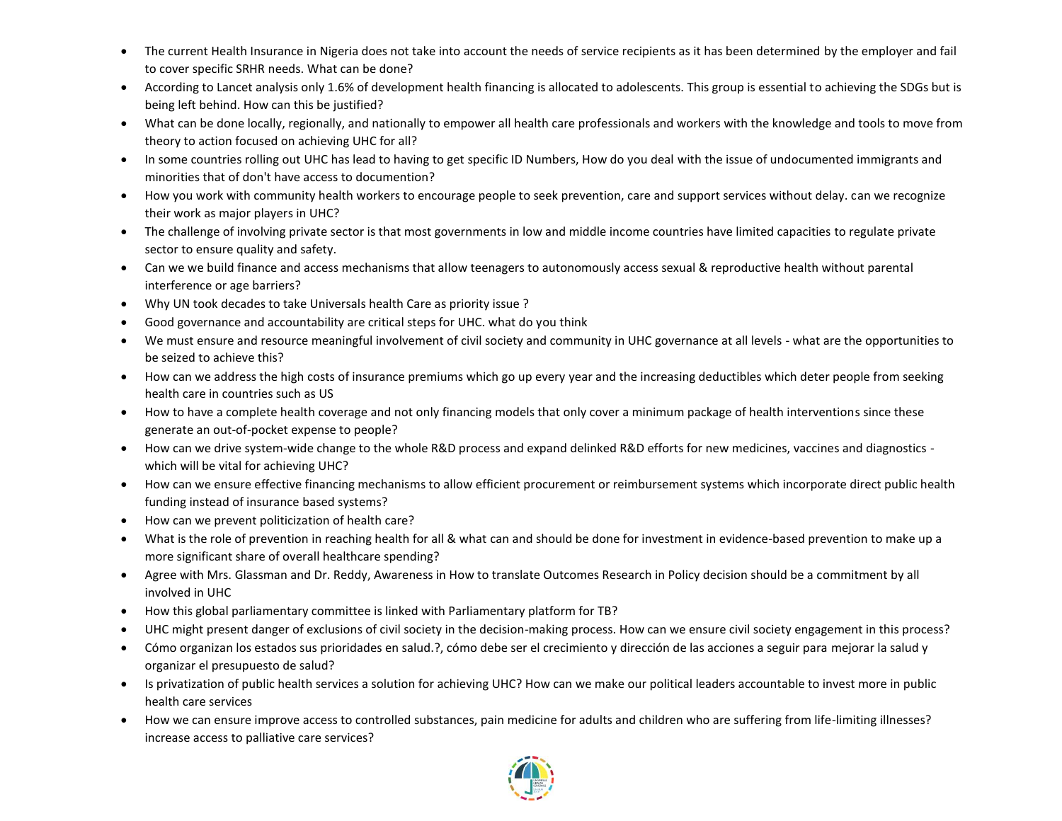- The current Health Insurance in Nigeria does not take into account the needs of service recipients as it has been determined by the employer and fail to cover specific SRHR needs. What can be done?
- According to Lancet analysis only 1.6% of development health financing is allocated to adolescents. This group is essential to achieving the SDGs but is being left behind. How can this be justified?
- What can be done locally, regionally, and nationally to empower all health care professionals and workers with the knowledge and tools to move from theory to action focused on achieving UHC for all?
- In some countries rolling out UHC has lead to having to get specific ID Numbers, How do you deal with the issue of undocumented immigrants and minorities that of don't have access to documention?
- How you work with community health workers to encourage people to seek prevention, care and support services without delay. can we recognize their work as major players in UHC?
- The challenge of involving private sector is that most governments in low and middle income countries have limited capacities to regulate private sector to ensure quality and safety.
- Can we we build finance and access mechanisms that allow teenagers to autonomously access sexual & reproductive health without parental interference or age barriers?
- Why UN took decades to take Universals health Care as priority issue ?
- Good governance and accountability are critical steps for UHC. what do you think
- We must ensure and resource meaningful involvement of civil society and community in UHC governance at all levels - what are the opportunities to be seized to achieve this?
- How can we address the high costs of insurance premiums which go up every year and the increasing deductibles which deter people from seeking health care in countries such as US
- How to have a complete health coverage and not only financing models that only cover a minimum package of health interventions since these generate an out-of-pocket expense to people?
- How can we drive system-wide change to the whole R&D process and expand delinked R&D efforts for new medicines, vaccines and diagnostics - which will be vital for achieving UHC?
- How can we ensure effective financing mechanisms to allow efficient procurement or reimbursement systems which incorporate direct public health funding instead of insurance based systems?
- How can we prevent politicization of health care?
- What is the role of prevention in reaching health for all & what can and should be done for investment in evidence-based prevention to make up a more significant share of overall healthcare spending?
- Agree with Mrs. Glassman and Dr. Reddy, Awareness in How to translate Outcomes Research in Policy decision should be a commitment by all involved in UHC
- How this global parliamentary committee is linked with Parliamentary platform for TB?
- UHC might present danger of exclusions of civil society in the decision-making process. How can we ensure civil society engagement in this process?
- Cómo organizan los estados sus prioridades en salud.?, cómo debe ser el crecimiento y dirección de las acciones a seguir para mejorar la salud y organizar el presupuesto de salud?
- Is privatization of public health services a solution for achieving UHC? How can we make our political leaders accountable to invest more in public health care services
- How we can ensure improve access to controlled substances, pain medicine for adults and children who are suffering from life-limiting illnesses? increase access to palliative care services?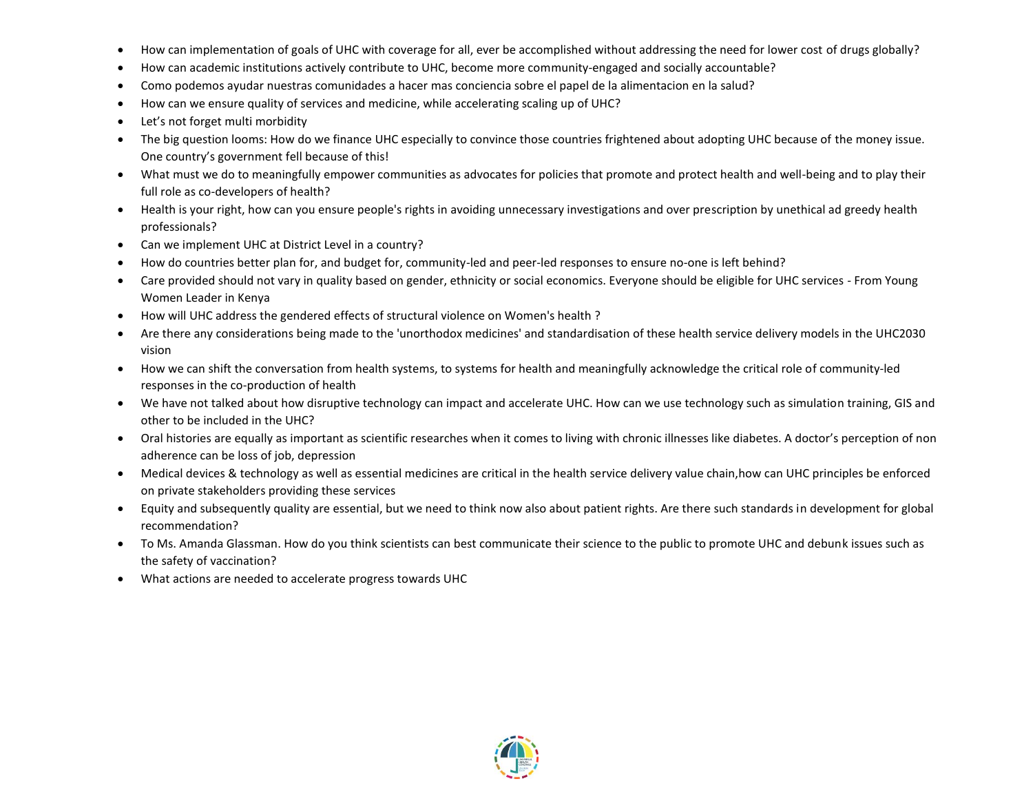- How can implementation of goals of UHC with coverage for all, ever be accomplished without addressing the need for lower cost of drugs globally?
- How can academic institutions actively contribute to UHC, become more community-engaged and socially accountable?
- Como podemos ayudar nuestras comunidades a hacer mas conciencia sobre el papel de la alimentacion en la salud?
- How can we ensure quality of services and medicine, while accelerating scaling up of UHC?
- Let's not forget multi morbidity
- The big question looms: How do we finance UHC especially to convince those countries frightened about adopting UHC because of the money issue. One country's government fell because of this!
- What must we do to meaningfully empower communities as advocates for policies that promote and protect health and well-being and to play their full role as co-developers of health?
- Health is your right, how can you ensure people's rights in avoiding unnecessary investigations and over prescription by unethical ad greedy health professionals?
- Can we implement UHC at District Level in a country?
- How do countries better plan for, and budget for, community-led and peer-led responses to ensure no-one is left behind?
- Care provided should not vary in quality based on gender, ethnicity or social economics. Everyone should be eligible for UHC services - From Young Women Leader in Kenya
- How will UHC address the gendered effects of structural violence on Women's health ?
- Are there any considerations being made to the 'unorthodox medicines' and standardisation of these health service delivery models in the UHC2030 vision
- How we can shift the conversation from health systems, to systems for health and meaningfully acknowledge the critical role of community-led responses in the co-production of health
- We have not talked about how disruptive technology can impact and accelerate UHC. How can we use technology such as simulation training, GIS and other to be included in the UHC?
- Oral histories are equally as important as scientific researches when it comes to living with chronic illnesses like diabetes. A doctor's perception of non adherence can be loss of job, depression
- Medical devices & technology as well as essential medicines are critical in the health service delivery value chain,how can UHC principles be enforced on private stakeholders providing these services
- Equity and subsequently quality are essential, but we need to think now also about patient rights. Are there such standards in development for global recommendation?
- To Ms. Amanda Glassman. How do you think scientists can best communicate their science to the public to promote UHC and debunk issues such as the safety of vaccination?
- What actions are needed to accelerate progress towards UHC